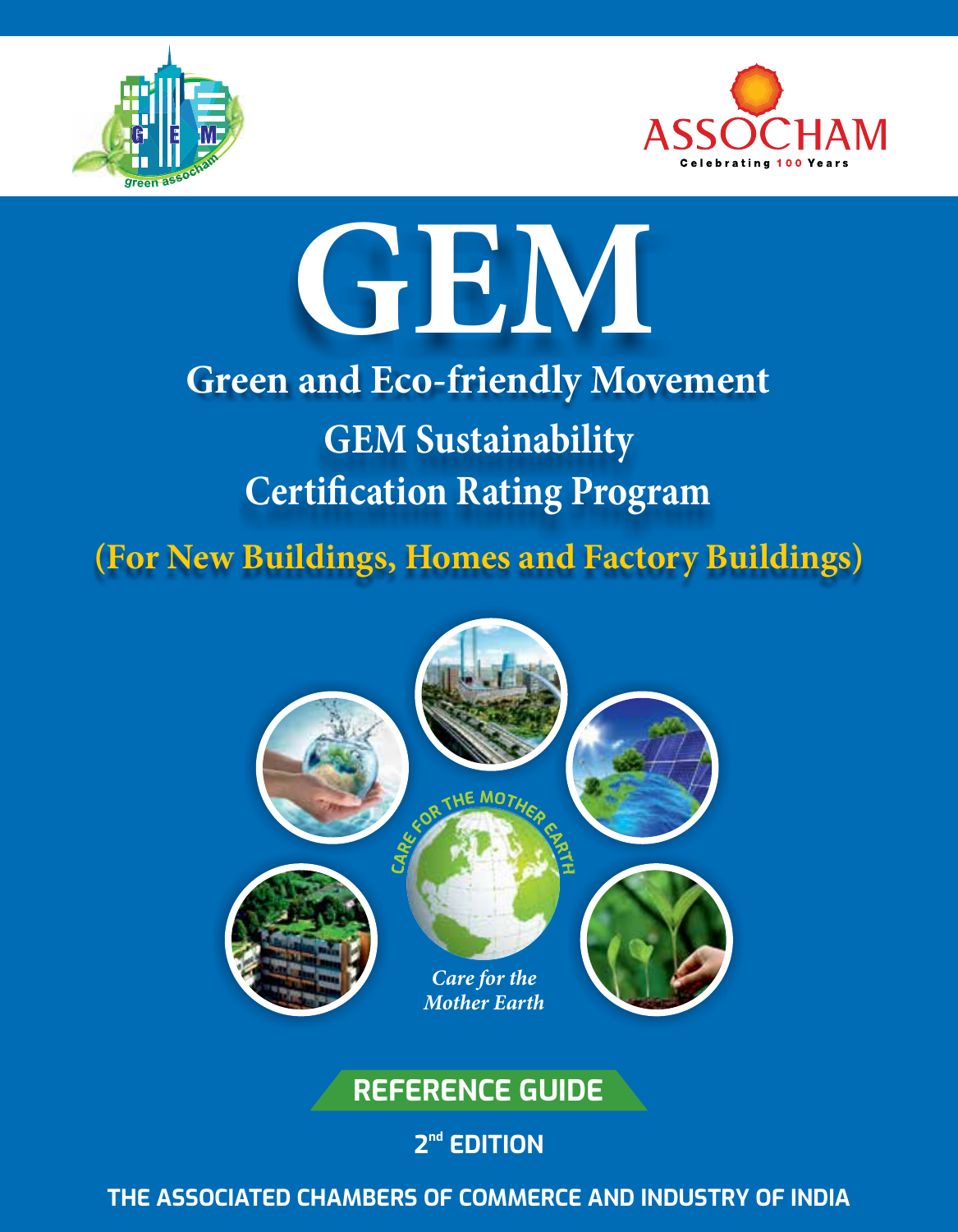ASSOCHAM

Celebrating 100 Years

# GEM

## Green and Eco-friendly Movement

## GEM Sustainability Certification Rating Program

## (For New Buildings, Homes and Factory Buildings)

CARE FOR THE MOTHER EARTH

*Care for the Mother Earth*

**REFERENCE GUIDE**

**2nd EDITION**

**THE ASSOCIATED CHAMBERS OF COMMERCE AND INDUSTRY OF INDIA**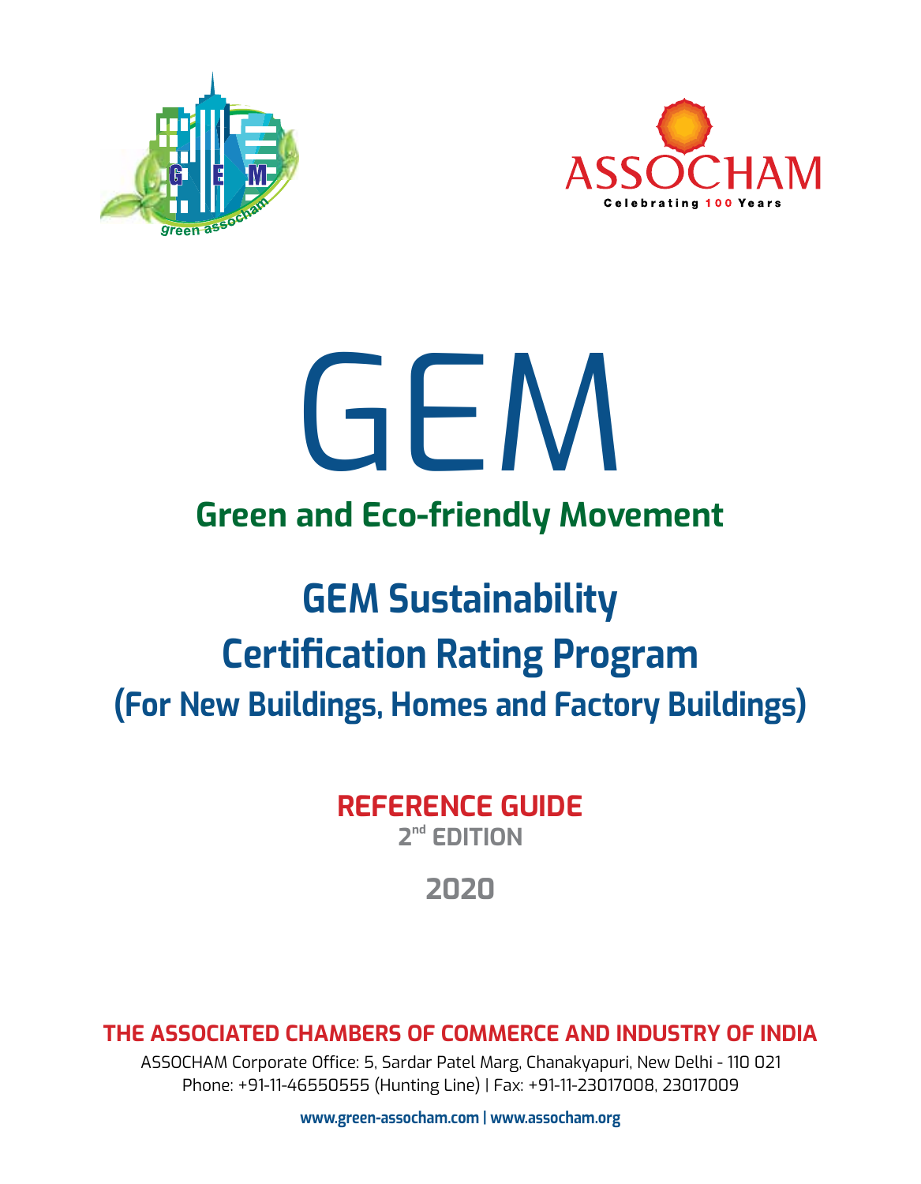# GEM

## Green and Eco-friendly Movement

# GEM Sustainability Certification Rating Program

## (For New Buildings, Homes and Factory Buildings)

**REFERENCE GUIDE**

**2nd EDITION**

**2020**

**THE ASSOCIATED CHAMBERS OF COMMERCE AND INDUSTRY OF INDIA**

ASSOCHAM Corporate Office: 5, Sardar Patel Marg, Chanakyapuri, New Delhi - 110 021

Phone: +91-11-46550555 (Hunting Line) | Fax: +91-11-23017008, 23017009

**www.green-assocham.com | www.assocham.org**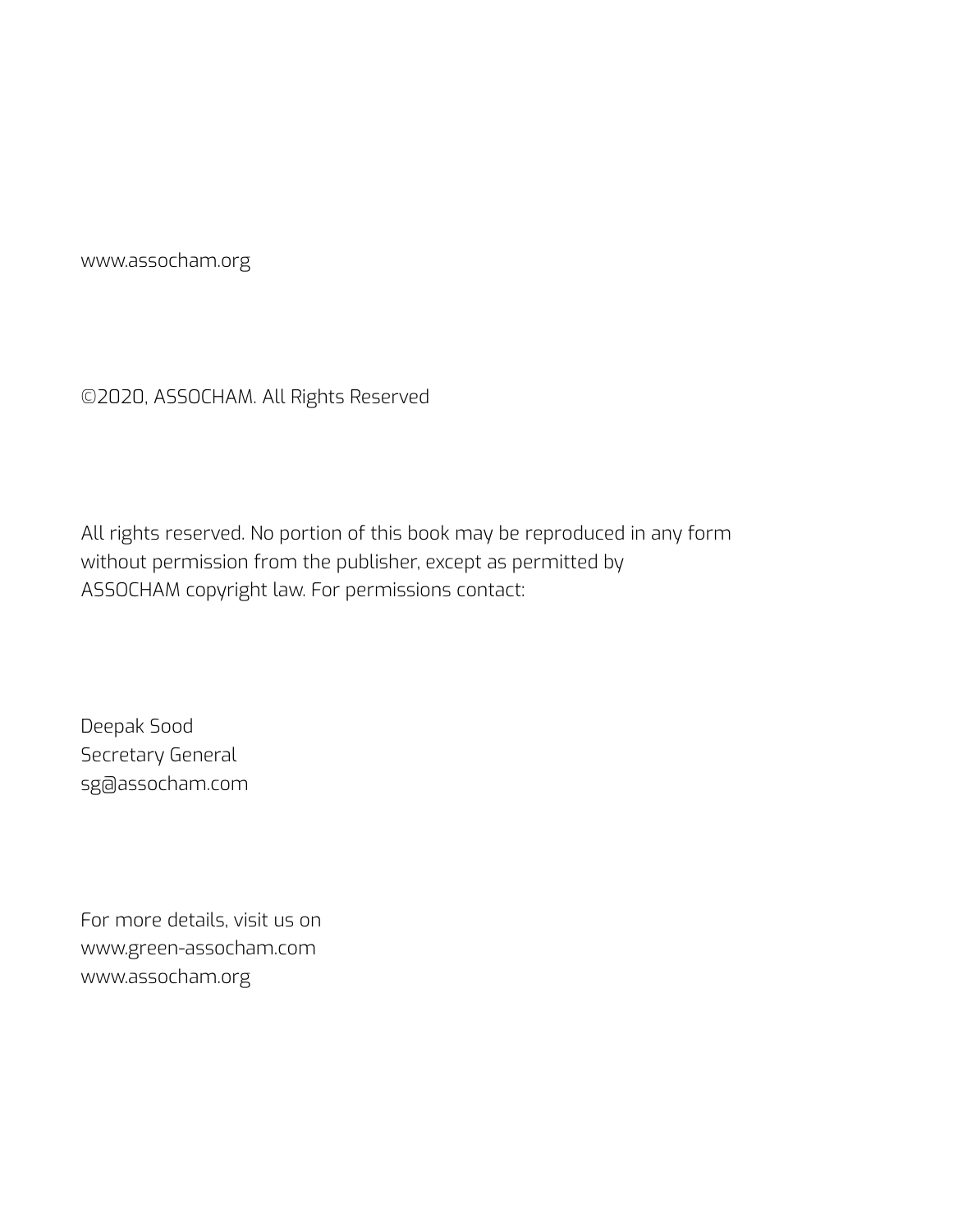www.assocham.org

©2020, ASSOCHAM. All Rights Reserved

All rights reserved. No portion of this book may be reproduced in any form without permission from the publisher, except as permitted by ASSOCHAM copyright law. For permissions contact:

Deepak Sood  
Secretary General  
sg@assocham.com

For more details, visit us on  
www.green-assocham.com  
www.assocham.org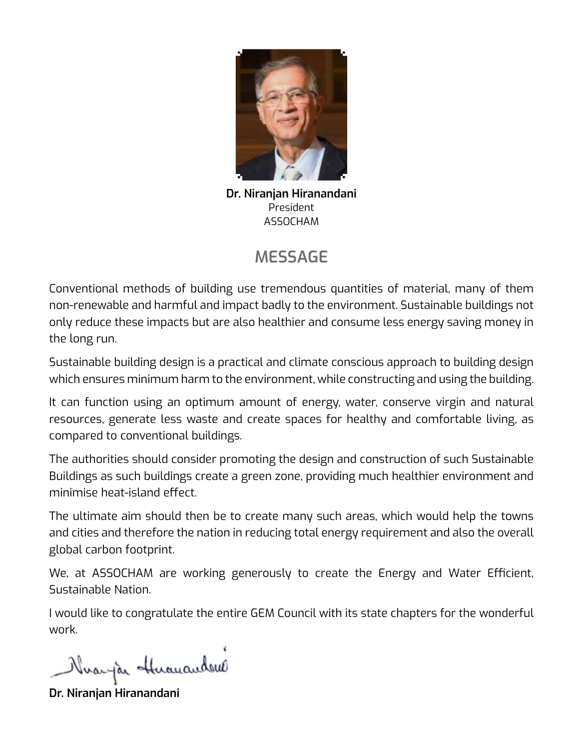**Dr. Niranjan Hiranandani**
President
ASSOCHAM

## MESSAGE

Conventional methods of building use tremendous quantities of material, many of them non-renewable and harmful and impact badly to the environment. Sustainable buildings not only reduce these impacts but are also healthier and consume less energy saving money in the long run.

Sustainable building design is a practical and climate conscious approach to building design which ensures minimum harm to the environment, while constructing and using the building.

It can function using an optimum amount of energy, water, conserve virgin and natural resources, generate less waste and create spaces for healthy and comfortable living, as compared to conventional buildings.

The authorities should consider promoting the design and construction of such Sustainable Buildings as such buildings create a green zone, providing much healthier environment and minimise heat-island effect.

The ultimate aim should then be to create many such areas, which would help the towns and cities and therefore the nation in reducing total energy requirement and also the overall global carbon footprint.

We, at ASSOCHAM are working generously to create the Energy and Water Efficient, Sustainable Nation.

I would like to congratulate the entire GEM Council with its state chapters for the wonderful work.

**Dr. Niranjan Hiranandani**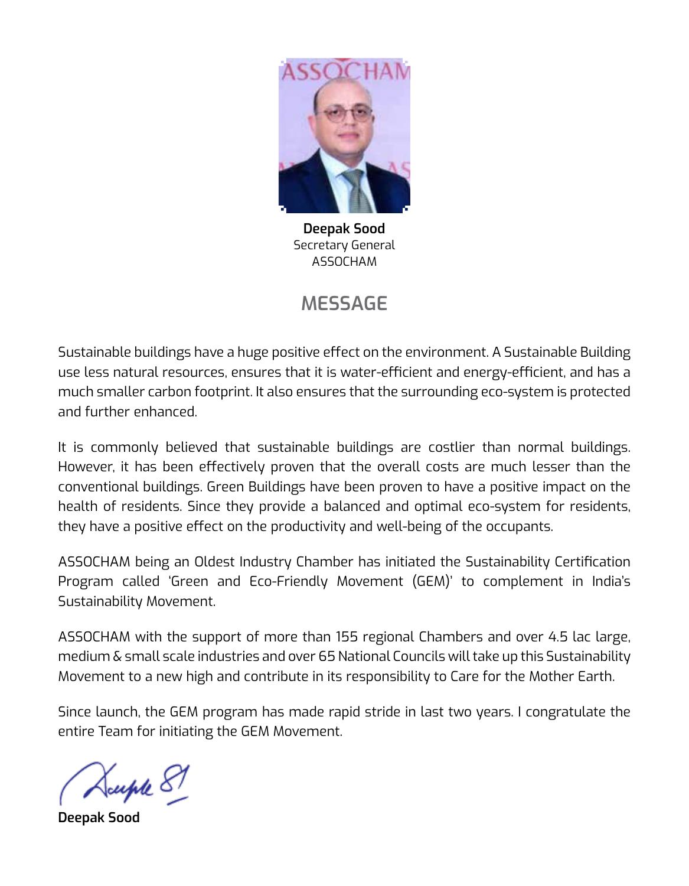**Deepak Sood**
Secretary General
ASSOCHAM

## MESSAGE

Sustainable buildings have a huge positive effect on the environment. A Sustainable Building use less natural resources, ensures that it is water-efficient and energy-efficient, and has a much smaller carbon footprint. It also ensures that the surrounding eco-system is protected and further enhanced.

It is commonly believed that sustainable buildings are costlier than normal buildings. However, it has been effectively proven that the overall costs are much lesser than the conventional buildings. Green Buildings have been proven to have a positive impact on the health of residents. Since they provide a balanced and optimal eco-system for residents, they have a positive effect on the productivity and well-being of the occupants.

ASSOCHAM being an Oldest Industry Chamber has initiated the Sustainability Certification Program called 'Green and Eco-Friendly Movement (GEM)' to complement in India's Sustainability Movement.

ASSOCHAM with the support of more than 155 regional Chambers and over 4.5 lac large, medium & small scale industries and over 65 National Councils will take up this Sustainability Movement to a new high and contribute in its responsibility to Care for the Mother Earth.

Since launch, the GEM program has made rapid stride in last two years. I congratulate the entire Team for initiating the GEM Movement.

**Deepak Sood**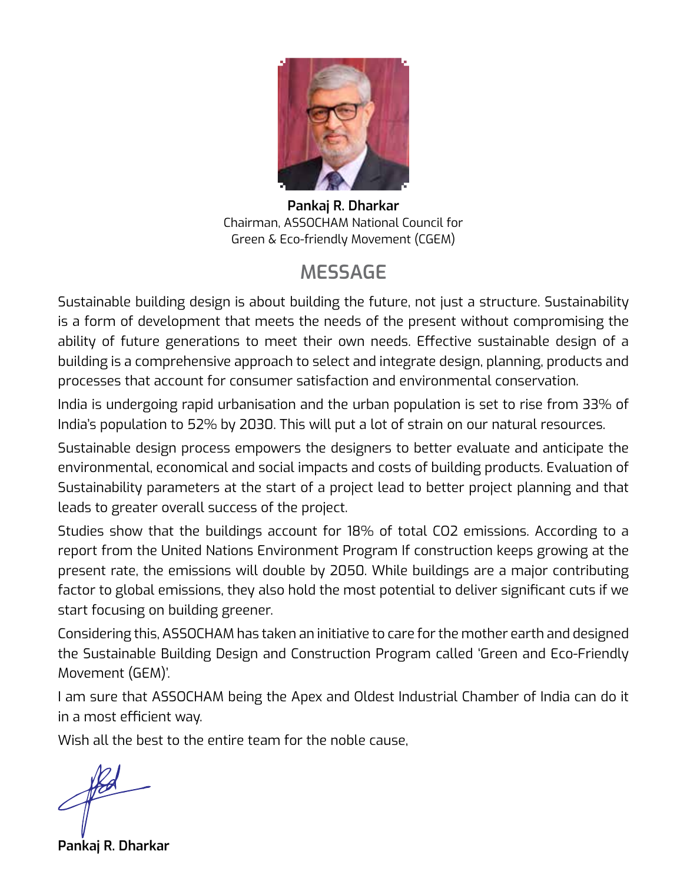**Pankaj R. Dharkar**
Chairman, ASSOCHAM National Council for
Green & Eco-friendly Movement (CGEM)

## MESSAGE

Sustainable building design is about building the future, not just a structure. Sustainability is a form of development that meets the needs of the present without compromising the ability of future generations to meet their own needs. Effective sustainable design of a building is a comprehensive approach to select and integrate design, planning, products and processes that account for consumer satisfaction and environmental conservation.

India is undergoing rapid urbanisation and the urban population is set to rise from 33% of India's population to 52% by 2030. This will put a lot of strain on our natural resources.

Sustainable design process empowers the designers to better evaluate and anticipate the environmental, economical and social impacts and costs of building products. Evaluation of Sustainability parameters at the start of a project lead to better project planning and that leads to greater overall success of the project.

Studies show that the buildings account for 18% of total $CO_2$ emissions. According to a report from the United Nations Environment Program If construction keeps growing at the present rate, the emissions will double by 2050. While buildings are a major contributing factor to global emissions, they also hold the most potential to deliver significant cuts if we start focusing on building greener.

Considering this, ASSOCHAM has taken an initiative to care for the mother earth and designed the Sustainable Building Design and Construction Program called 'Green and Eco-Friendly Movement (GEM)'.

I am sure that ASSOCHAM being the Apex and Oldest Industrial Chamber of India can do it in a most efficient way.

Wish all the best to the entire team for the noble cause,

**Pankaj R. Dharkar**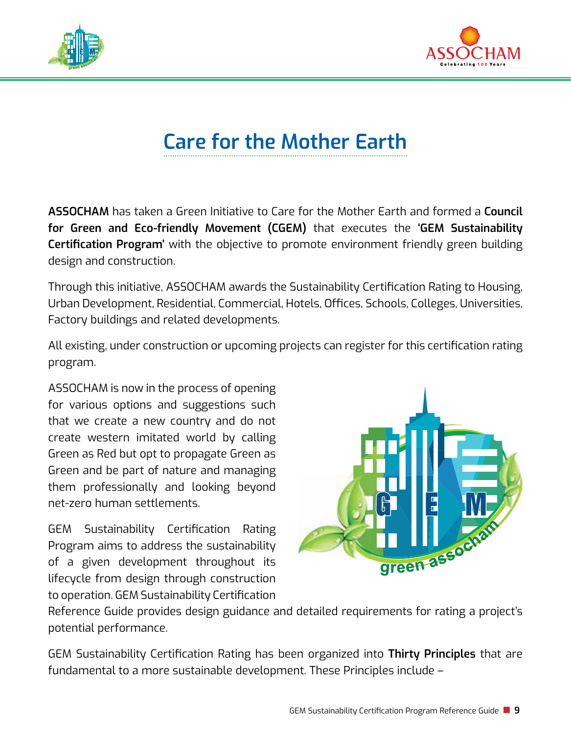# Care for the Mother Earth

**ASSOCHAM** has taken a Green Initiative to Care for the Mother Earth and formed a **Council for Green and Eco-friendly Movement (CGEM)** that executes the **'GEM Sustainability Certification Program'** with the objective to promote environment friendly green building design and construction.

Through this initiative, ASSOCHAM awards the Sustainability Certification Rating to Housing, Urban Development, Residential, Commercial, Hotels, Offices, Schools, Colleges, Universities, Factory buildings and related developments.

All existing, under construction or upcoming projects can register for this certification rating program.

ASSOCHAM is now in the process of opening for various options and suggestions such that we create a new country and do not create western imitated world by calling Green as Red but opt to propagate Green as Green and be part of nature and managing them professionally and looking beyond net-zero human settlements.

GEM Sustainability Certification Rating Program aims to address the sustainability of a given development throughout its lifecycle from design through construction to operation. GEM Sustainability Certification Reference Guide provides design guidance and detailed requirements for rating a project's potential performance.

GEM Sustainability Certification Rating has been organized into **Thirty Principles** that are fundamental to a more sustainable development. These Principles include –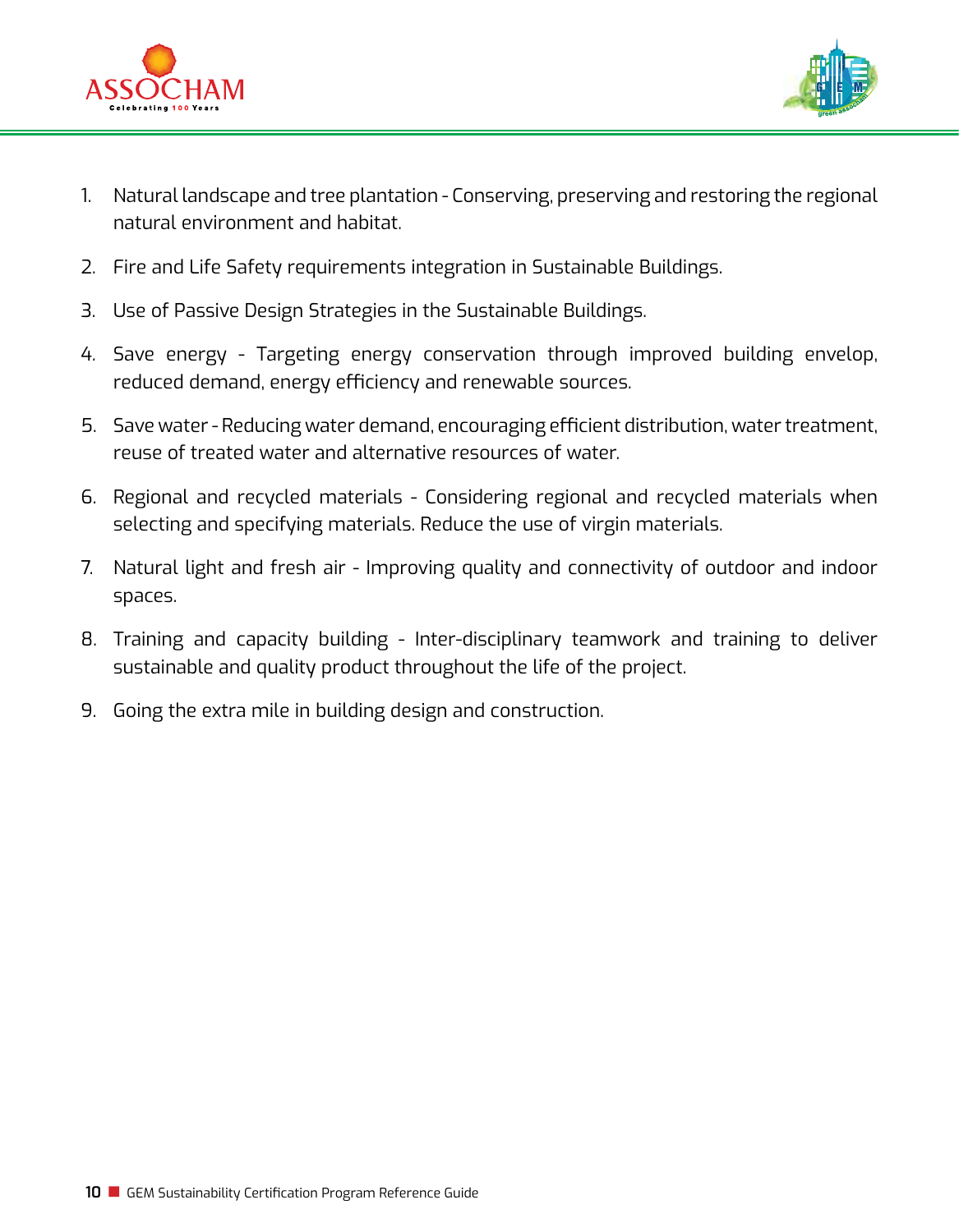1. Natural landscape and tree plantation - Conserving, preserving and restoring the regional natural environment and habitat.
2. Fire and Life Safety requirements integration in Sustainable Buildings.
3. Use of Passive Design Strategies in the Sustainable Buildings.
4. Save energy - Targeting energy conservation through improved building envelop, reduced demand, energy efficiency and renewable sources.
5. Save water - Reducing water demand, encouraging efficient distribution, water treatment, reuse of treated water and alternative resources of water.
6. Regional and recycled materials - Considering regional and recycled materials when selecting and specifying materials. Reduce the use of virgin materials.
7. Natural light and fresh air - Improving quality and connectivity of outdoor and indoor spaces.
8. Training and capacity building - Inter-disciplinary teamwork and training to deliver sustainable and quality product throughout the life of the project.
9. Going the extra mile in building design and construction.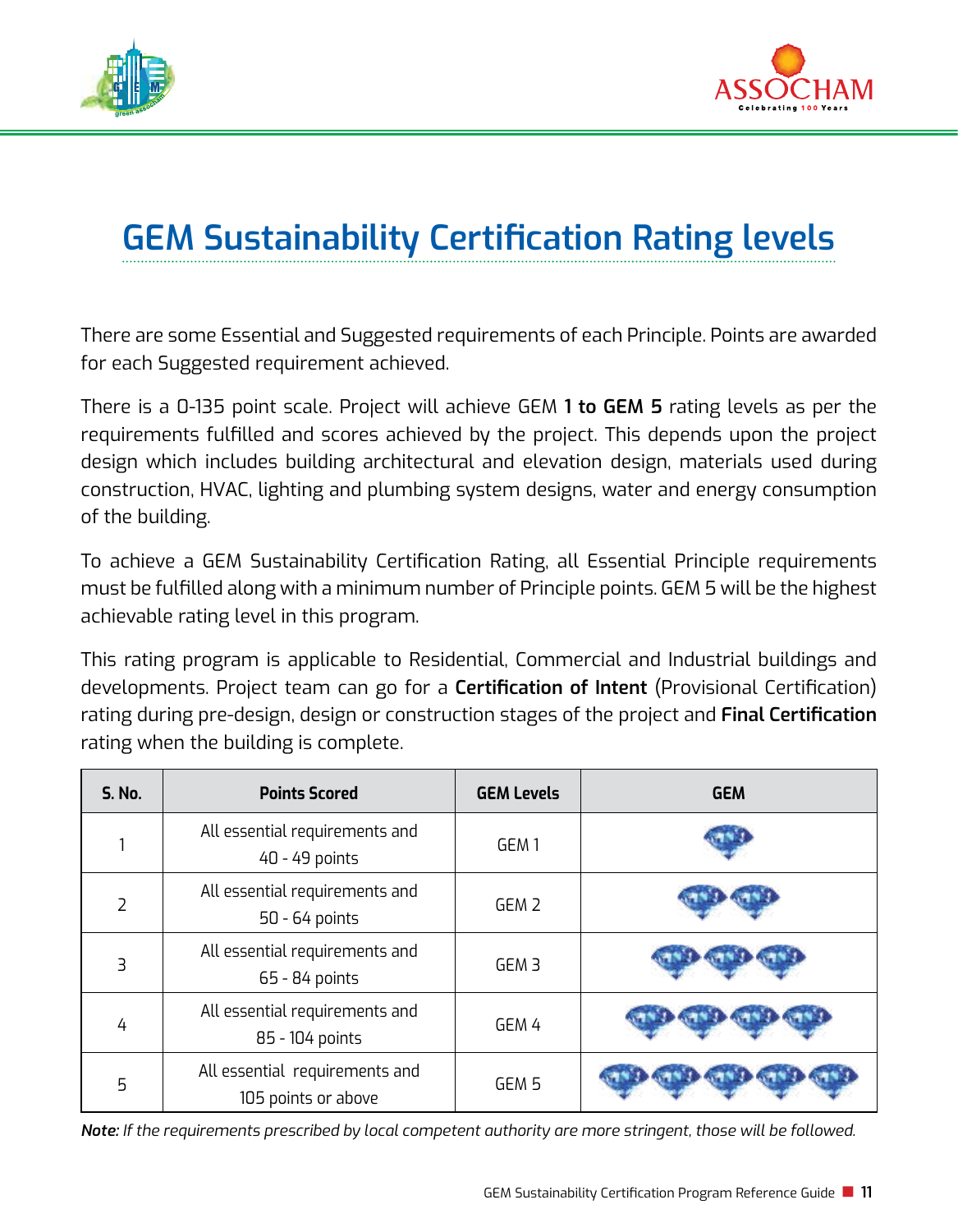# GEM Sustainability Certification Rating levels

There are some Essential and Suggested requirements of each Principle. Points are awarded for each Suggested requirement achieved.

There is a 0-135 point scale. Project will achieve GEM **1 to GEM 5** rating levels as per the requirements fulfilled and scores achieved by the project. This depends upon the project design which includes building architectural and elevation design, materials used during construction, HVAC, lighting and plumbing system designs, water and energy consumption of the building.

To achieve a GEM Sustainability Certification Rating, all Essential Principle requirements must be fulfilled along with a minimum number of Principle points. GEM 5 will be the highest achievable rating level in this program.

This rating program is applicable to Residential, Commercial and Industrial buildings and developments. Project team can go for a **Certification of Intent** (Provisional Certification) rating during pre-design, design or construction stages of the project and **Final Certification** rating when the building is complete.

| S. No. | Points Scored | GEM Levels | GEM |
|---|---|---|---|
| 1 | All essential requirements and 40 - 49 points | GEM 1 | |
| 2 | All essential requirements and 50 - 64 points | GEM 2 | |
| 3 | All essential requirements and 65 - 84 points | GEM 3 | |
| 4 | All essential requirements and 85 - 104 points | GEM 4 | |
| 5 | All essential requirements and 105 points or above | GEM 5 | |

***Note:** If the requirements prescribed by local competent authority are more stringent, those will be followed.*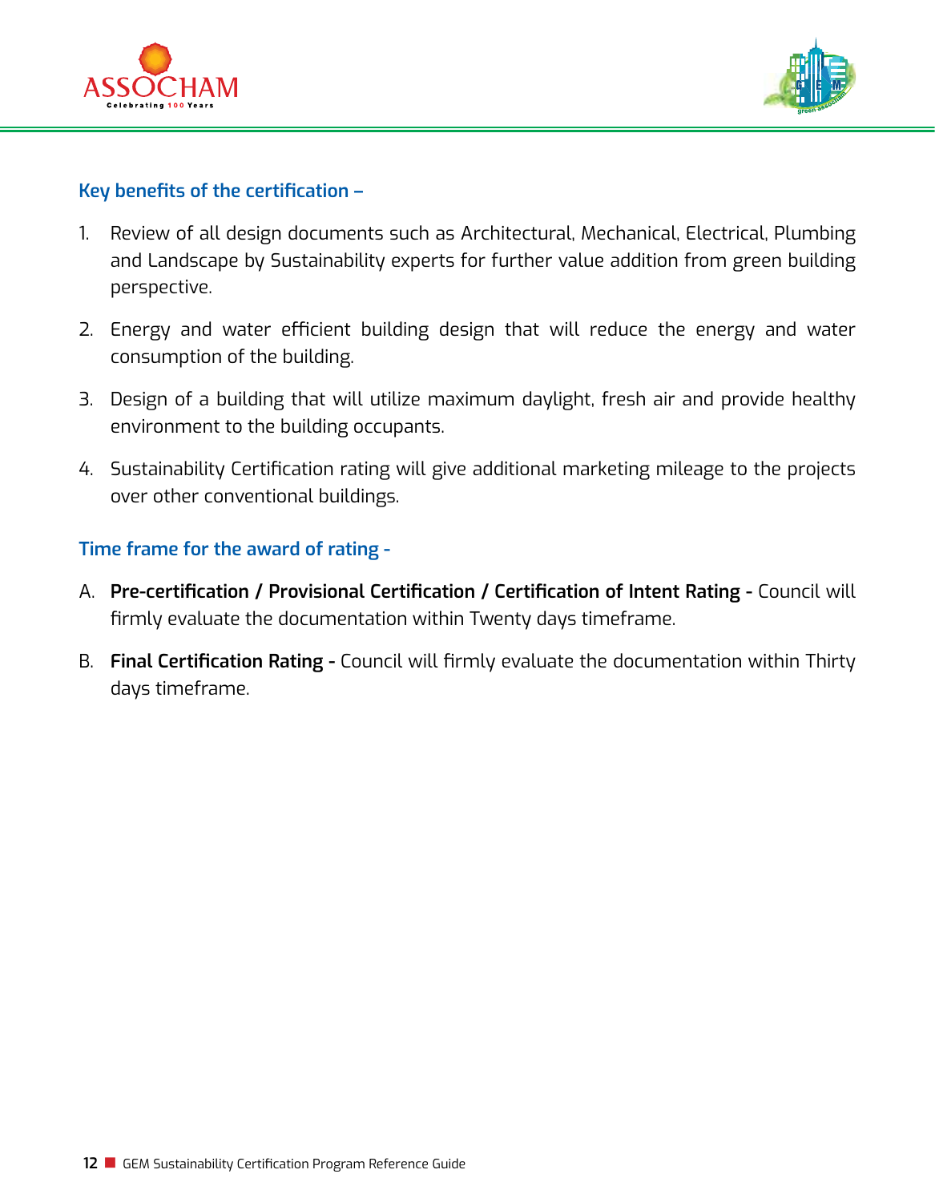### Key benefits of the certification –

1. Review of all design documents such as Architectural, Mechanical, Electrical, Plumbing and Landscape by Sustainability experts for further value addition from green building perspective.
2. Energy and water efficient building design that will reduce the energy and water consumption of the building.
3. Design of a building that will utilize maximum daylight, fresh air and provide healthy environment to the building occupants.
4. Sustainability Certification rating will give additional marketing mileage to the projects over other conventional buildings.

### Time frame for the award of rating -

A. **Pre-certification / Provisional Certification / Certification of Intent Rating -** Council will firmly evaluate the documentation within Twenty days timeframe.

B. **Final Certification Rating -** Council will firmly evaluate the documentation within Thirty days timeframe.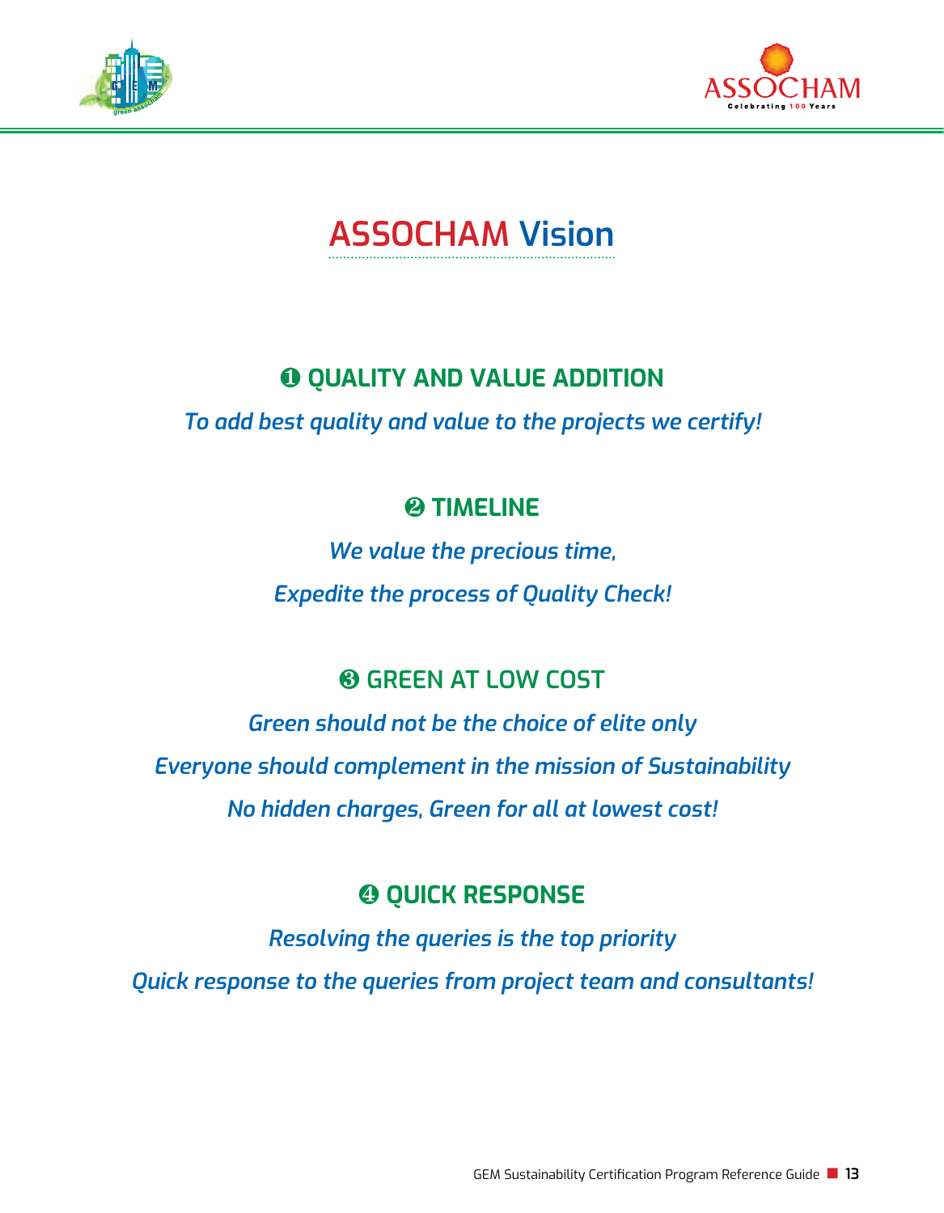# ASSOCHAM Vision

## ❶ QUALITY AND VALUE ADDITION

*To add best quality and value to the projects we certify!*

## ❷ TIMELINE

*We value the precious time,*

*Expedite the process of Quality Check!*

## ❸ GREEN AT LOW COST

*Green should not be the choice of elite only*

*Everyone should complement in the mission of Sustainability*

*No hidden charges, Green for all at lowest cost!*

## ❹ QUICK RESPONSE

*Resolving the queries is the top priority*

*Quick response to the queries from project team and consultants!*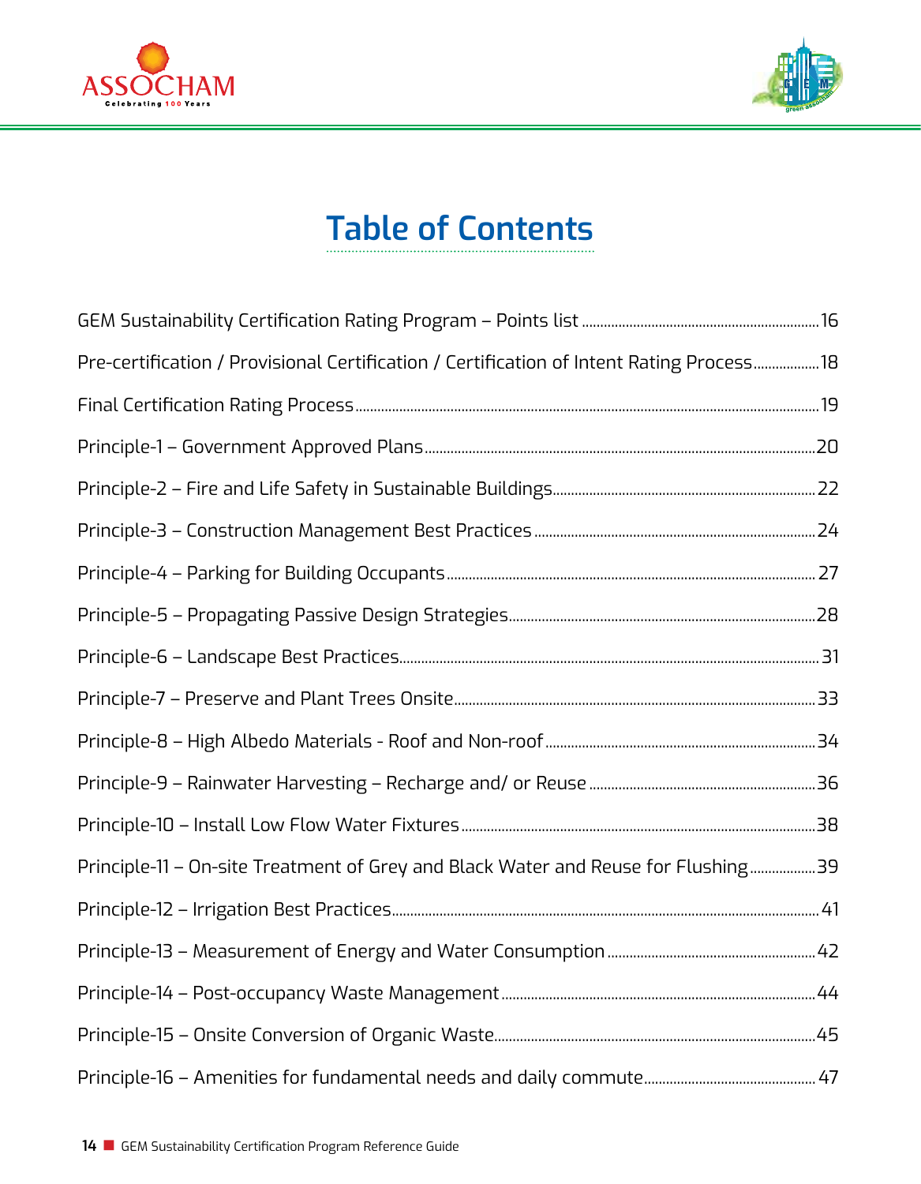# Table of Contents

GEM Sustainability Certification Rating Program – Points list ........ 16

Pre-certification / Provisional Certification / Certification of Intent Rating Process ........ 18

Final Certification Rating Process ........ 19

Principle-1 – Government Approved Plans ........ 20

Principle-2 – Fire and Life Safety in Sustainable Buildings ........ 22

Principle-3 – Construction Management Best Practices ........ 24

Principle-4 – Parking for Building Occupants ........ 27

Principle-5 – Propagating Passive Design Strategies ........ 28

Principle-6 – Landscape Best Practices ........ 31

Principle-7 – Preserve and Plant Trees Onsite ........ 33

Principle-8 – High Albedo Materials - Roof and Non-roof ........ 34

Principle-9 – Rainwater Harvesting – Recharge and/ or Reuse ........ 36

Principle-10 – Install Low Flow Water Fixtures ........ 38

Principle-11 – On-site Treatment of Grey and Black Water and Reuse for Flushing ........ 39

Principle-12 – Irrigation Best Practices ........ 41

Principle-13 – Measurement of Energy and Water Consumption ........ 42

Principle-14 – Post-occupancy Waste Management ........ 44

Principle-15 – Onsite Conversion of Organic Waste ........ 45

Principle-16 – Amenities for fundamental needs and daily commute ........ 47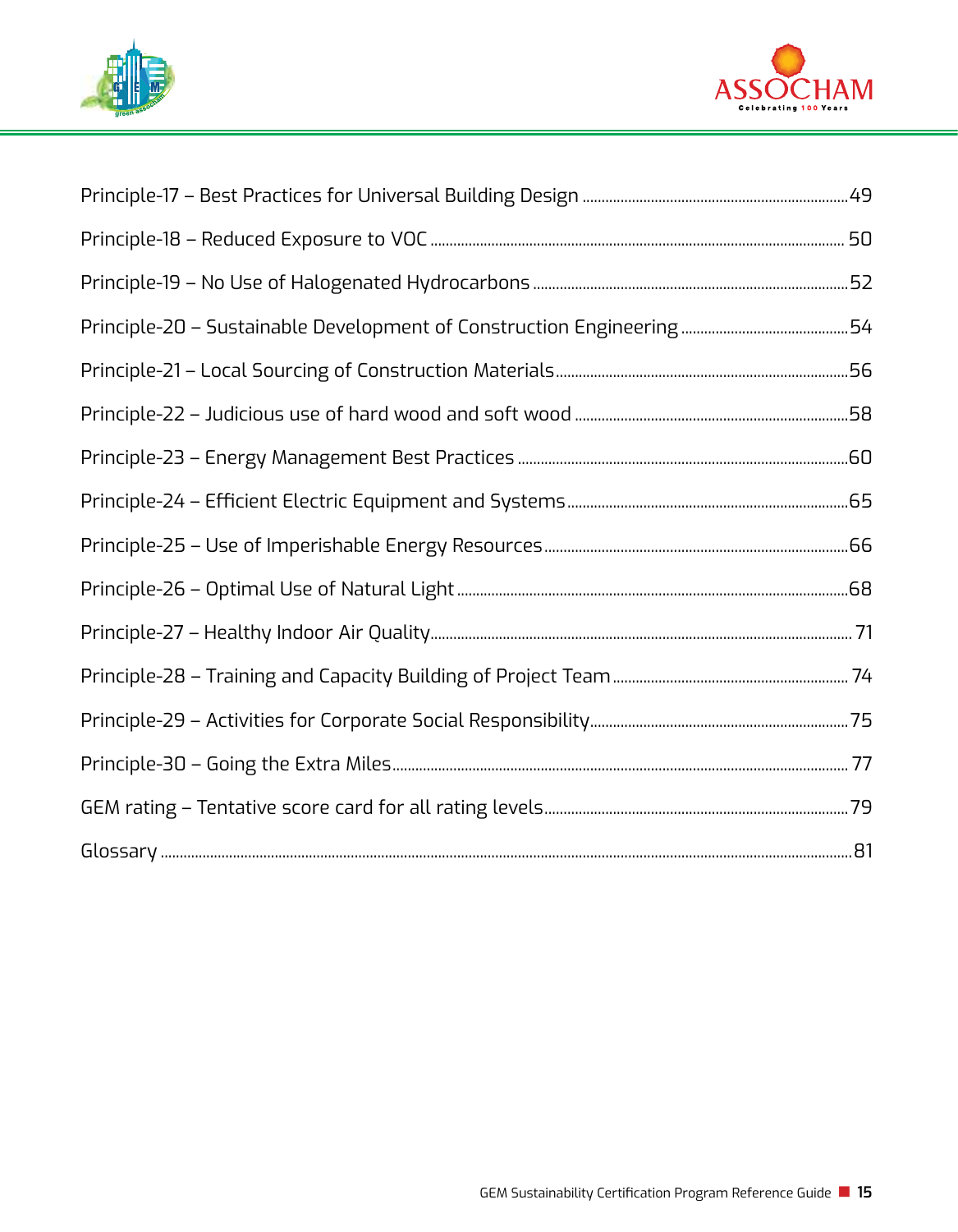Principle-17 – Best Practices for Universal Building Design ....... 49

Principle-18 – Reduced Exposure to VOC ....... 50

Principle-19 – No Use of Halogenated Hydrocarbons ....... 52

Principle-20 – Sustainable Development of Construction Engineering ....... 54

Principle-21 – Local Sourcing of Construction Materials ....... 56

Principle-22 – Judicious use of hard wood and soft wood ....... 58

Principle-23 – Energy Management Best Practices ....... 60

Principle-24 – Efficient Electric Equipment and Systems ....... 65

Principle-25 – Use of Imperishable Energy Resources ....... 66

Principle-26 – Optimal Use of Natural Light ....... 68

Principle-27 – Healthy Indoor Air Quality ....... 71

Principle-28 – Training and Capacity Building of Project Team ....... 74

Principle-29 – Activities for Corporate Social Responsibility ....... 75

Principle-30 – Going the Extra Miles ....... 77

GEM rating – Tentative score card for all rating levels ....... 79

Glossary ....... 81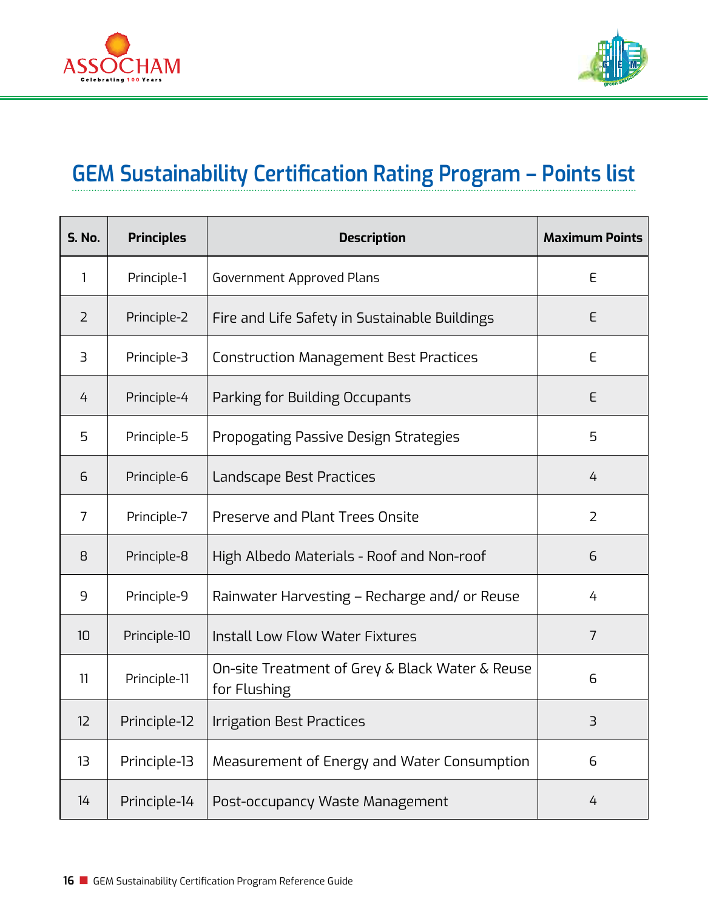# GEM Sustainability Certification Rating Program – Points list

| S. No. | Principles | Description | Maximum Points |
|---|---|---|---|
| 1 | Principle-1 | Government Approved Plans | E |
| 2 | Principle-2 | Fire and Life Safety in Sustainable Buildings | E |
| 3 | Principle-3 | Construction Management Best Practices | E |
| 4 | Principle-4 | Parking for Building Occupants | E |
| 5 | Principle-5 | Propogating Passive Design Strategies | 5 |
| 6 | Principle-6 | Landscape Best Practices | 4 |
| 7 | Principle-7 | Preserve and Plant Trees Onsite | 2 |
| 8 | Principle-8 | High Albedo Materials - Roof and Non-roof | 6 |
| 9 | Principle-9 | Rainwater Harvesting – Recharge and/ or Reuse | 4 |
| 10 | Principle-10 | Install Low Flow Water Fixtures | 7 |
| 11 | Principle-11 | On-site Treatment of Grey & Black Water & Reuse for Flushing | 6 |
| 12 | Principle-12 | Irrigation Best Practices | 3 |
| 13 | Principle-13 | Measurement of Energy and Water Consumption | 6 |
| 14 | Principle-14 | Post-occupancy Waste Management | 4 |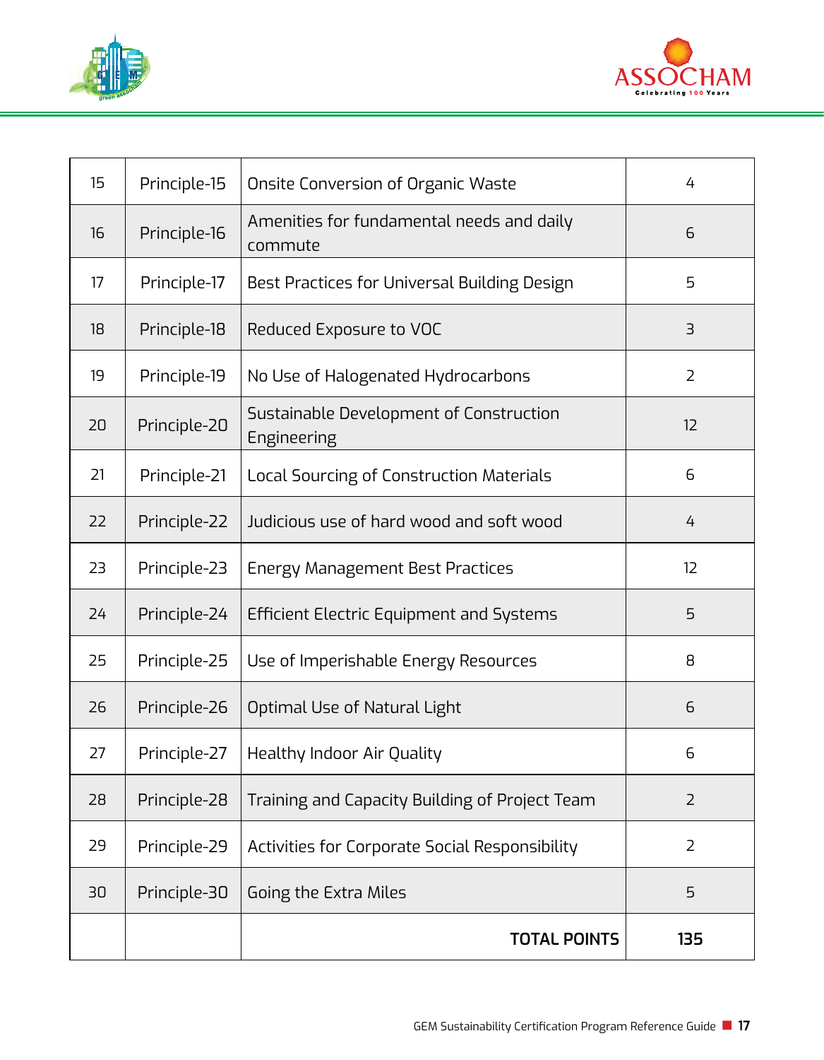| | | | |
|---|---|---|---|
| 15 | Principle-15 | Onsite Conversion of Organic Waste | 4 |
| 16 | Principle-16 | Amenities for fundamental needs and daily commute | 6 |
| 17 | Principle-17 | Best Practices for Universal Building Design | 5 |
| 18 | Principle-18 | Reduced Exposure to VOC | 3 |
| 19 | Principle-19 | No Use of Halogenated Hydrocarbons | 2 |
| 20 | Principle-20 | Sustainable Development of Construction Engineering | 12 |
| 21 | Principle-21 | Local Sourcing of Construction Materials | 6 |
| 22 | Principle-22 | Judicious use of hard wood and soft wood | 4 |
| 23 | Principle-23 | Energy Management Best Practices | 12 |
| 24 | Principle-24 | Efficient Electric Equipment and Systems | 5 |
| 25 | Principle-25 | Use of Imperishable Energy Resources | 8 |
| 26 | Principle-26 | Optimal Use of Natural Light | 6 |
| 27 | Principle-27 | Healthy Indoor Air Quality | 6 |
| 28 | Principle-28 | Training and Capacity Building of Project Team | 2 |
| 29 | Principle-29 | Activities for Corporate Social Responsibility | 2 |
| 30 | Principle-30 | Going the Extra Miles | 5 |
| | | **TOTAL POINTS** | **135** |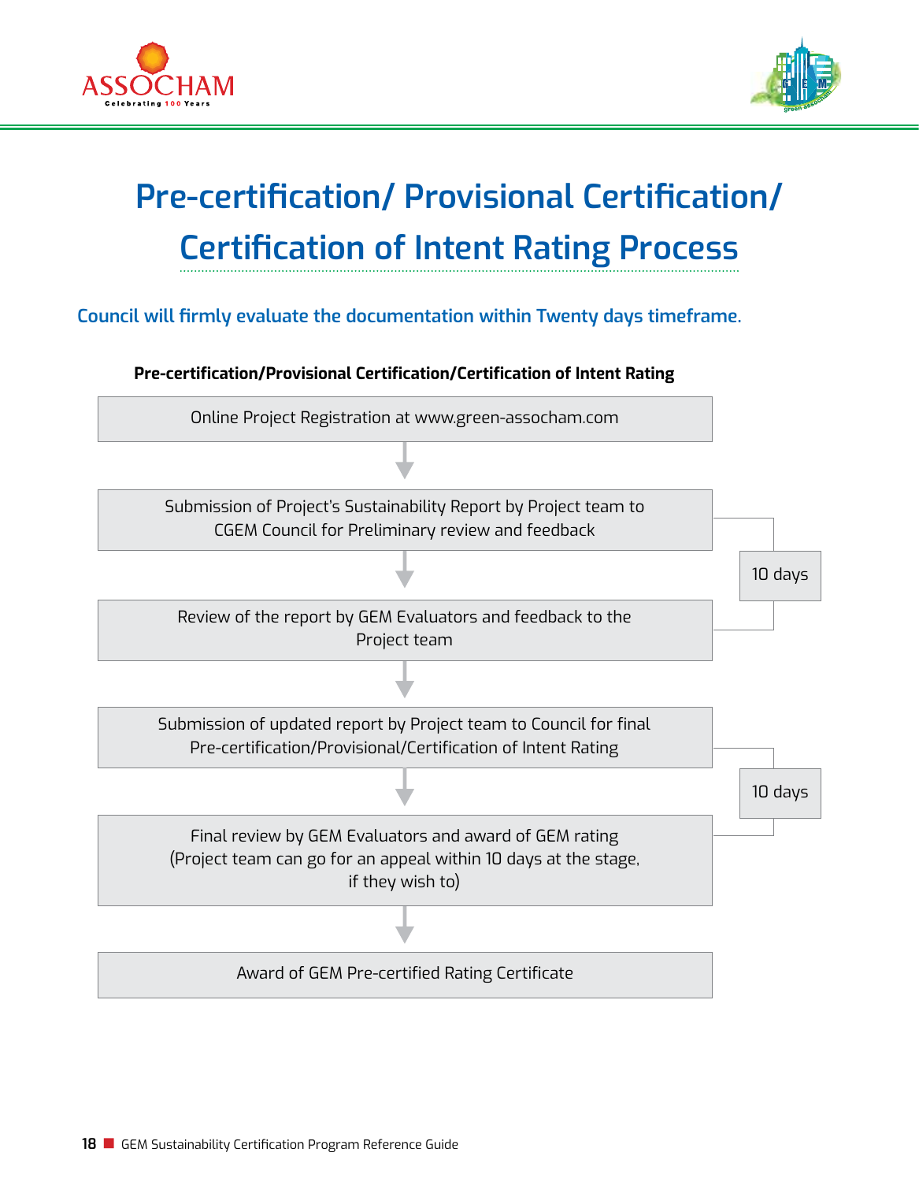# Pre-certification/ Provisional Certification/ Certification of Intent Rating Process

**Council will firmly evaluate the documentation within Twenty days timeframe.**

**Pre-certification/Provisional Certification/Certification of Intent Rating**

Online Project Registration at www.green-assocham.com

↓

Submission of Project's Sustainability Report by Project team to CGEM Council for Preliminary review and feedback

↓ *(10 days)*

Review of the report by GEM Evaluators and feedback to the Project team

↓

Submission of updated report by Project team to Council for final Pre-certification/Provisional/Certification of Intent Rating

↓ *(10 days)*

Final review by GEM Evaluators and award of GEM rating (Project team can go for an appeal within 10 days at the stage, if they wish to)

↓

Award of GEM Pre-certified Rating Certificate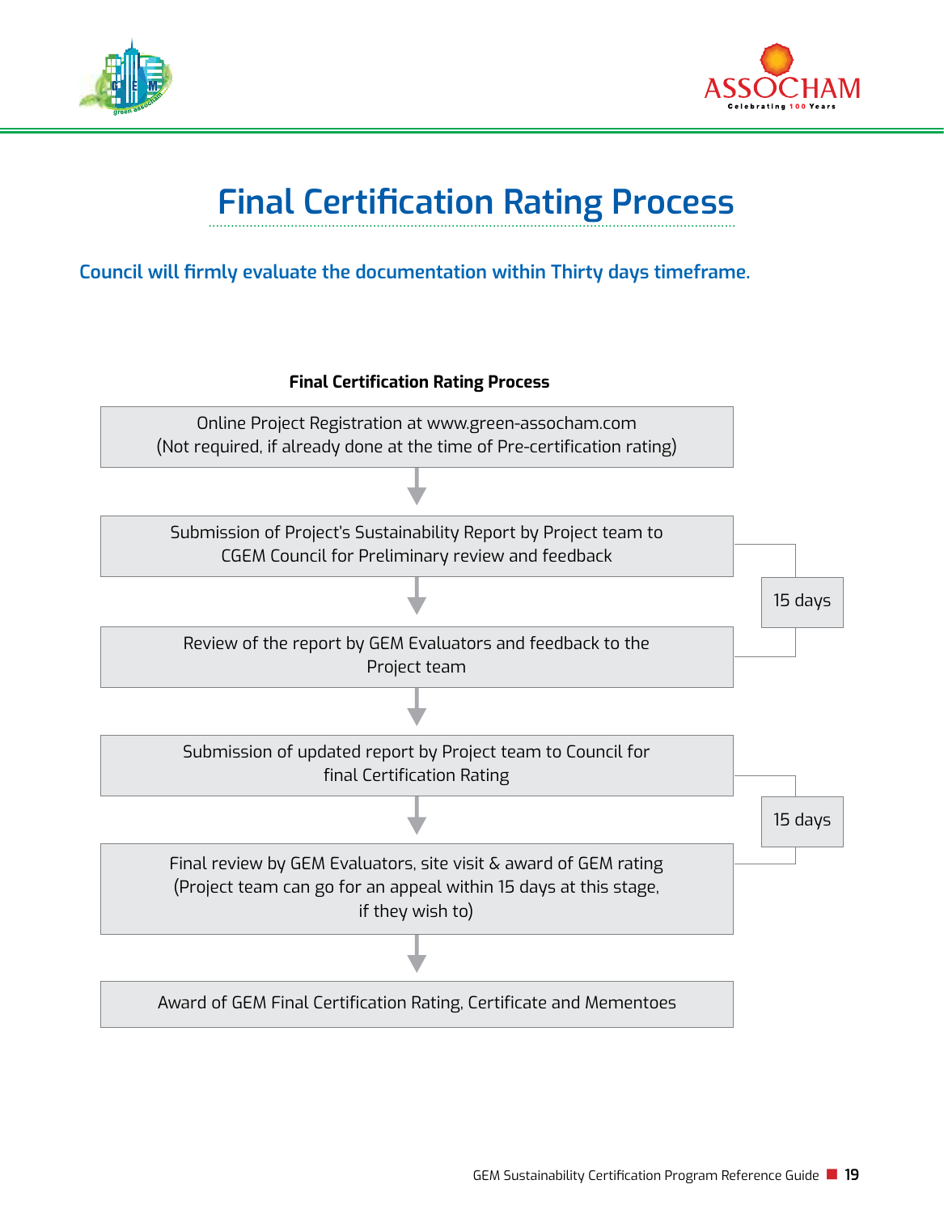# Final Certification Rating Process

**Council will firmly evaluate the documentation within Thirty days timeframe.**

**Final Certification Rating Process**

Online Project Registration at www.green-assocham.com
(Not required, if already done at the time of Pre-certification rating)

↓

Submission of Project's Sustainability Report by Project team to CGEM Council for Preliminary review and feedback

↓ (15 days)

Review of the report by GEM Evaluators and feedback to the Project team

↓

Submission of updated report by Project team to Council for final Certification Rating

↓ (15 days)

Final review by GEM Evaluators, site visit & award of GEM rating
(Project team can go for an appeal within 15 days at this stage, if they wish to)

↓

Award of GEM Final Certification Rating, Certificate and Mementoes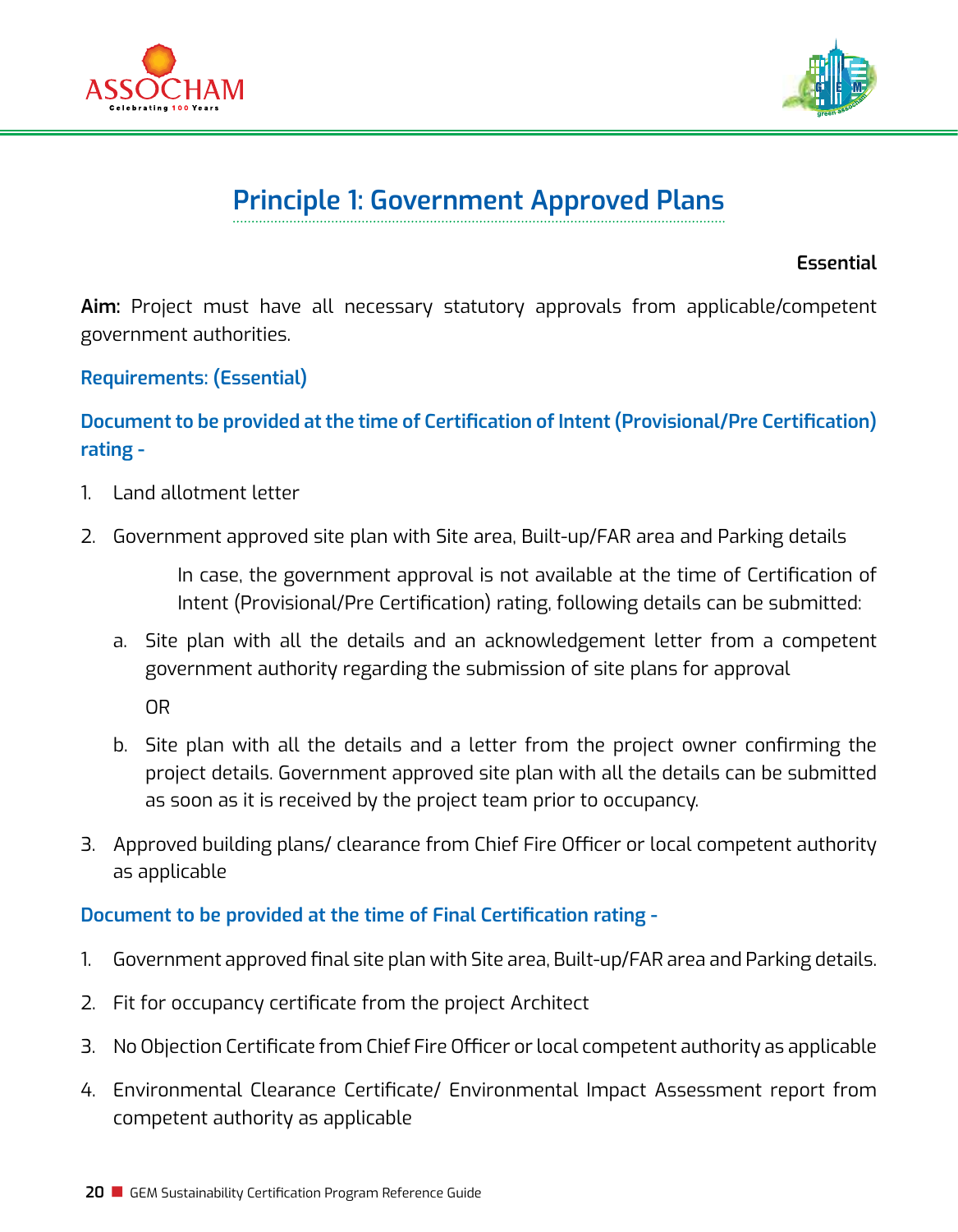# Principle 1: Government Approved Plans

**Essential**

**Aim:** Project must have all necessary statutory approvals from applicable/competent government authorities.

**Requirements: (Essential)**

**Document to be provided at the time of Certification of Intent (Provisional/Pre Certification) rating -**

1. Land allotment letter
2. Government approved site plan with Site area, Built-up/FAR area and Parking details

   In case, the government approval is not available at the time of Certification of Intent (Provisional/Pre Certification) rating, following details can be submitted:

   a. Site plan with all the details and an acknowledgement letter from a competent government authority regarding the submission of site plans for approval

   OR

   b. Site plan with all the details and a letter from the project owner confirming the project details. Government approved site plan with all the details can be submitted as soon as it is received by the project team prior to occupancy.

3. Approved building plans/ clearance from Chief Fire Officer or local competent authority as applicable

**Document to be provided at the time of Final Certification rating -**

1. Government approved final site plan with Site area, Built-up/FAR area and Parking details.
2. Fit for occupancy certificate from the project Architect
3. No Objection Certificate from Chief Fire Officer or local competent authority as applicable
4. Environmental Clearance Certificate/ Environmental Impact Assessment report from competent authority as applicable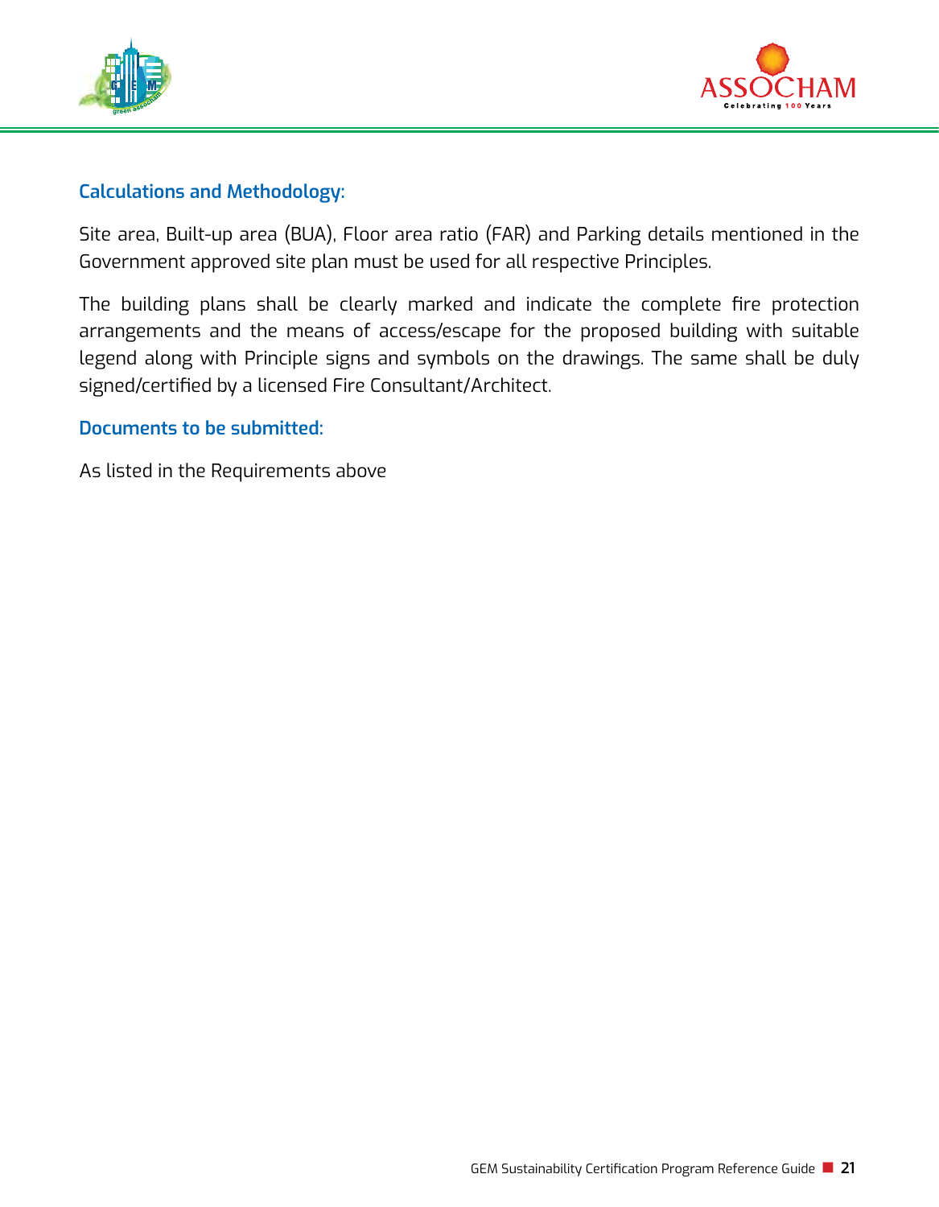### Calculations and Methodology:

Site area, Built-up area (BUA), Floor area ratio (FAR) and Parking details mentioned in the Government approved site plan must be used for all respective Principles.

The building plans shall be clearly marked and indicate the complete fire protection arrangements and the means of access/escape for the proposed building with suitable legend along with Principle signs and symbols on the drawings. The same shall be duly signed/certified by a licensed Fire Consultant/Architect.

### Documents to be submitted:

As listed in the Requirements above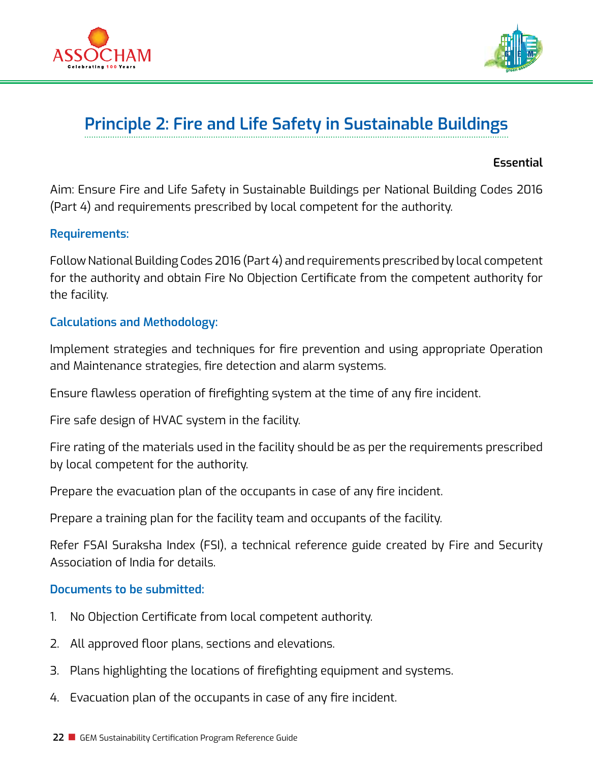## Principle 2: Fire and Life Safety in Sustainable Buildings

**Essential**

Aim: Ensure Fire and Life Safety in Sustainable Buildings per National Building Codes 2016 (Part 4) and requirements prescribed by local competent for the authority.

### Requirements:

Follow National Building Codes 2016 (Part 4) and requirements prescribed by local competent for the authority and obtain Fire No Objection Certificate from the competent authority for the facility.

### Calculations and Methodology:

Implement strategies and techniques for fire prevention and using appropriate Operation and Maintenance strategies, fire detection and alarm systems.

Ensure flawless operation of firefighting system at the time of any fire incident.

Fire safe design of HVAC system in the facility.

Fire rating of the materials used in the facility should be as per the requirements prescribed by local competent for the authority.

Prepare the evacuation plan of the occupants in case of any fire incident.

Prepare a training plan for the facility team and occupants of the facility.

Refer FSAI Suraksha Index (FSI), a technical reference guide created by Fire and Security Association of India for details.

### Documents to be submitted:

1. No Objection Certificate from local competent authority.
2. All approved floor plans, sections and elevations.
3. Plans highlighting the locations of firefighting equipment and systems.
4. Evacuation plan of the occupants in case of any fire incident.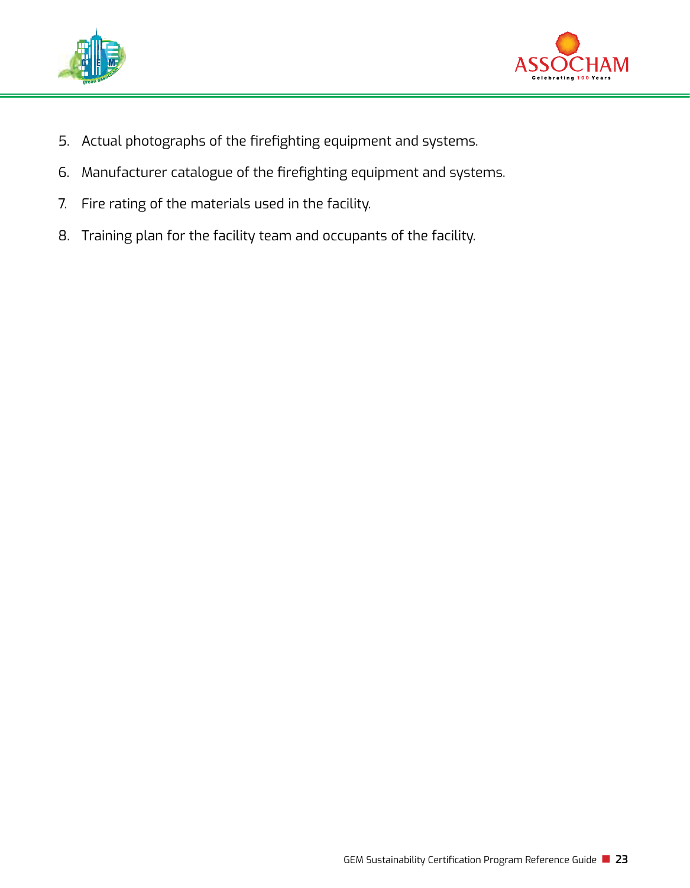5. Actual photographs of the firefighting equipment and systems.
6. Manufacturer catalogue of the firefighting equipment and systems.
7. Fire rating of the materials used in the facility.
8. Training plan for the facility team and occupants of the facility.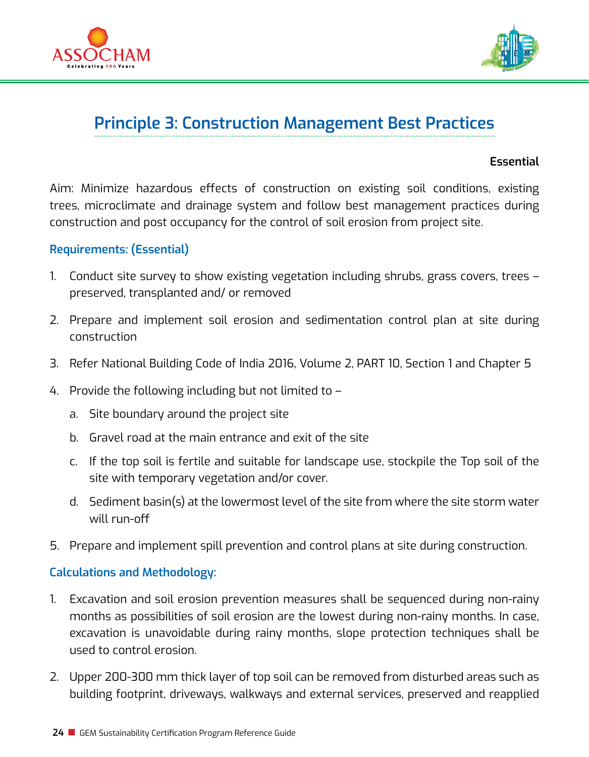## Principle 3: Construction Management Best Practices

**Essential**

Aim: Minimize hazardous effects of construction on existing soil conditions, existing trees, microclimate and drainage system and follow best management practices during construction and post occupancy for the control of soil erosion from project site.

### Requirements: (Essential)

1. Conduct site survey to show existing vegetation including shrubs, grass covers, trees – preserved, transplanted and/ or removed
2. Prepare and implement soil erosion and sedimentation control plan at site during construction
3. Refer National Building Code of India 2016, Volume 2, PART 10, Section 1 and Chapter 5
4. Provide the following including but not limited to –
   a. Site boundary around the project site
   b. Gravel road at the main entrance and exit of the site
   c. If the top soil is fertile and suitable for landscape use, stockpile the Top soil of the site with temporary vegetation and/or cover.
   d. Sediment basin(s) at the lowermost level of the site from where the site storm water will run-off
5. Prepare and implement spill prevention and control plans at site during construction.

### Calculations and Methodology:

1. Excavation and soil erosion prevention measures shall be sequenced during non-rainy months as possibilities of soil erosion are the lowest during non-rainy months. In case, excavation is unavoidable during rainy months, slope protection techniques shall be used to control erosion.
2. Upper 200-300 mm thick layer of top soil can be removed from disturbed areas such as building footprint, driveways, walkways and external services, preserved and reapplied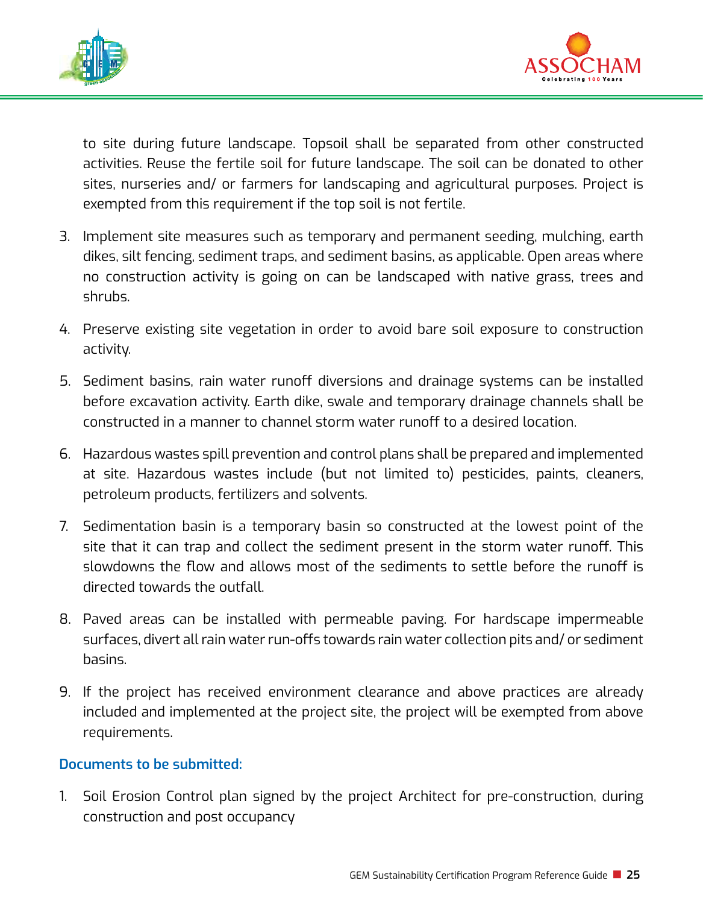to site during future landscape. Topsoil shall be separated from other constructed activities. Reuse the fertile soil for future landscape. The soil can be donated to other sites, nurseries and/ or farmers for landscaping and agricultural purposes. Project is exempted from this requirement if the top soil is not fertile.

3. Implement site measures such as temporary and permanent seeding, mulching, earth dikes, silt fencing, sediment traps, and sediment basins, as applicable. Open areas where no construction activity is going on can be landscaped with native grass, trees and shrubs.

4. Preserve existing site vegetation in order to avoid bare soil exposure to construction activity.

5. Sediment basins, rain water runoff diversions and drainage systems can be installed before excavation activity. Earth dike, swale and temporary drainage channels shall be constructed in a manner to channel storm water runoff to a desired location.

6. Hazardous wastes spill prevention and control plans shall be prepared and implemented at site. Hazardous wastes include (but not limited to) pesticides, paints, cleaners, petroleum products, fertilizers and solvents.

7. Sedimentation basin is a temporary basin so constructed at the lowest point of the site that it can trap and collect the sediment present in the storm water runoff. This slowdowns the flow and allows most of the sediments to settle before the runoff is directed towards the outfall.

8. Paved areas can be installed with permeable paving. For hardscape impermeable surfaces, divert all rain water run-offs towards rain water collection pits and/ or sediment basins.

9. If the project has received environment clearance and above practices are already included and implemented at the project site, the project will be exempted from above requirements.

**Documents to be submitted:**

1. Soil Erosion Control plan signed by the project Architect for pre-construction, during construction and post occupancy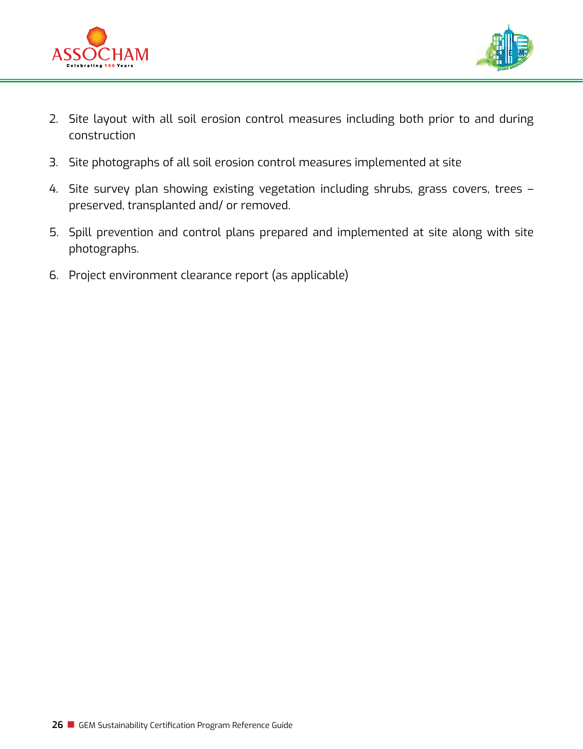2. Site layout with all soil erosion control measures including both prior to and during construction
3. Site photographs of all soil erosion control measures implemented at site
4. Site survey plan showing existing vegetation including shrubs, grass covers, trees – preserved, transplanted and/ or removed.
5. Spill prevention and control plans prepared and implemented at site along with site photographs.
6. Project environment clearance report (as applicable)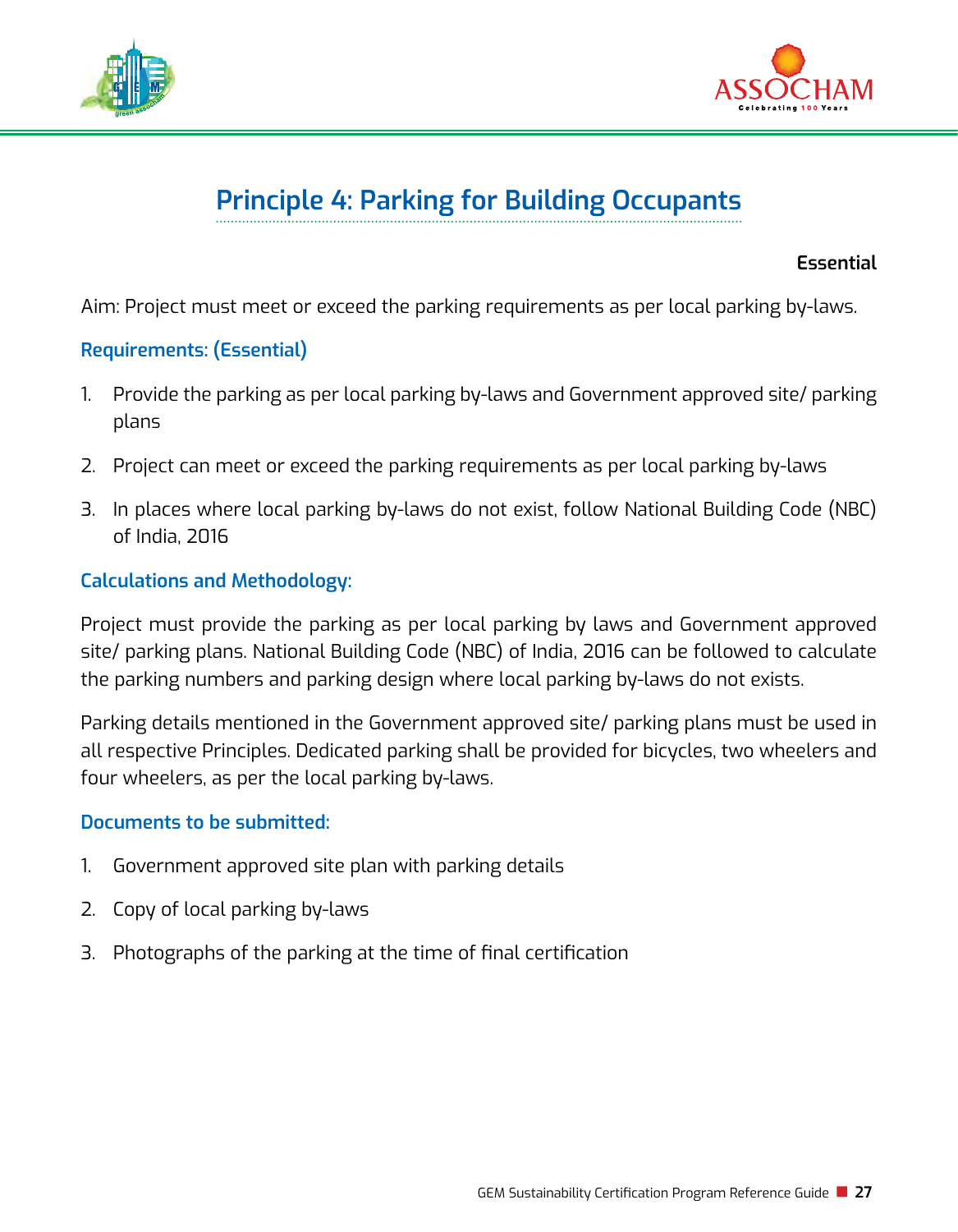# Principle 4: Parking for Building Occupants

**Essential**

Aim: Project must meet or exceed the parking requirements as per local parking by-laws.

### Requirements: (Essential)

1. Provide the parking as per local parking by-laws and Government approved site/ parking plans
2. Project can meet or exceed the parking requirements as per local parking by-laws
3. In places where local parking by-laws do not exist, follow National Building Code (NBC) of India, 2016

### Calculations and Methodology:

Project must provide the parking as per local parking by laws and Government approved site/ parking plans. National Building Code (NBC) of India, 2016 can be followed to calculate the parking numbers and parking design where local parking by-laws do not exists.

Parking details mentioned in the Government approved site/ parking plans must be used in all respective Principles. Dedicated parking shall be provided for bicycles, two wheelers and four wheelers, as per the local parking by-laws.

### Documents to be submitted:

1. Government approved site plan with parking details
2. Copy of local parking by-laws
3. Photographs of the parking at the time of final certification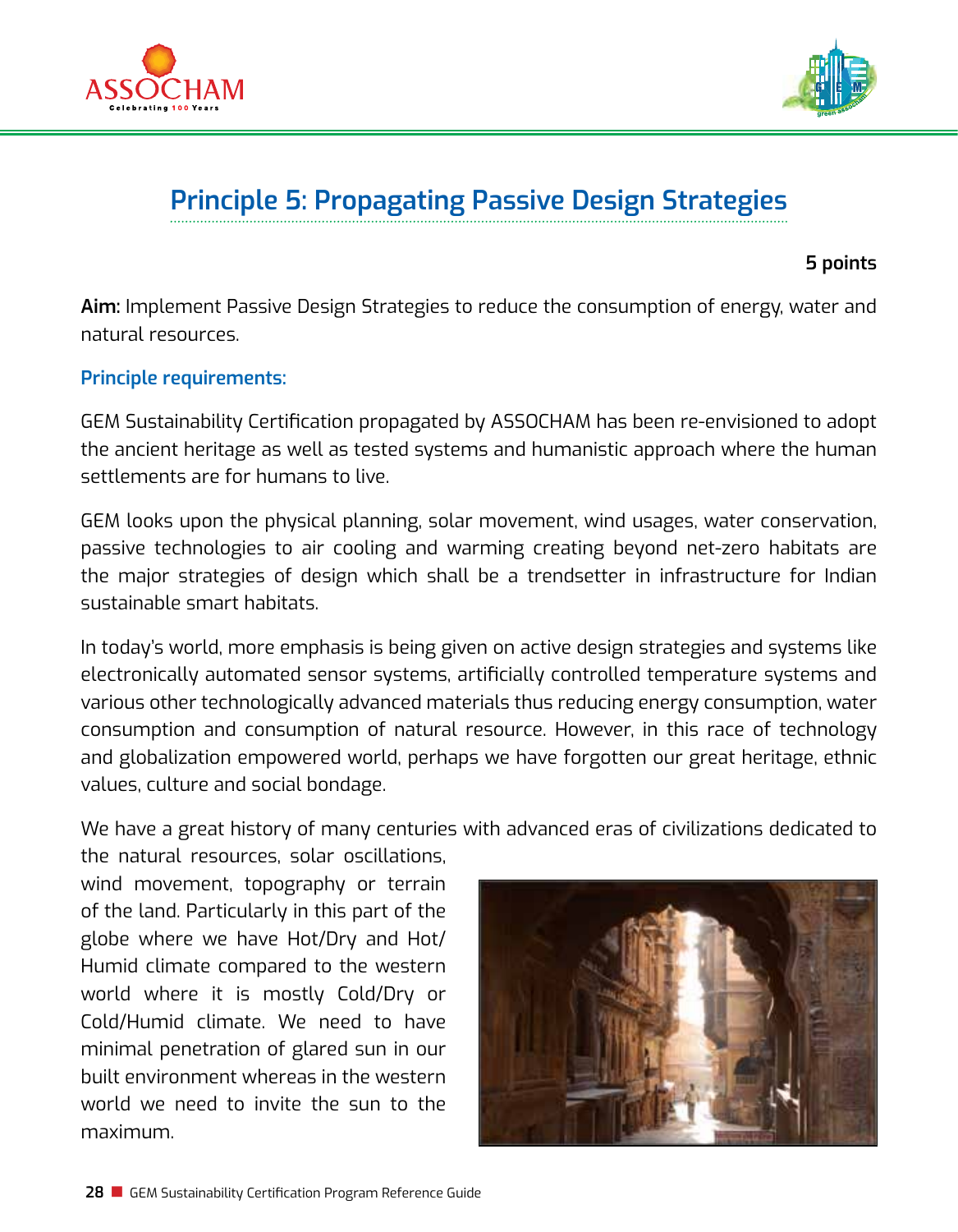## Principle 5: Propagating Passive Design Strategies

**5 points**

**Aim:** Implement Passive Design Strategies to reduce the consumption of energy, water and natural resources.

### Principle requirements:

GEM Sustainability Certification propagated by ASSOCHAM has been re-envisioned to adopt the ancient heritage as well as tested systems and humanistic approach where the human settlements are for humans to live.

GEM looks upon the physical planning, solar movement, wind usages, water conservation, passive technologies to air cooling and warming creating beyond net-zero habitats are the major strategies of design which shall be a trendsetter in infrastructure for Indian sustainable smart habitats.

In today's world, more emphasis is being given on active design strategies and systems like electronically automated sensor systems, artificially controlled temperature systems and various other technologically advanced materials thus reducing energy consumption, water consumption and consumption of natural resource. However, in this race of technology and globalization empowered world, perhaps we have forgotten our great heritage, ethnic values, culture and social bondage.

We have a great history of many centuries with advanced eras of civilizations dedicated to the natural resources, solar oscillations, wind movement, topography or terrain of the land. Particularly in this part of the globe where we have Hot/Dry and Hot/Humid climate compared to the western world where it is mostly Cold/Dry or Cold/Humid climate. We need to have minimal penetration of glared sun in our built environment whereas in the western world we need to invite the sun to the maximum.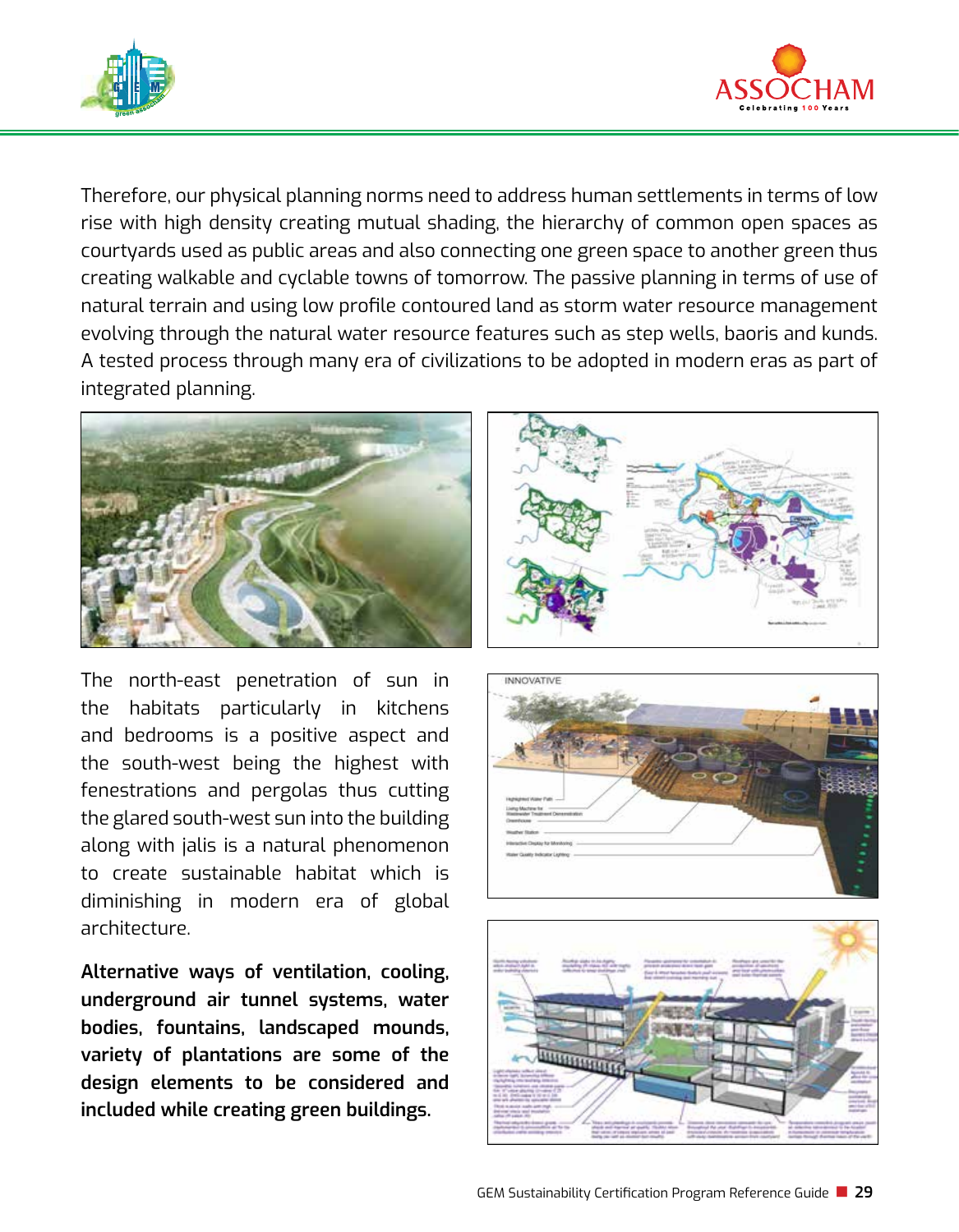Therefore, our physical planning norms need to address human settlements in terms of low rise with high density creating mutual shading, the hierarchy of common open spaces as courtyards used as public areas and also connecting one green space to another green thus creating walkable and cyclable towns of tomorrow. The passive planning in terms of use of natural terrain and using low profile contoured land as storm water resource management evolving through the natural water resource features such as step wells, baoris and kunds. A tested process through many era of civilizations to be adopted in modern eras as part of integrated planning.

The north-east penetration of sun in the habitats particularly in kitchens and bedrooms is a positive aspect and the south-west being the highest with fenestrations and pergolas thus cutting the glared south-west sun into the building along with jalis is a natural phenomenon to create sustainable habitat which is diminishing in modern era of global architecture.

**Alternative ways of ventilation, cooling, underground air tunnel systems, water bodies, fountains, landscaped mounds, variety of plantations are some of the design elements to be considered and included while creating green buildings.**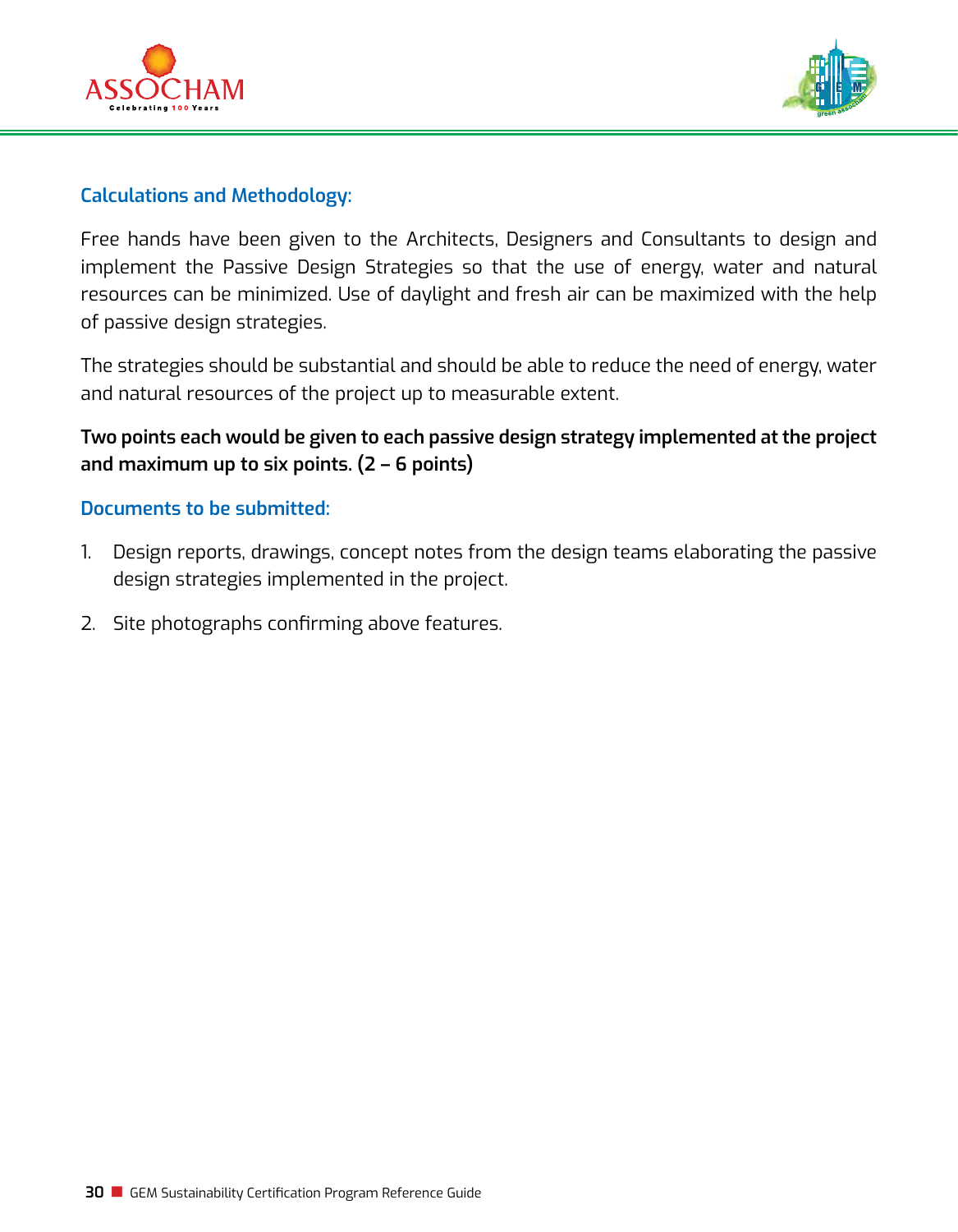### Calculations and Methodology:

Free hands have been given to the Architects, Designers and Consultants to design and implement the Passive Design Strategies so that the use of energy, water and natural resources can be minimized. Use of daylight and fresh air can be maximized with the help of passive design strategies.

The strategies should be substantial and should be able to reduce the need of energy, water and natural resources of the project up to measurable extent.

**Two points each would be given to each passive design strategy implemented at the project and maximum up to six points. (2 – 6 points)**

### Documents to be submitted:

1. Design reports, drawings, concept notes from the design teams elaborating the passive design strategies implemented in the project.
2. Site photographs confirming above features.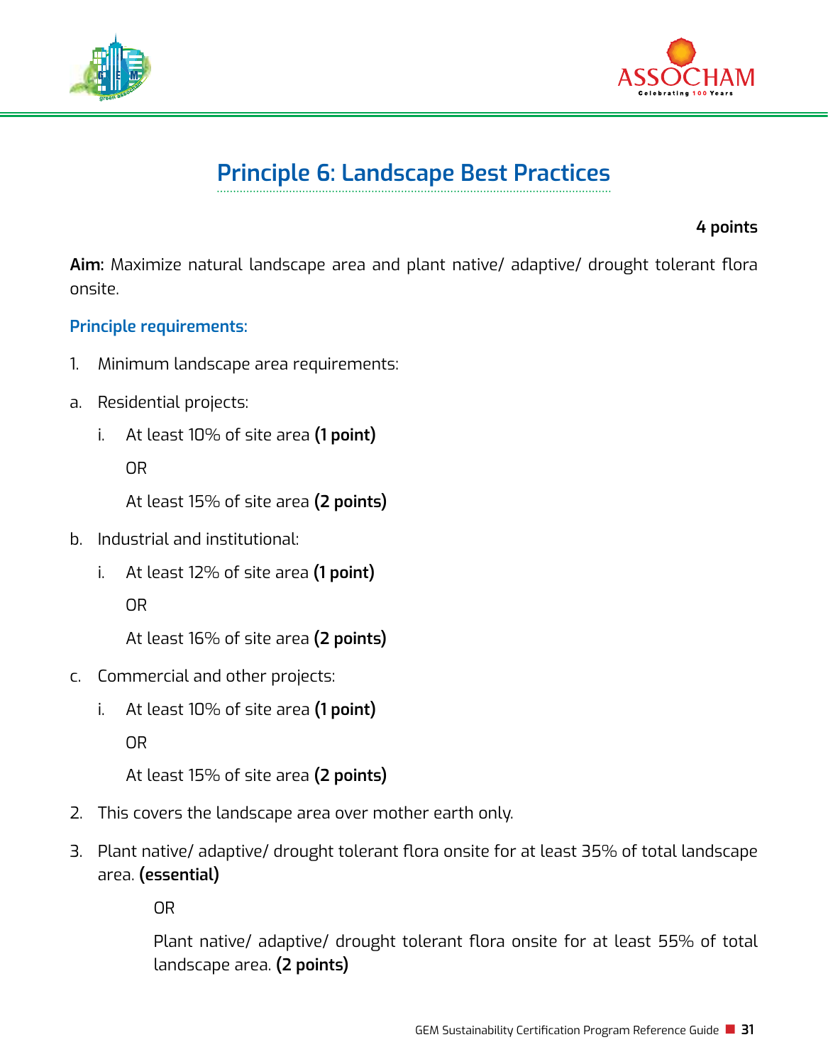# Principle 6: Landscape Best Practices

**4 points**

**Aim:** Maximize natural landscape area and plant native/ adaptive/ drought tolerant flora onsite.

### Principle requirements:

1. Minimum landscape area requirements:

a. Residential projects:

   i. At least 10% of site area **(1 point)**

   OR

   At least 15% of site area **(2 points)**

b. Industrial and institutional:

   i. At least 12% of site area **(1 point)**

   OR

   At least 16% of site area **(2 points)**

c. Commercial and other projects:

   i. At least 10% of site area **(1 point)**

   OR

   At least 15% of site area **(2 points)**

2. This covers the landscape area over mother earth only.

3. Plant native/ adaptive/ drought tolerant flora onsite for at least 35% of total landscape area. **(essential)**

   OR

   Plant native/ adaptive/ drought tolerant flora onsite for at least 55% of total landscape area. **(2 points)**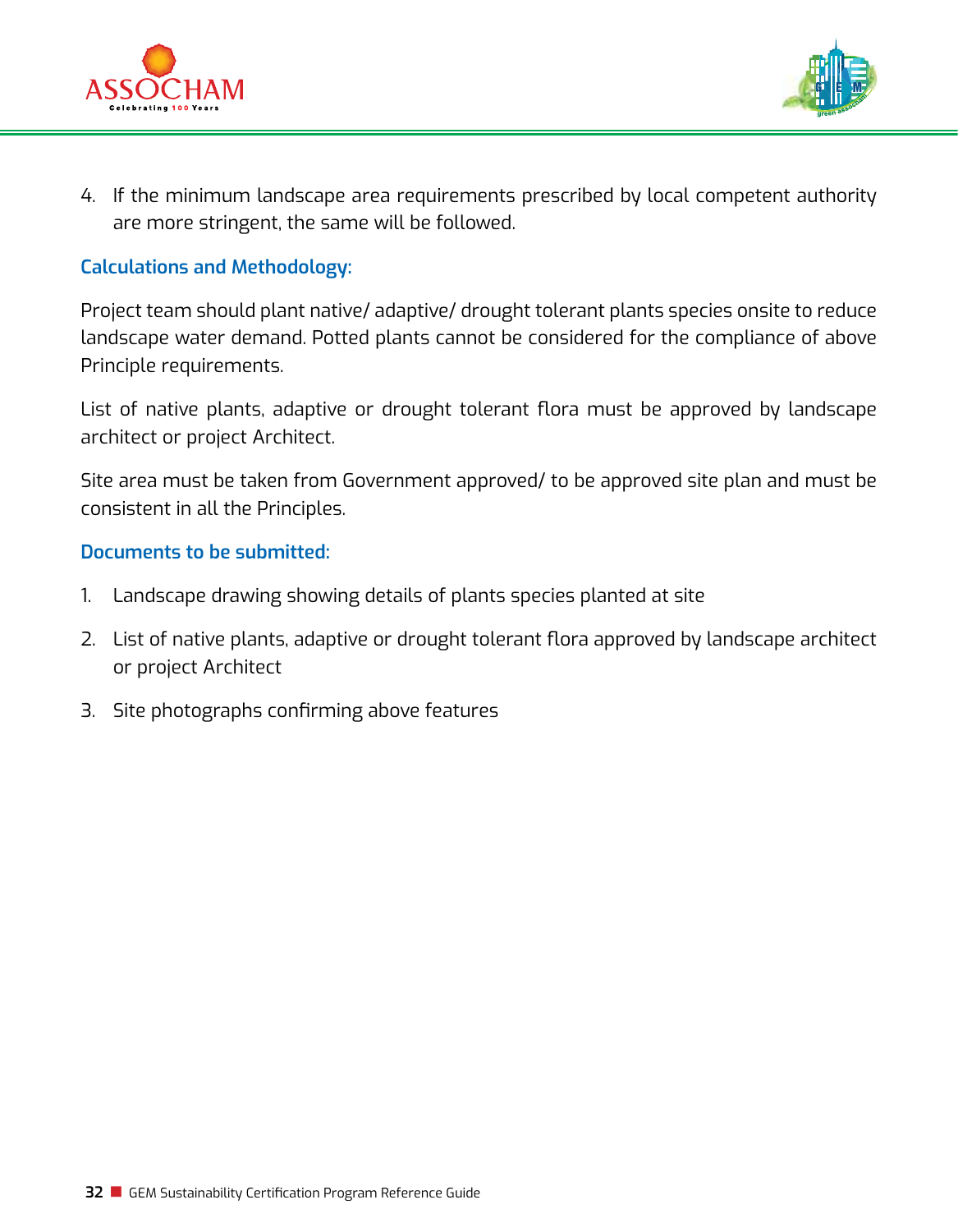4. If the minimum landscape area requirements prescribed by local competent authority are more stringent, the same will be followed.

### Calculations and Methodology:

Project team should plant native/ adaptive/ drought tolerant plants species onsite to reduce landscape water demand. Potted plants cannot be considered for the compliance of above Principle requirements.

List of native plants, adaptive or drought tolerant flora must be approved by landscape architect or project Architect.

Site area must be taken from Government approved/ to be approved site plan and must be consistent in all the Principles.

### Documents to be submitted:

1. Landscape drawing showing details of plants species planted at site
2. List of native plants, adaptive or drought tolerant flora approved by landscape architect or project Architect
3. Site photographs confirming above features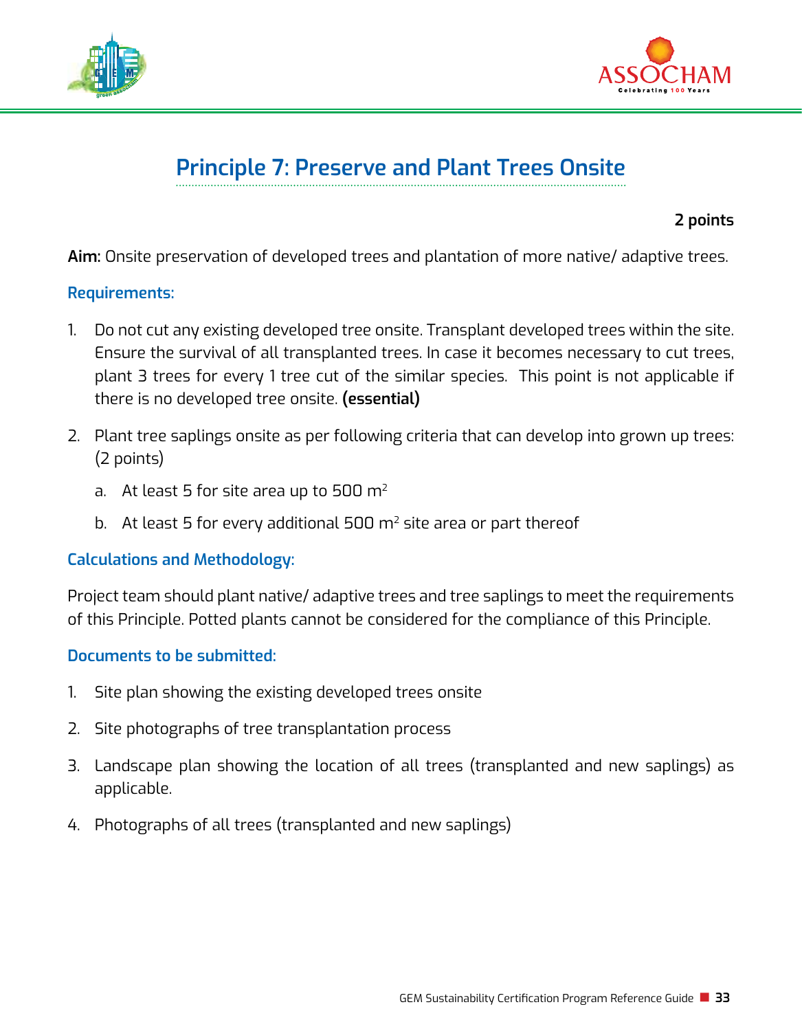# Principle 7: Preserve and Plant Trees Onsite

**2 points**

**Aim:** Onsite preservation of developed trees and plantation of more native/ adaptive trees.

### Requirements:

1. Do not cut any existing developed tree onsite. Transplant developed trees within the site. Ensure the survival of all transplanted trees. In case it becomes necessary to cut trees, plant 3 trees for every 1 tree cut of the similar species. This point is not applicable if there is no developed tree onsite. **(essential)**

2. Plant tree saplings onsite as per following criteria that can develop into grown up trees: (2 points)

   a. At least 5 for site area up to 500 $m^2$

   b. At least 5 for every additional 500 $m^2$ site area or part thereof

### Calculations and Methodology:

Project team should plant native/ adaptive trees and tree saplings to meet the requirements of this Principle. Potted plants cannot be considered for the compliance of this Principle.

### Documents to be submitted:

1. Site plan showing the existing developed trees onsite
2. Site photographs of tree transplantation process
3. Landscape plan showing the location of all trees (transplanted and new saplings) as applicable.
4. Photographs of all trees (transplanted and new saplings)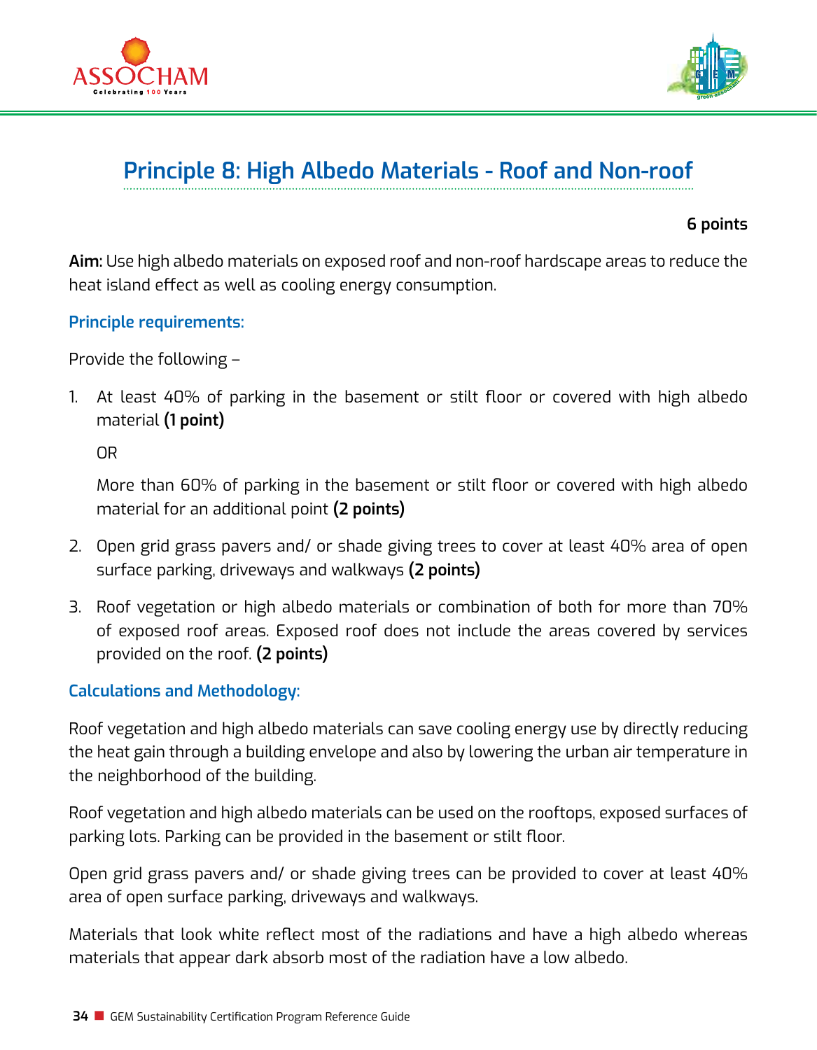## Principle 8: High Albedo Materials - Roof and Non-roof

**6 points**

**Aim:** Use high albedo materials on exposed roof and non-roof hardscape areas to reduce the heat island effect as well as cooling energy consumption.

### Principle requirements:

Provide the following –

1. At least 40% of parking in the basement or stilt floor or covered with high albedo material **(1 point)**

   OR

   More than 60% of parking in the basement or stilt floor or covered with high albedo material for an additional point **(2 points)**

2. Open grid grass pavers and/ or shade giving trees to cover at least 40% area of open surface parking, driveways and walkways **(2 points)**

3. Roof vegetation or high albedo materials or combination of both for more than 70% of exposed roof areas. Exposed roof does not include the areas covered by services provided on the roof. **(2 points)**

### Calculations and Methodology:

Roof vegetation and high albedo materials can save cooling energy use by directly reducing the heat gain through a building envelope and also by lowering the urban air temperature in the neighborhood of the building.

Roof vegetation and high albedo materials can be used on the rooftops, exposed surfaces of parking lots. Parking can be provided in the basement or stilt floor.

Open grid grass pavers and/ or shade giving trees can be provided to cover at least 40% area of open surface parking, driveways and walkways.

Materials that look white reflect most of the radiations and have a high albedo whereas materials that appear dark absorb most of the radiation have a low albedo.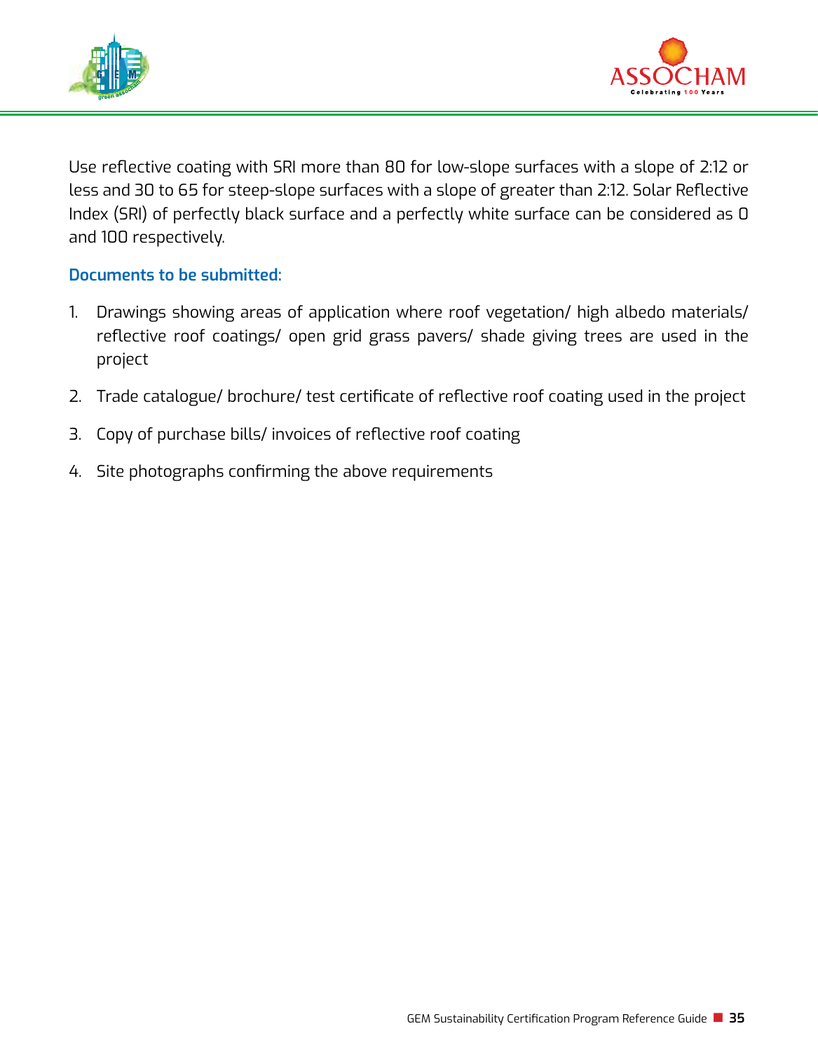Use reflective coating with SRI more than 80 for low-slope surfaces with a slope of 2:12 or less and 30 to 65 for steep-slope surfaces with a slope of greater than 2:12. Solar Reflective Index (SRI) of perfectly black surface and a perfectly white surface can be considered as 0 and 100 respectively.

**Documents to be submitted:**

1. Drawings showing areas of application where roof vegetation/ high albedo materials/ reflective roof coatings/ open grid grass pavers/ shade giving trees are used in the project
2. Trade catalogue/ brochure/ test certificate of reflective roof coating used in the project
3. Copy of purchase bills/ invoices of reflective roof coating
4. Site photographs confirming the above requirements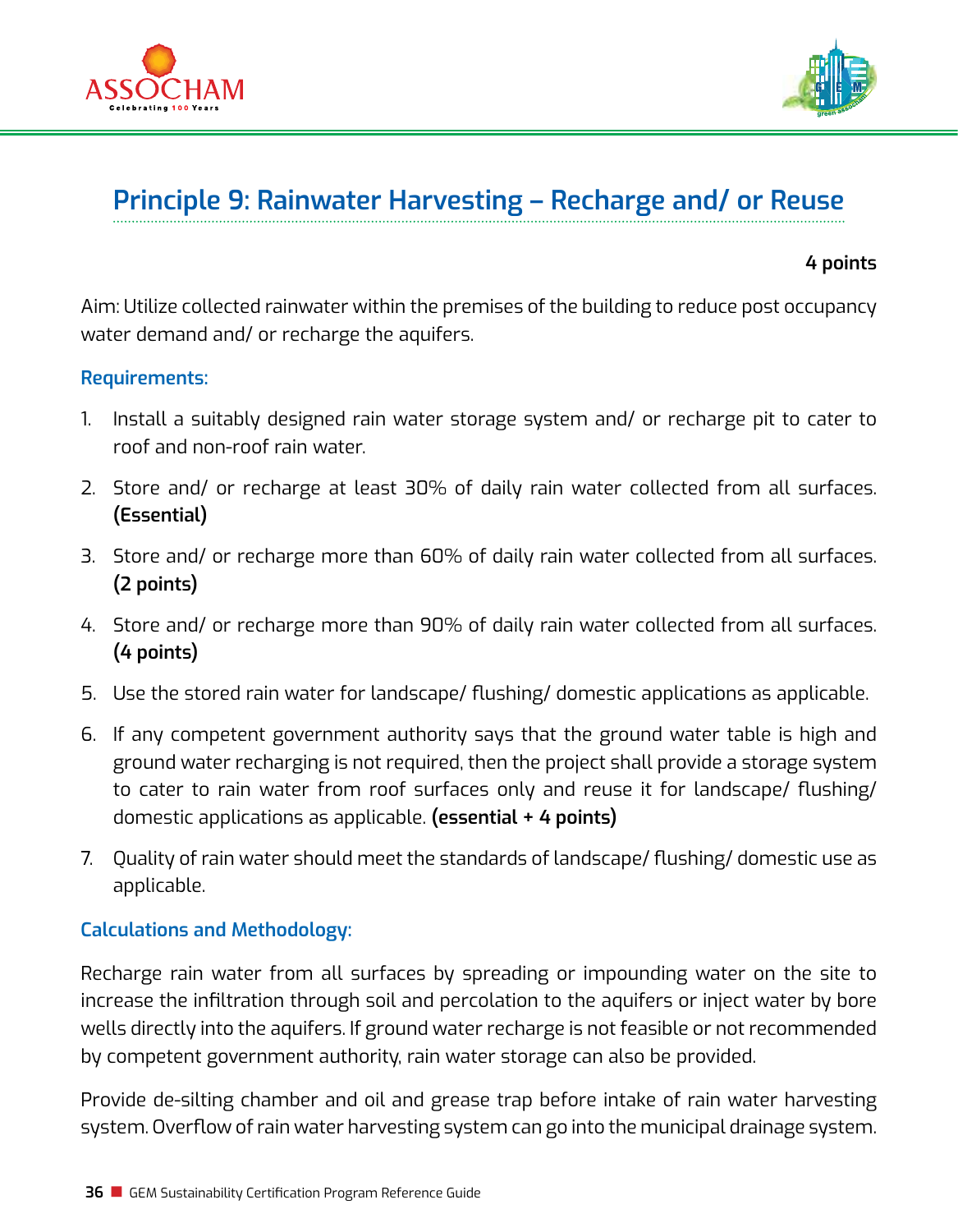## Principle 9: Rainwater Harvesting – Recharge and/ or Reuse

**4 points**

Aim: Utilize collected rainwater within the premises of the building to reduce post occupancy water demand and/ or recharge the aquifers.

### Requirements:

1. Install a suitably designed rain water storage system and/ or recharge pit to cater to roof and non-roof rain water.
2. Store and/ or recharge at least 30% of daily rain water collected from all surfaces. **(Essential)**
3. Store and/ or recharge more than 60% of daily rain water collected from all surfaces. **(2 points)**
4. Store and/ or recharge more than 90% of daily rain water collected from all surfaces. **(4 points)**
5. Use the stored rain water for landscape/ flushing/ domestic applications as applicable.
6. If any competent government authority says that the ground water table is high and ground water recharging is not required, then the project shall provide a storage system to cater to rain water from roof surfaces only and reuse it for landscape/ flushing/ domestic applications as applicable. **(essential + 4 points)**
7. Quality of rain water should meet the standards of landscape/ flushing/ domestic use as applicable.

### Calculations and Methodology:

Recharge rain water from all surfaces by spreading or impounding water on the site to increase the infiltration through soil and percolation to the aquifers or inject water by bore wells directly into the aquifers. If ground water recharge is not feasible or not recommended by competent government authority, rain water storage can also be provided.

Provide de-silting chamber and oil and grease trap before intake of rain water harvesting system. Overflow of rain water harvesting system can go into the municipal drainage system.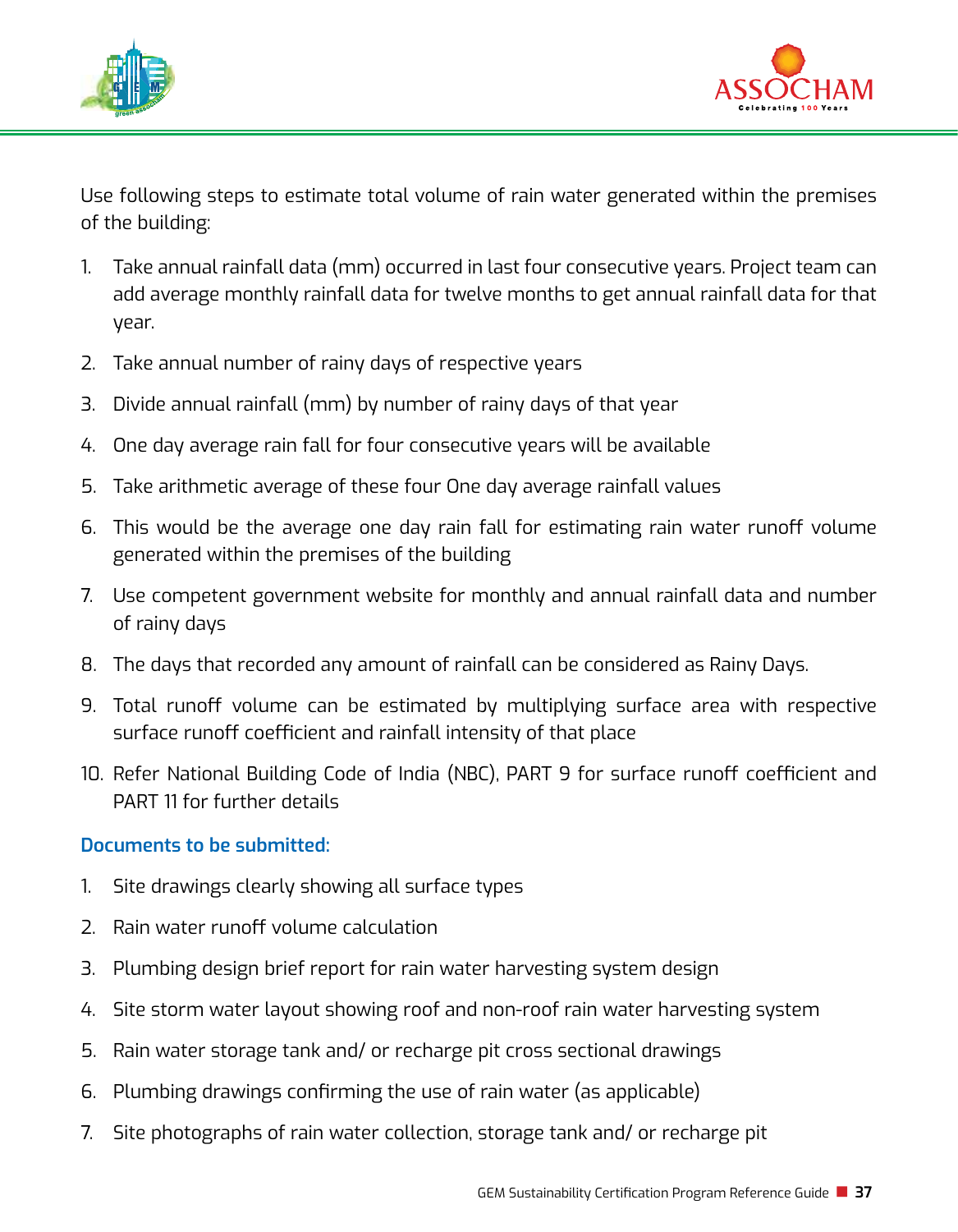Use following steps to estimate total volume of rain water generated within the premises of the building:

1. Take annual rainfall data (mm) occurred in last four consecutive years. Project team can add average monthly rainfall data for twelve months to get annual rainfall data for that year.
2. Take annual number of rainy days of respective years
3. Divide annual rainfall (mm) by number of rainy days of that year
4. One day average rain fall for four consecutive years will be available
5. Take arithmetic average of these four One day average rainfall values
6. This would be the average one day rain fall for estimating rain water runoff volume generated within the premises of the building
7. Use competent government website for monthly and annual rainfall data and number of rainy days
8. The days that recorded any amount of rainfall can be considered as Rainy Days.
9. Total runoff volume can be estimated by multiplying surface area with respective surface runoff coefficient and rainfall intensity of that place
10. Refer National Building Code of India (NBC), PART 9 for surface runoff coefficient and PART 11 for further details

**Documents to be submitted:**

1. Site drawings clearly showing all surface types
2. Rain water runoff volume calculation
3. Plumbing design brief report for rain water harvesting system design
4. Site storm water layout showing roof and non-roof rain water harvesting system
5. Rain water storage tank and/ or recharge pit cross sectional drawings
6. Plumbing drawings confirming the use of rain water (as applicable)
7. Site photographs of rain water collection, storage tank and/ or recharge pit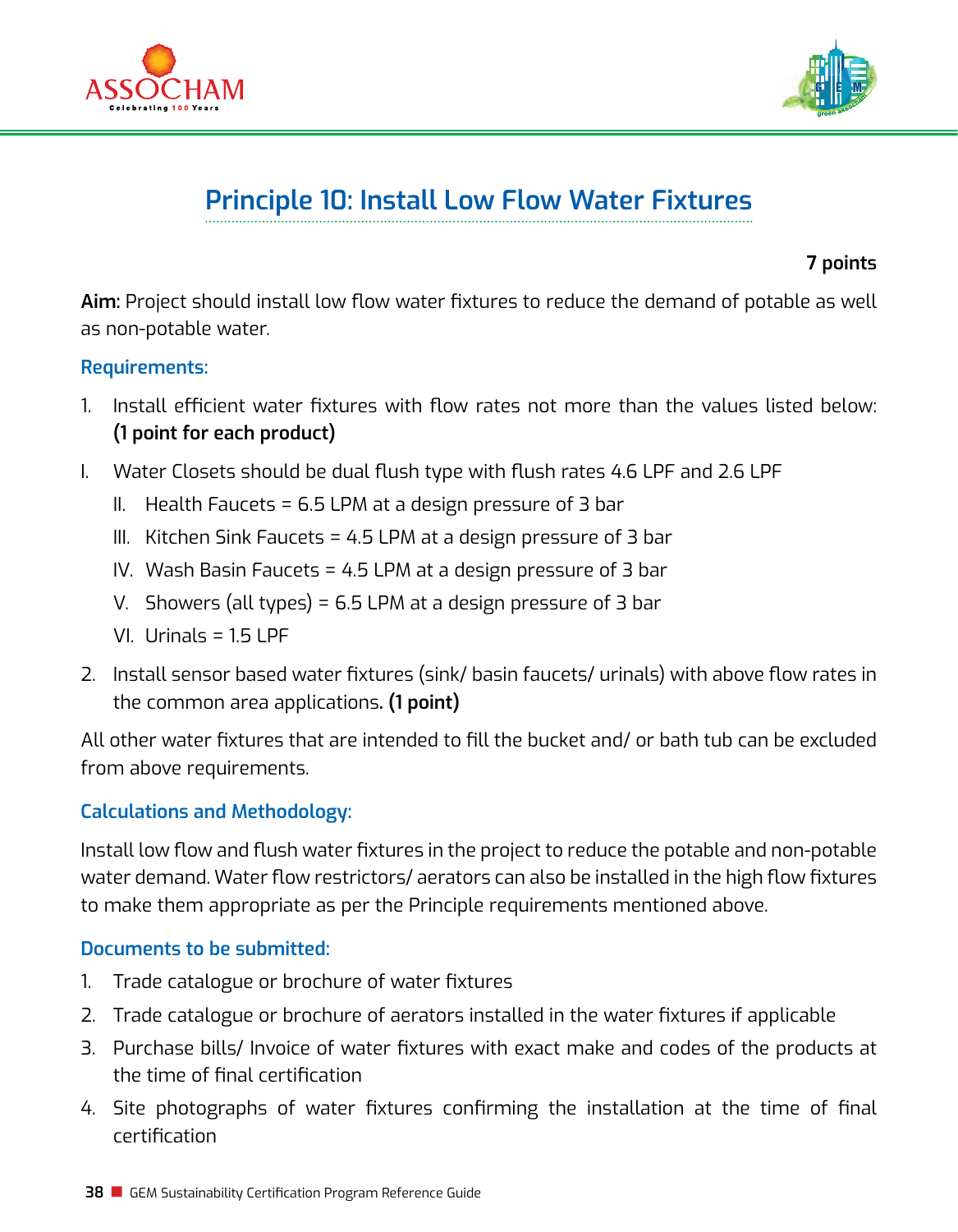# Principle 10: Install Low Flow Water Fixtures

**7 points**

**Aim:** Project should install low flow water fixtures to reduce the demand of potable as well as non-potable water.

## Requirements:

1. Install efficient water fixtures with flow rates not more than the values listed below: **(1 point for each product)**

I. Water Closets should be dual flush type with flush rates 4.6 LPF and 2.6 LPF

- II. Health Faucets = 6.5 LPM at a design pressure of 3 bar
- III. Kitchen Sink Faucets = 4.5 LPM at a design pressure of 3 bar
- IV. Wash Basin Faucets = 4.5 LPM at a design pressure of 3 bar
- V. Showers (all types) = 6.5 LPM at a design pressure of 3 bar
- VI. Urinals = 1.5 LPF

2. Install sensor based water fixtures (sink/ basin faucets/ urinals) with above flow rates in the common area applications**. (1 point)**

All other water fixtures that are intended to fill the bucket and/ or bath tub can be excluded from above requirements.

## Calculations and Methodology:

Install low flow and flush water fixtures in the project to reduce the potable and non-potable water demand. Water flow restrictors/ aerators can also be installed in the high flow fixtures to make them appropriate as per the Principle requirements mentioned above.

## Documents to be submitted:

1. Trade catalogue or brochure of water fixtures
2. Trade catalogue or brochure of aerators installed in the water fixtures if applicable
3. Purchase bills/ Invoice of water fixtures with exact make and codes of the products at the time of final certification
4. Site photographs of water fixtures confirming the installation at the time of final certification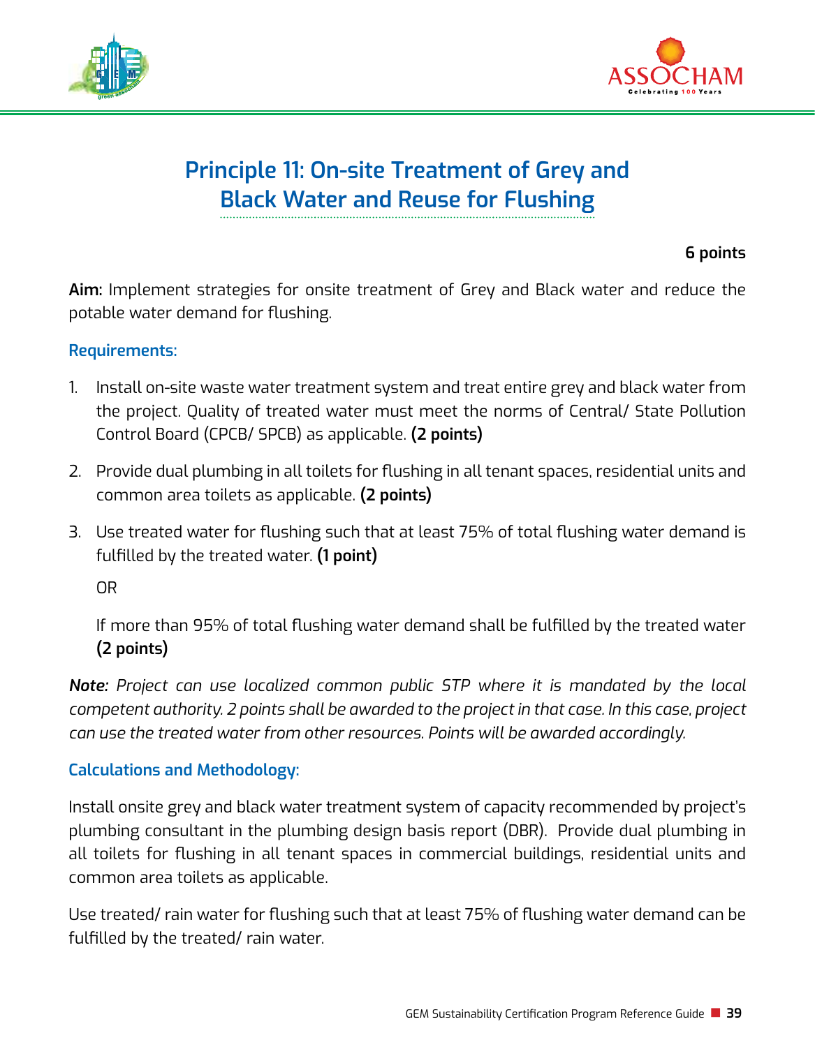# Principle 11: On-site Treatment of Grey and Black Water and Reuse for Flushing

**6 points**

**Aim:** Implement strategies for onsite treatment of Grey and Black water and reduce the potable water demand for flushing.

### Requirements:

1. Install on-site waste water treatment system and treat entire grey and black water from the project. Quality of treated water must meet the norms of Central/ State Pollution Control Board (CPCB/ SPCB) as applicable. **(2 points)**

2. Provide dual plumbing in all toilets for flushing in all tenant spaces, residential units and common area toilets as applicable. **(2 points)**

3. Use treated water for flushing such that at least 75% of total flushing water demand is fulfilled by the treated water. **(1 point)**

   OR

   If more than 95% of total flushing water demand shall be fulfilled by the treated water **(2 points)**

***Note:** Project can use localized common public STP where it is mandated by the local competent authority. 2 points shall be awarded to the project in that case. In this case, project can use the treated water from other resources. Points will be awarded accordingly.*

### Calculations and Methodology:

Install onsite grey and black water treatment system of capacity recommended by project's plumbing consultant in the plumbing design basis report (DBR). Provide dual plumbing in all toilets for flushing in all tenant spaces in commercial buildings, residential units and common area toilets as applicable.

Use treated/ rain water for flushing such that at least 75% of flushing water demand can be fulfilled by the treated/ rain water.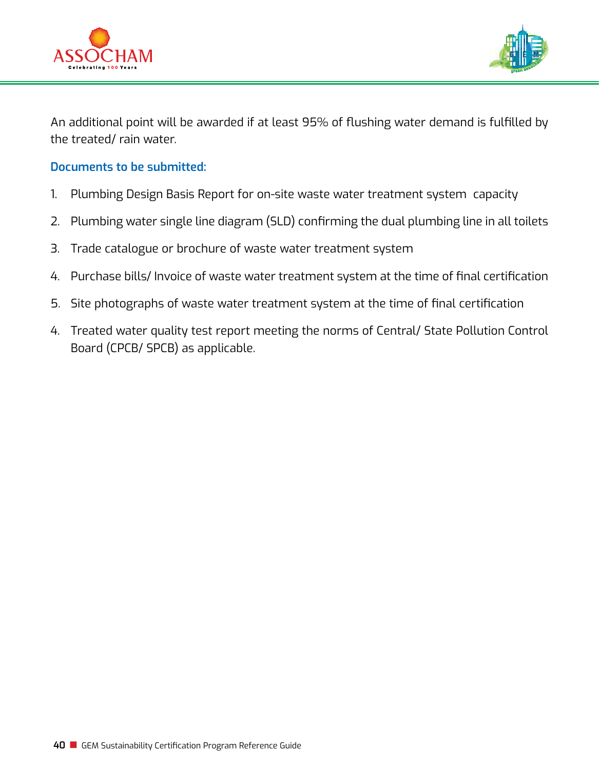An additional point will be awarded if at least 95% of flushing water demand is fulfilled by the treated/ rain water.

**Documents to be submitted:**

1. Plumbing Design Basis Report for on-site waste water treatment system capacity
2. Plumbing water single line diagram (SLD) confirming the dual plumbing line in all toilets
3. Trade catalogue or brochure of waste water treatment system
4. Purchase bills/ Invoice of waste water treatment system at the time of final certification
5. Site photographs of waste water treatment system at the time of final certification
4. Treated water quality test report meeting the norms of Central/ State Pollution Control Board (CPCB/ SPCB) as applicable.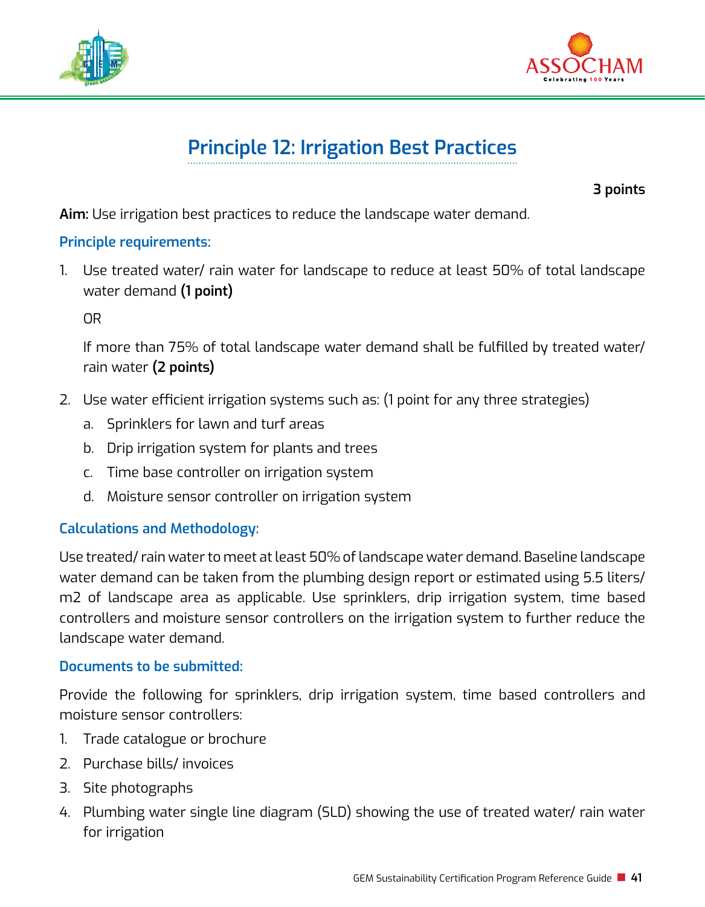# Principle 12: Irrigation Best Practices

**3 points**

**Aim:** Use irrigation best practices to reduce the landscape water demand.

### Principle requirements:

1. Use treated water/ rain water for landscape to reduce at least 50% of total landscape water demand **(1 point)**

   OR

   If more than 75% of total landscape water demand shall be fulfilled by treated water/ rain water **(2 points)**

2. Use water efficient irrigation systems such as: (1 point for any three strategies)
   a. Sprinklers for lawn and turf areas
   b. Drip irrigation system for plants and trees
   c. Time base controller on irrigation system
   d. Moisture sensor controller on irrigation system

### Calculations and Methodology:

Use treated/ rain water to meet at least 50% of landscape water demand. Baseline landscape water demand can be taken from the plumbing design report or estimated using 5.5 liters/ m2 of landscape area as applicable. Use sprinklers, drip irrigation system, time based controllers and moisture sensor controllers on the irrigation system to further reduce the landscape water demand.

### Documents to be submitted:

Provide the following for sprinklers, drip irrigation system, time based controllers and moisture sensor controllers:

1. Trade catalogue or brochure
2. Purchase bills/ invoices
3. Site photographs
4. Plumbing water single line diagram (SLD) showing the use of treated water/ rain water for irrigation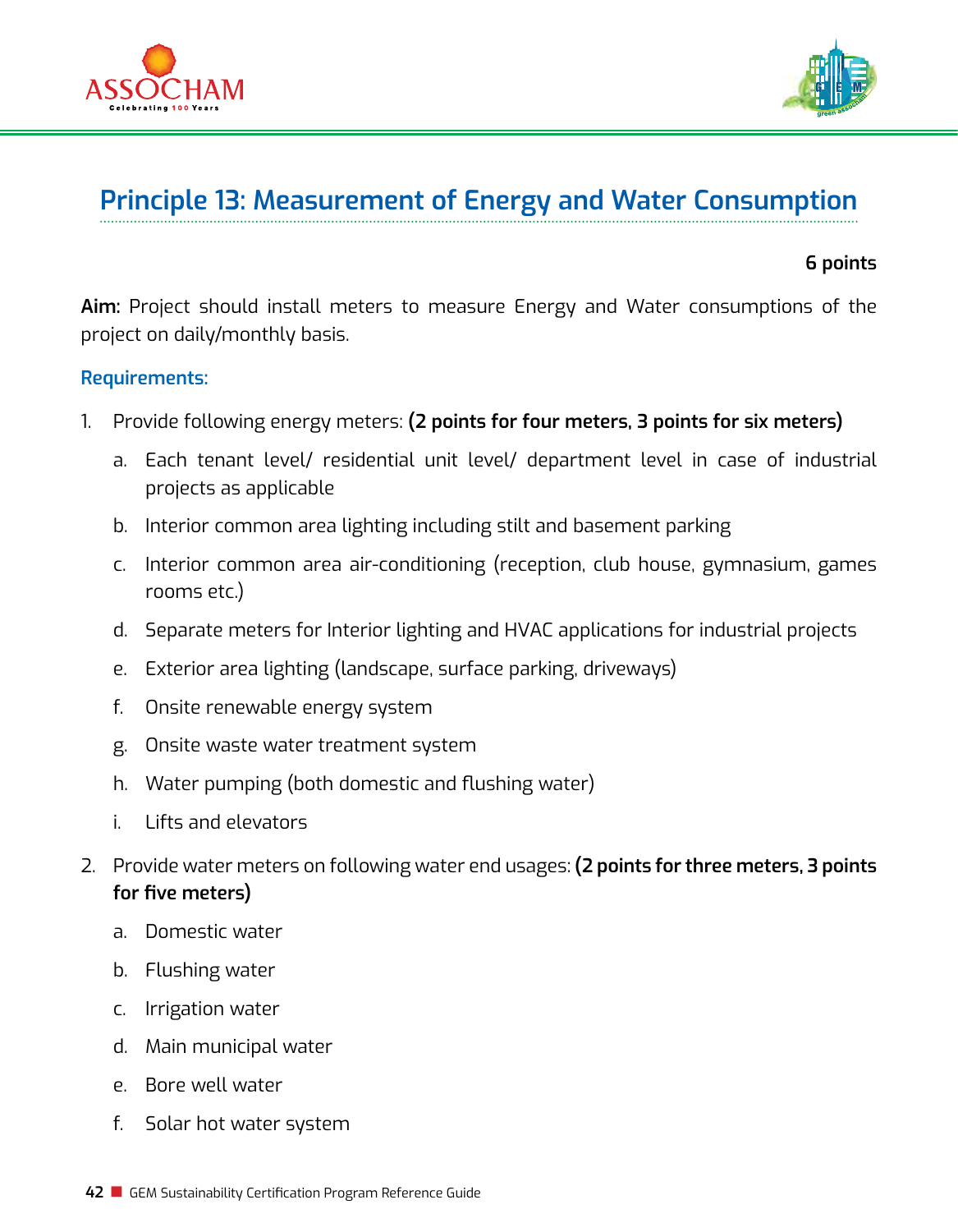## Principle 13: Measurement of Energy and Water Consumption

**6 points**

**Aim:** Project should install meters to measure Energy and Water consumptions of the project on daily/monthly basis.

### Requirements:

1. Provide following energy meters: **(2 points for four meters, 3 points for six meters)**
   a. Each tenant level/ residential unit level/ department level in case of industrial projects as applicable
   b. Interior common area lighting including stilt and basement parking
   c. Interior common area air-conditioning (reception, club house, gymnasium, games rooms etc.)
   d. Separate meters for Interior lighting and HVAC applications for industrial projects
   e. Exterior area lighting (landscape, surface parking, driveways)
   f. Onsite renewable energy system
   g. Onsite waste water treatment system
   h. Water pumping (both domestic and flushing water)
   i. Lifts and elevators
2. Provide water meters on following water end usages: **(2 points for three meters, 3 points for five meters)**
   a. Domestic water
   b. Flushing water
   c. Irrigation water
   d. Main municipal water
   e. Bore well water
   f. Solar hot water system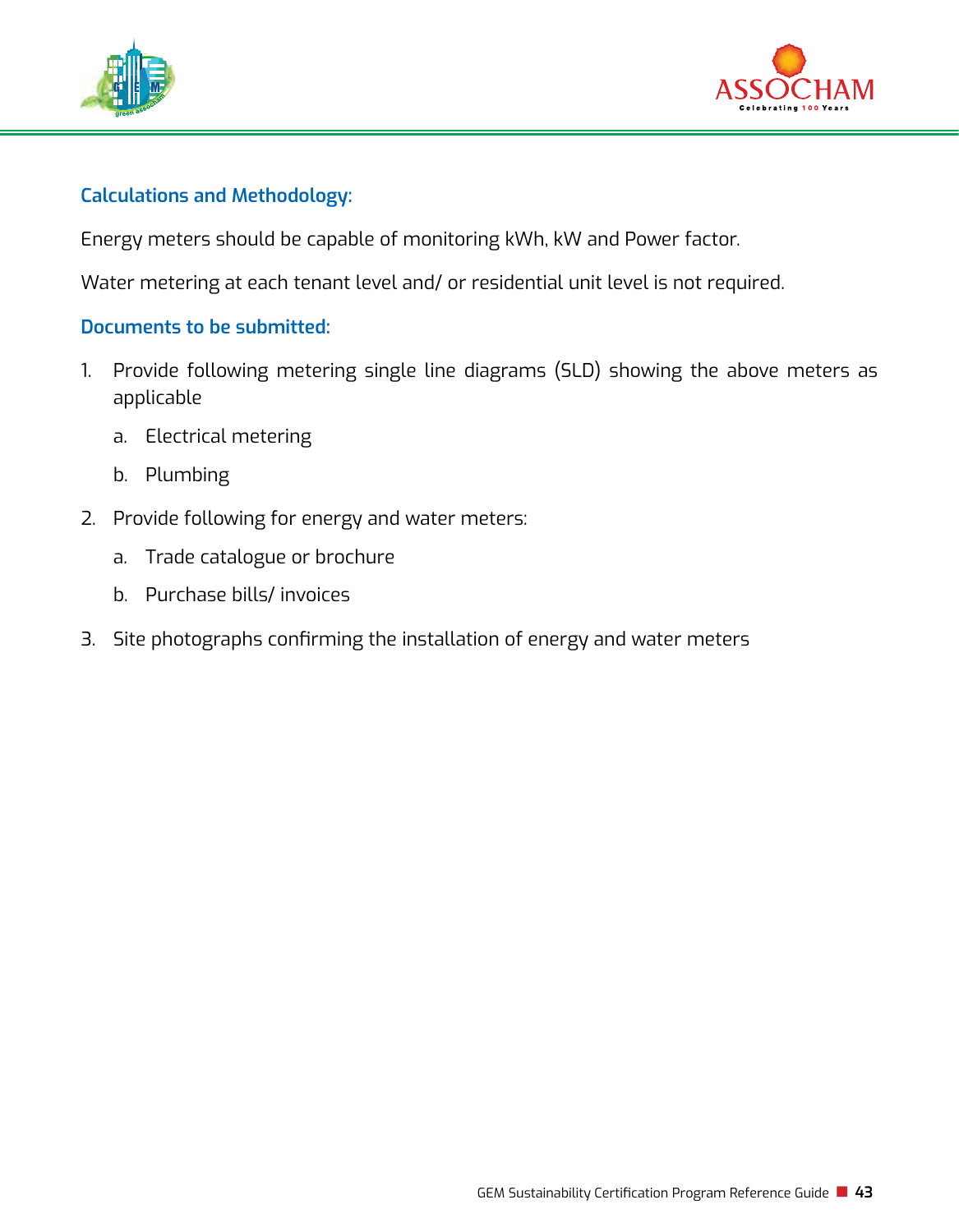### Calculations and Methodology:

Energy meters should be capable of monitoring kWh, kW and Power factor.

Water metering at each tenant level and/ or residential unit level is not required.

### Documents to be submitted:

1. Provide following metering single line diagrams (SLD) showing the above meters as applicable
   a. Electrical metering
   b. Plumbing
2. Provide following for energy and water meters:
   a. Trade catalogue or brochure
   b. Purchase bills/ invoices
3. Site photographs confirming the installation of energy and water meters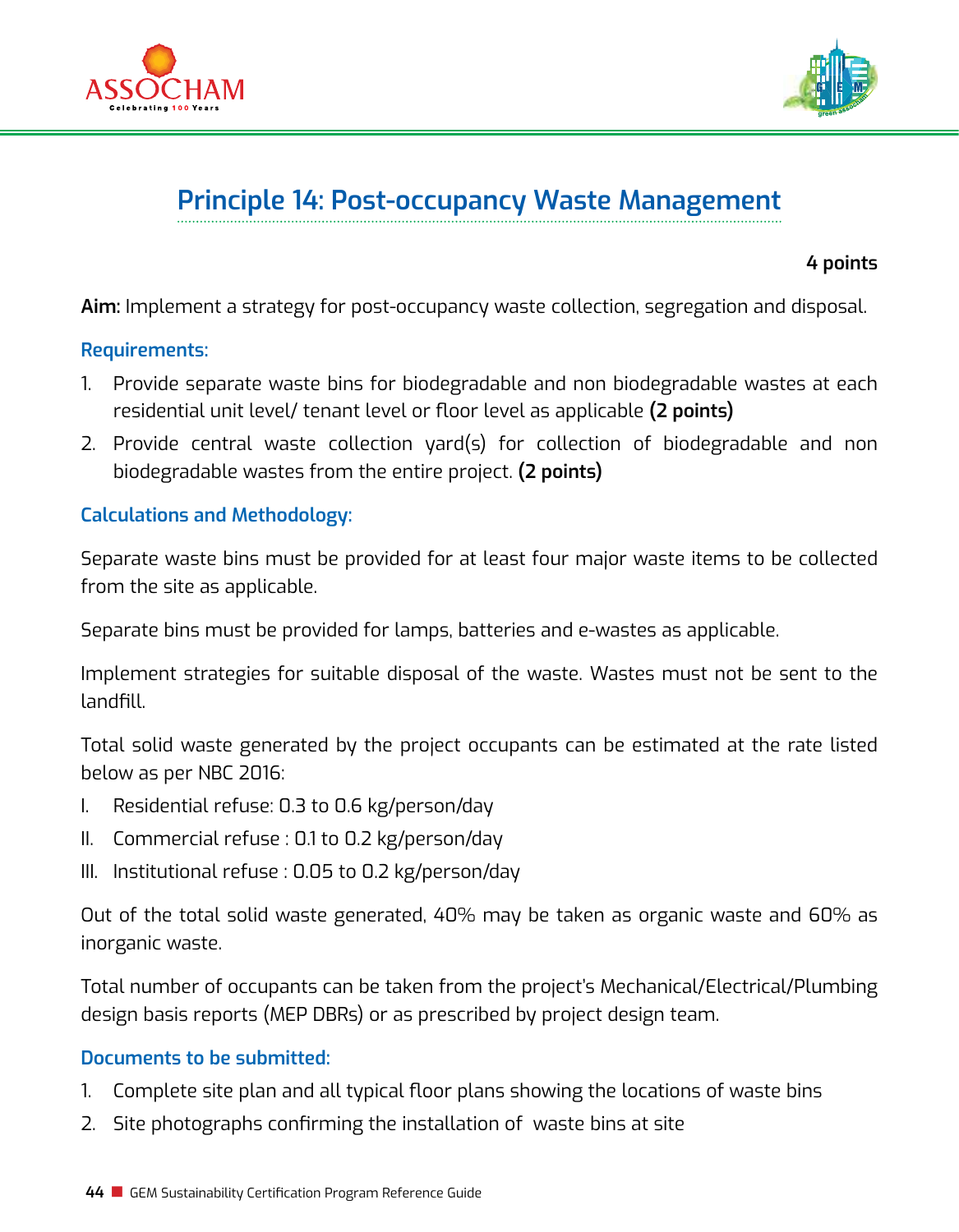# Principle 14: Post-occupancy Waste Management

**4 points**

**Aim:** Implement a strategy for post-occupancy waste collection, segregation and disposal.

### Requirements:

1. Provide separate waste bins for biodegradable and non biodegradable wastes at each residential unit level/ tenant level or floor level as applicable **(2 points)**
2. Provide central waste collection yard(s) for collection of biodegradable and non biodegradable wastes from the entire project. **(2 points)**

### Calculations and Methodology:

Separate waste bins must be provided for at least four major waste items to be collected from the site as applicable.

Separate bins must be provided for lamps, batteries and e-wastes as applicable.

Implement strategies for suitable disposal of the waste. Wastes must not be sent to the landfill.

Total solid waste generated by the project occupants can be estimated at the rate listed below as per NBC 2016:

I. Residential refuse: 0.3 to 0.6 kg/person/day
II. Commercial refuse : 0.1 to 0.2 kg/person/day
III. Institutional refuse : 0.05 to 0.2 kg/person/day

Out of the total solid waste generated, 40% may be taken as organic waste and 60% as inorganic waste.

Total number of occupants can be taken from the project's Mechanical/Electrical/Plumbing design basis reports (MEP DBRs) or as prescribed by project design team.

### Documents to be submitted:

1. Complete site plan and all typical floor plans showing the locations of waste bins
2. Site photographs confirming the installation of waste bins at site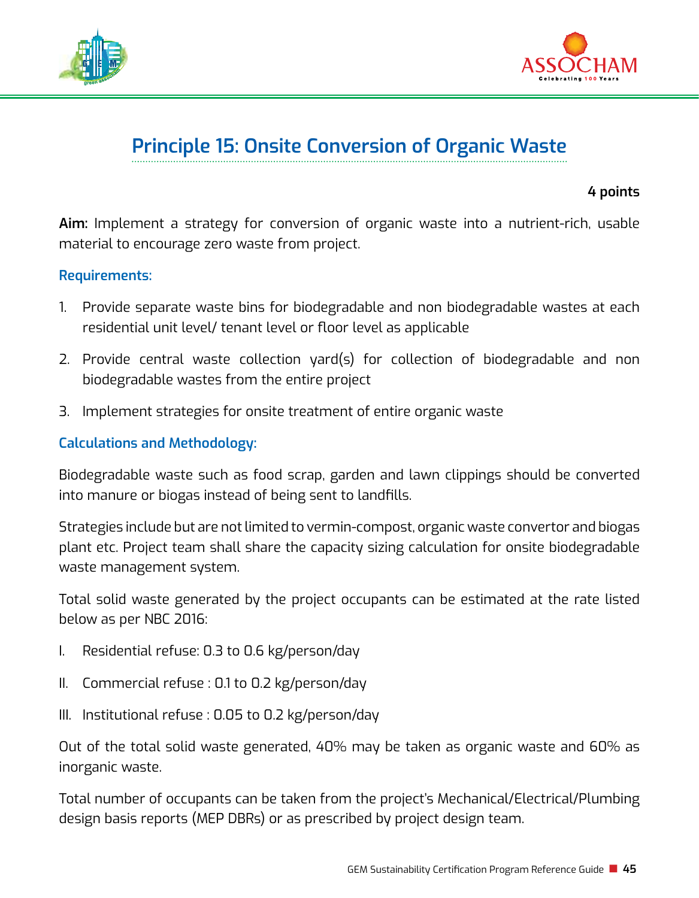## Principle 15: Onsite Conversion of Organic Waste

**4 points**

**Aim:** Implement a strategy for conversion of organic waste into a nutrient-rich, usable material to encourage zero waste from project.

### Requirements:

1. Provide separate waste bins for biodegradable and non biodegradable wastes at each residential unit level/ tenant level or floor level as applicable
2. Provide central waste collection yard(s) for collection of biodegradable and non biodegradable wastes from the entire project
3. Implement strategies for onsite treatment of entire organic waste

### Calculations and Methodology:

Biodegradable waste such as food scrap, garden and lawn clippings should be converted into manure or biogas instead of being sent to landfills.

Strategies include but are not limited to vermin-compost, organic waste convertor and biogas plant etc. Project team shall share the capacity sizing calculation for onsite biodegradable waste management system.

Total solid waste generated by the project occupants can be estimated at the rate listed below as per NBC 2016:

I. Residential refuse: 0.3 to 0.6 kg/person/day

II. Commercial refuse : 0.1 to 0.2 kg/person/day

III. Institutional refuse : 0.05 to 0.2 kg/person/day

Out of the total solid waste generated, 40% may be taken as organic waste and 60% as inorganic waste.

Total number of occupants can be taken from the project's Mechanical/Electrical/Plumbing design basis reports (MEP DBRs) or as prescribed by project design team.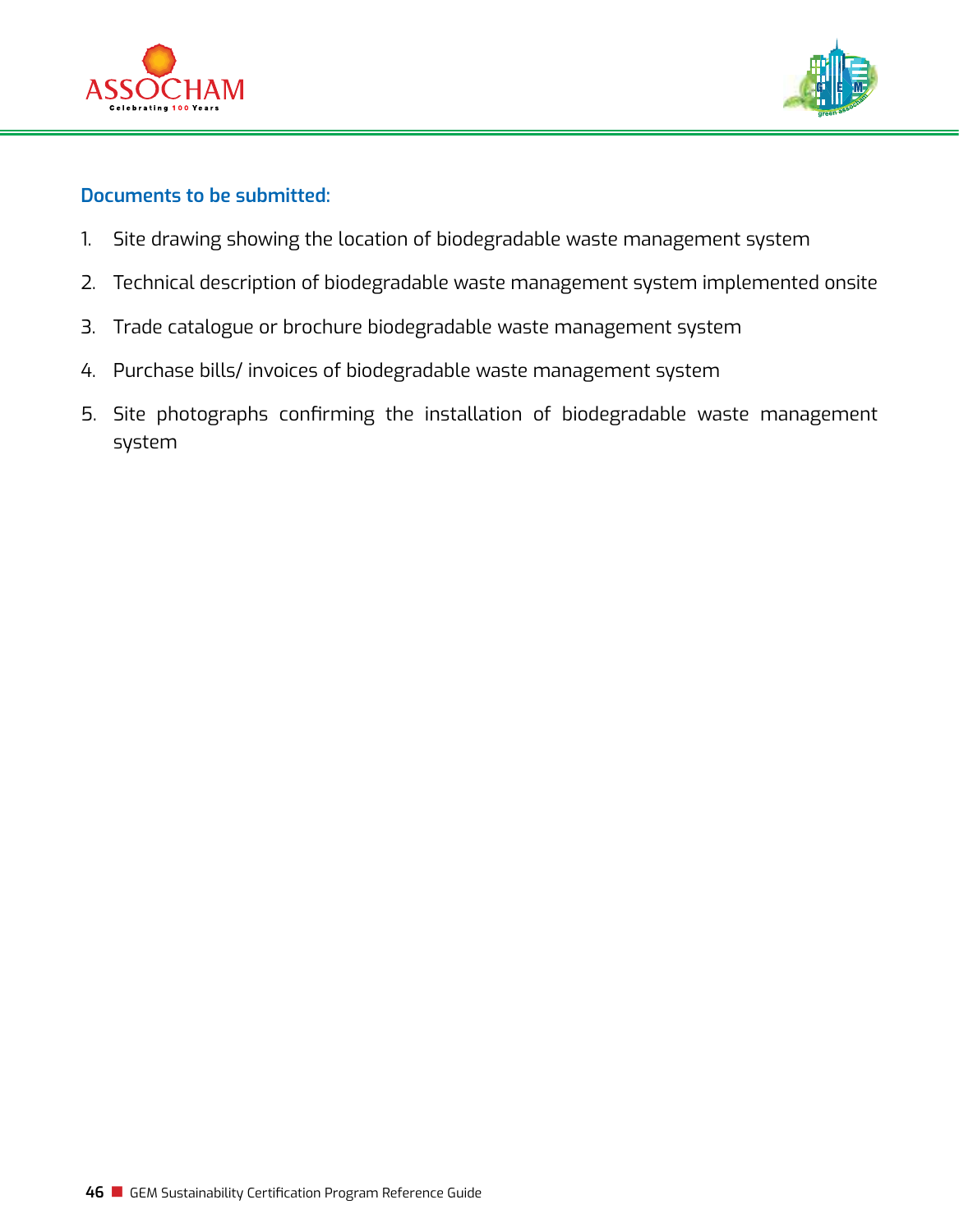**Documents to be submitted:**

1. Site drawing showing the location of biodegradable waste management system
2. Technical description of biodegradable waste management system implemented onsite
3. Trade catalogue or brochure biodegradable waste management system
4. Purchase bills/ invoices of biodegradable waste management system
5. Site photographs confirming the installation of biodegradable waste management system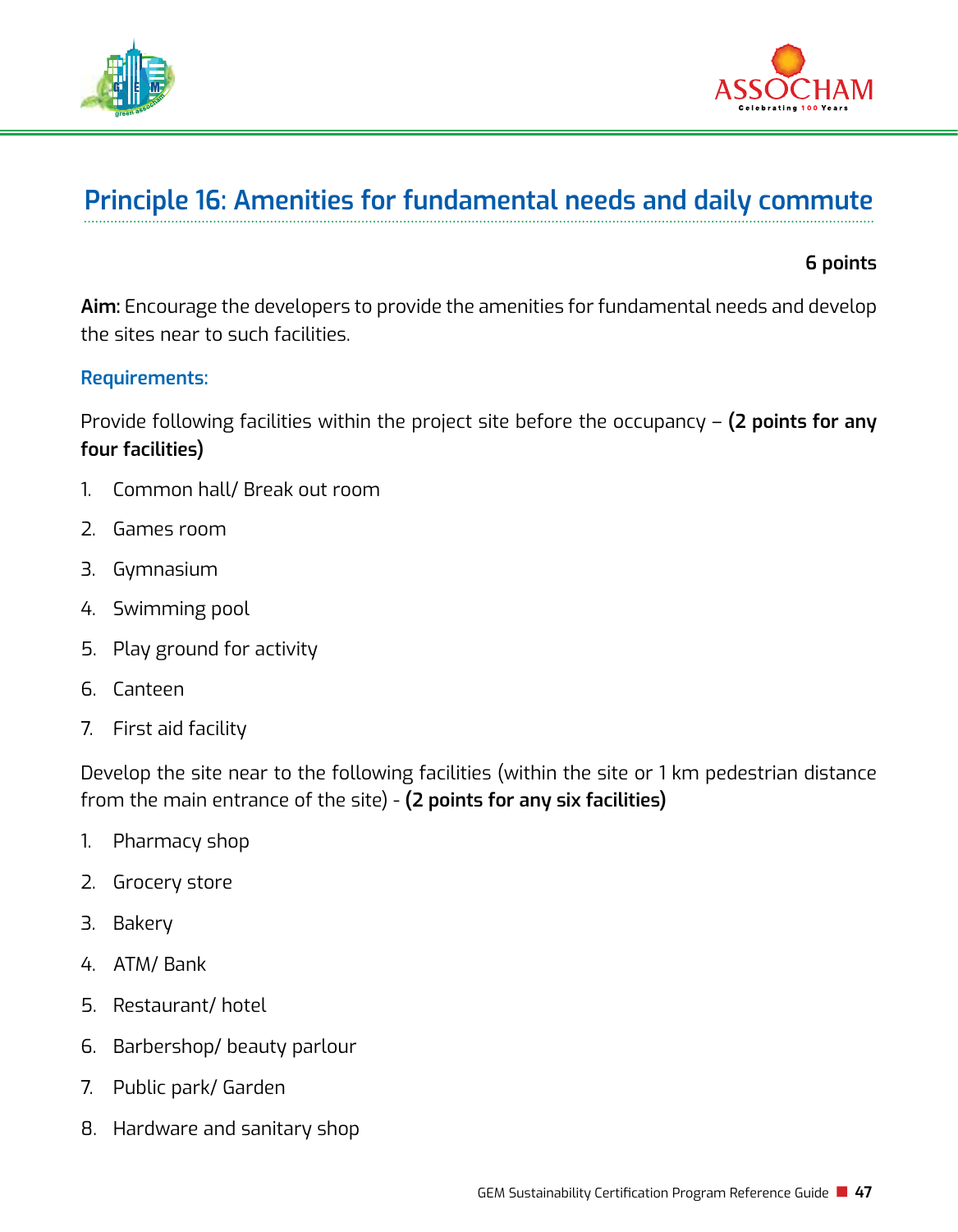## Principle 16: Amenities for fundamental needs and daily commute

**6 points**

**Aim:** Encourage the developers to provide the amenities for fundamental needs and develop the sites near to such facilities.

**Requirements:**

Provide following facilities within the project site before the occupancy – **(2 points for any four facilities)**

1. Common hall/ Break out room
2. Games room
3. Gymnasium
4. Swimming pool
5. Play ground for activity
6. Canteen
7. First aid facility

Develop the site near to the following facilities (within the site or 1 km pedestrian distance from the main entrance of the site) - **(2 points for any six facilities)**

1. Pharmacy shop
2. Grocery store
3. Bakery
4. ATM/ Bank
5. Restaurant/ hotel
6. Barbershop/ beauty parlour
7. Public park/ Garden
8. Hardware and sanitary shop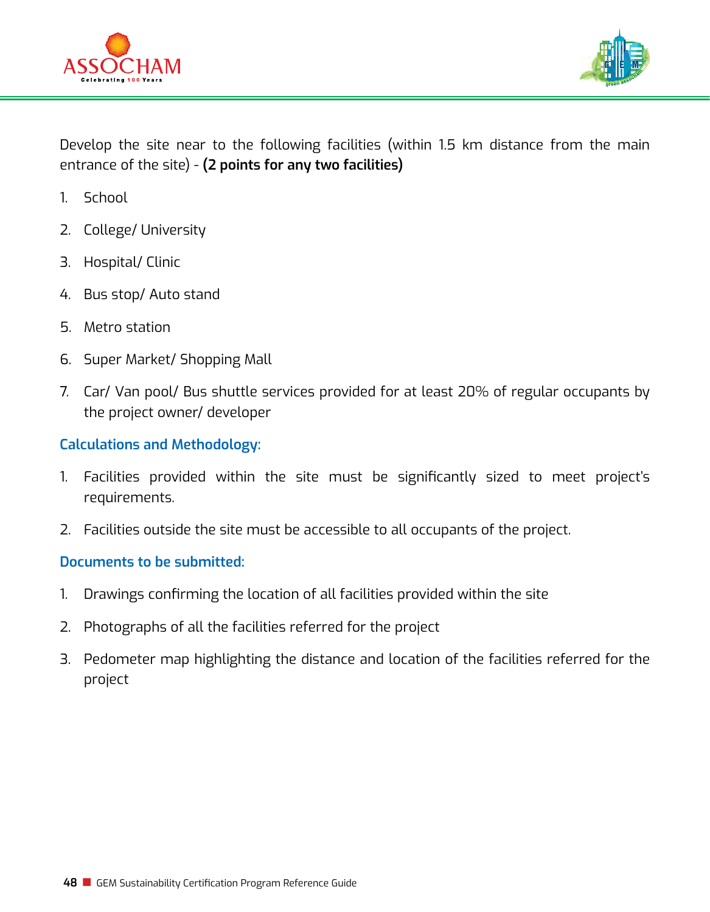Develop the site near to the following facilities (within 1.5 km distance from the main entrance of the site) - **(2 points for any two facilities)**

1. School
2. College/ University
3. Hospital/ Clinic
4. Bus stop/ Auto stand
5. Metro station
6. Super Market/ Shopping Mall
7. Car/ Van pool/ Bus shuttle services provided for at least 20% of regular occupants by the project owner/ developer

### Calculations and Methodology:

1. Facilities provided within the site must be significantly sized to meet project's requirements.
2. Facilities outside the site must be accessible to all occupants of the project.

### Documents to be submitted:

1. Drawings confirming the location of all facilities provided within the site
2. Photographs of all the facilities referred for the project
3. Pedometer map highlighting the distance and location of the facilities referred for the project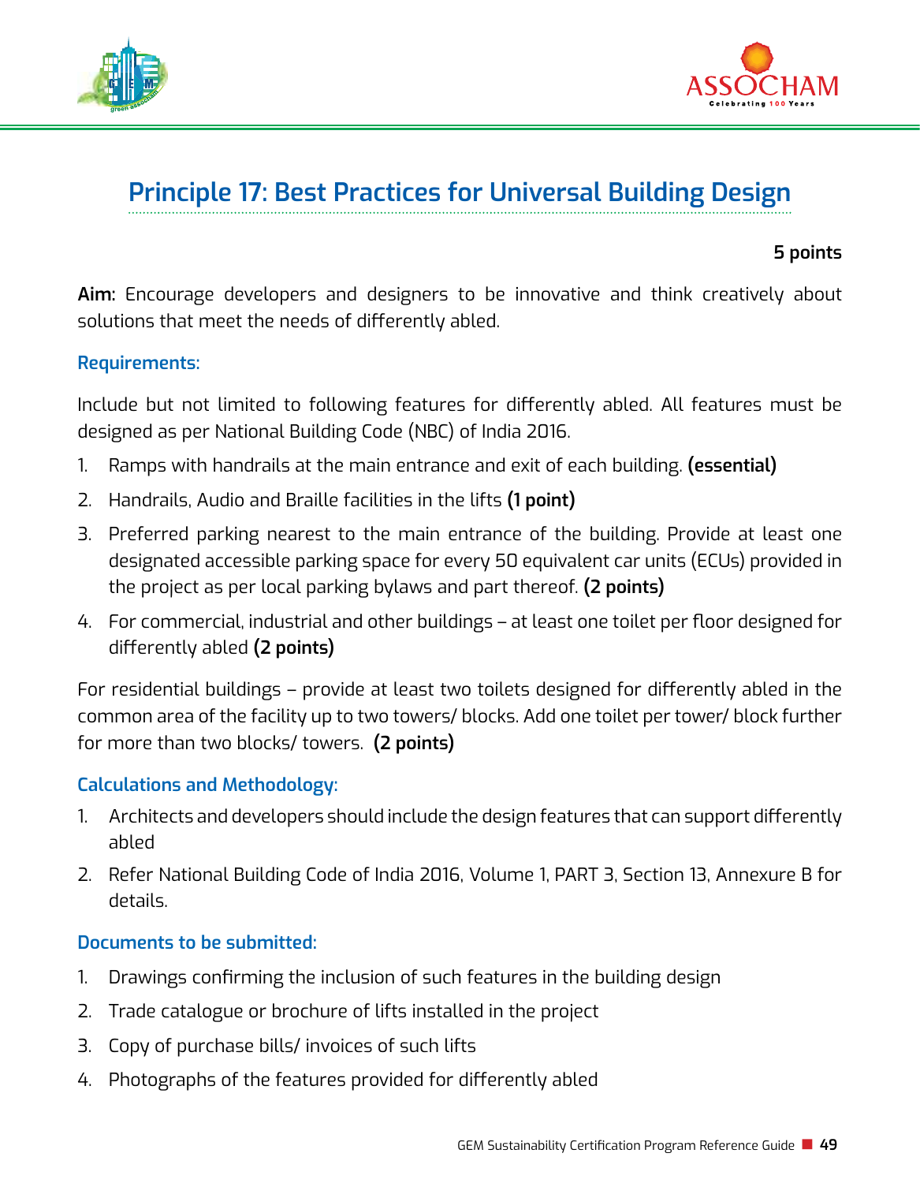## Principle 17: Best Practices for Universal Building Design

**5 points**

**Aim:** Encourage developers and designers to be innovative and think creatively about solutions that meet the needs of differently abled.

### Requirements:

Include but not limited to following features for differently abled. All features must be designed as per National Building Code (NBC) of India 2016.

1. Ramps with handrails at the main entrance and exit of each building. **(essential)**
2. Handrails, Audio and Braille facilities in the lifts **(1 point)**
3. Preferred parking nearest to the main entrance of the building. Provide at least one designated accessible parking space for every 50 equivalent car units (ECUs) provided in the project as per local parking bylaws and part thereof. **(2 points)**
4. For commercial, industrial and other buildings – at least one toilet per floor designed for differently abled **(2 points)**

For residential buildings – provide at least two toilets designed for differently abled in the common area of the facility up to two towers/ blocks. Add one toilet per tower/ block further for more than two blocks/ towers. **(2 points)**

### Calculations and Methodology:

1. Architects and developers should include the design features that can support differently abled
2. Refer National Building Code of India 2016, Volume 1, PART 3, Section 13, Annexure B for details.

### Documents to be submitted:

1. Drawings confirming the inclusion of such features in the building design
2. Trade catalogue or brochure of lifts installed in the project
3. Copy of purchase bills/ invoices of such lifts
4. Photographs of the features provided for differently abled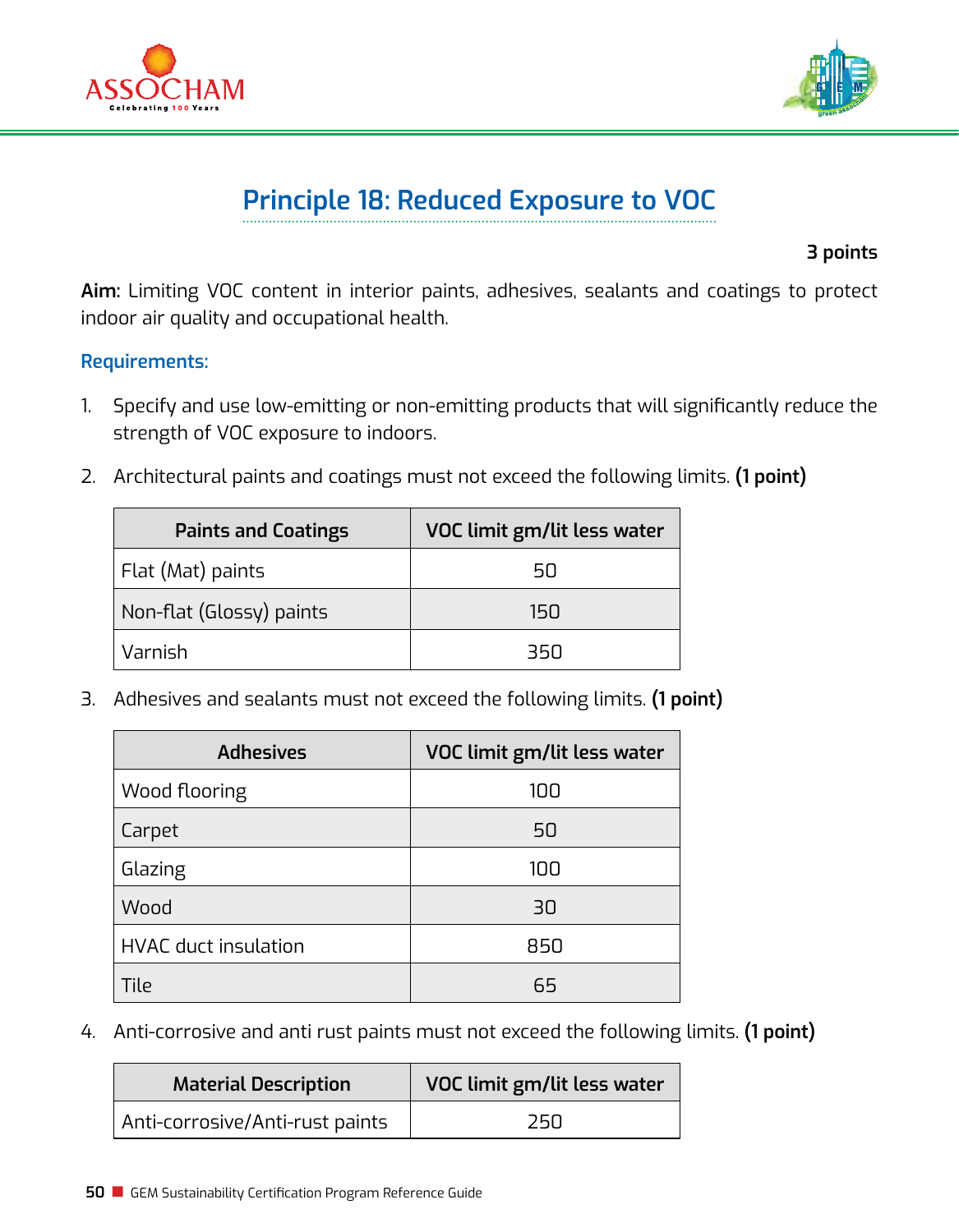# Principle 18: Reduced Exposure to VOC

**3 points**

**Aim:** Limiting VOC content in interior paints, adhesives, sealants and coatings to protect indoor air quality and occupational health.

**Requirements:**

1. Specify and use low-emitting or non-emitting products that will significantly reduce the strength of VOC exposure to indoors.

2. Architectural paints and coatings must not exceed the following limits. **(1 point)**

| Paints and Coatings | VOC limit gm/lit less water |
|---|---|
| Flat (Mat) paints | 50 |
| Non-flat (Glossy) paints | 150 |
| Varnish | 350 |

3. Adhesives and sealants must not exceed the following limits. **(1 point)**

| Adhesives | VOC limit gm/lit less water |
|---|---|
| Wood flooring | 100 |
| Carpet | 50 |
| Glazing | 100 |
| Wood | 30 |
| HVAC duct insulation | 850 |
| Tile | 65 |

4. Anti-corrosive and anti rust paints must not exceed the following limits. **(1 point)**

| Material Description | VOC limit gm/lit less water |
|---|---|
| Anti-corrosive/Anti-rust paints | 250 |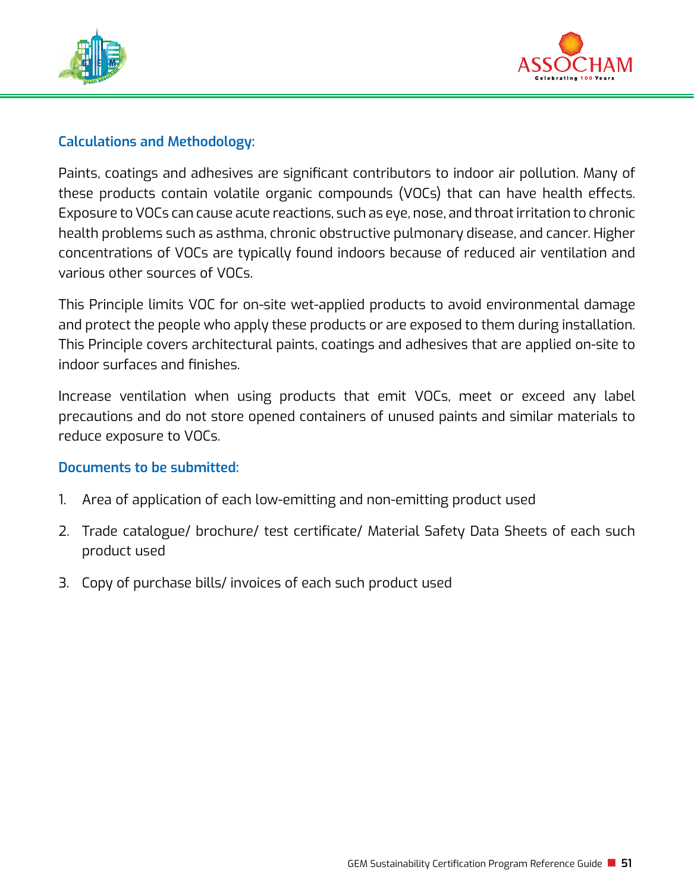### Calculations and Methodology:

Paints, coatings and adhesives are significant contributors to indoor air pollution. Many of these products contain volatile organic compounds (VOCs) that can have health effects. Exposure to VOCs can cause acute reactions, such as eye, nose, and throat irritation to chronic health problems such as asthma, chronic obstructive pulmonary disease, and cancer. Higher concentrations of VOCs are typically found indoors because of reduced air ventilation and various other sources of VOCs.

This Principle limits VOC for on-site wet-applied products to avoid environmental damage and protect the people who apply these products or are exposed to them during installation. This Principle covers architectural paints, coatings and adhesives that are applied on-site to indoor surfaces and finishes.

Increase ventilation when using products that emit VOCs, meet or exceed any label precautions and do not store opened containers of unused paints and similar materials to reduce exposure to VOCs.

### Documents to be submitted:

1. Area of application of each low-emitting and non-emitting product used
2. Trade catalogue/ brochure/ test certificate/ Material Safety Data Sheets of each such product used
3. Copy of purchase bills/ invoices of each such product used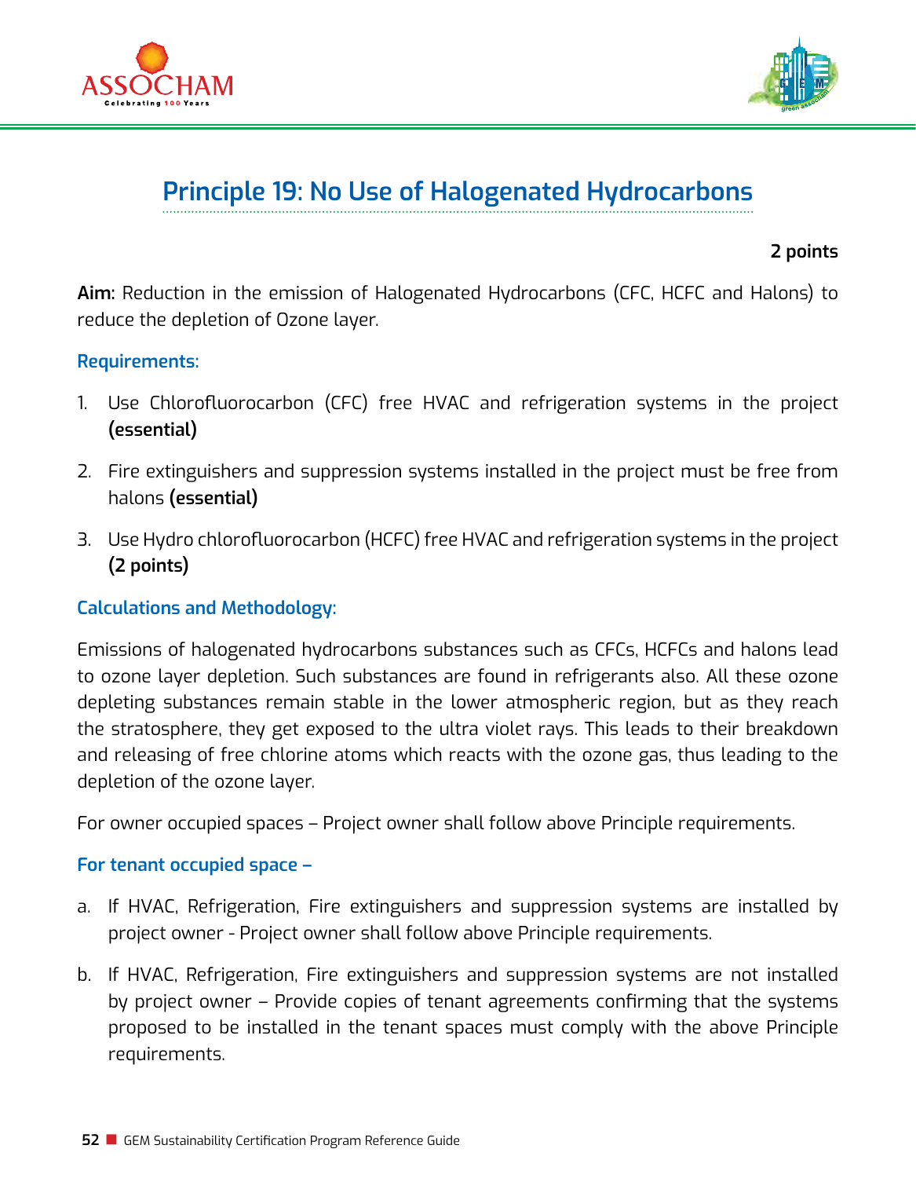# Principle 19: No Use of Halogenated Hydrocarbons

**2 points**

**Aim:** Reduction in the emission of Halogenated Hydrocarbons (CFC, HCFC and Halons) to reduce the depletion of Ozone layer.

### Requirements:

1. Use Chlorofluorocarbon (CFC) free HVAC and refrigeration systems in the project **(essential)**
2. Fire extinguishers and suppression systems installed in the project must be free from halons **(essential)**
3. Use Hydro chlorofluorocarbon (HCFC) free HVAC and refrigeration systems in the project **(2 points)**

### Calculations and Methodology:

Emissions of halogenated hydrocarbons substances such as CFCs, HCFCs and halons lead to ozone layer depletion. Such substances are found in refrigerants also. All these ozone depleting substances remain stable in the lower atmospheric region, but as they reach the stratosphere, they get exposed to the ultra violet rays. This leads to their breakdown and releasing of free chlorine atoms which reacts with the ozone gas, thus leading to the depletion of the ozone layer.

For owner occupied spaces – Project owner shall follow above Principle requirements.

### For tenant occupied space –

a. If HVAC, Refrigeration, Fire extinguishers and suppression systems are installed by project owner - Project owner shall follow above Principle requirements.

b. If HVAC, Refrigeration, Fire extinguishers and suppression systems are not installed by project owner – Provide copies of tenant agreements confirming that the systems proposed to be installed in the tenant spaces must comply with the above Principle requirements.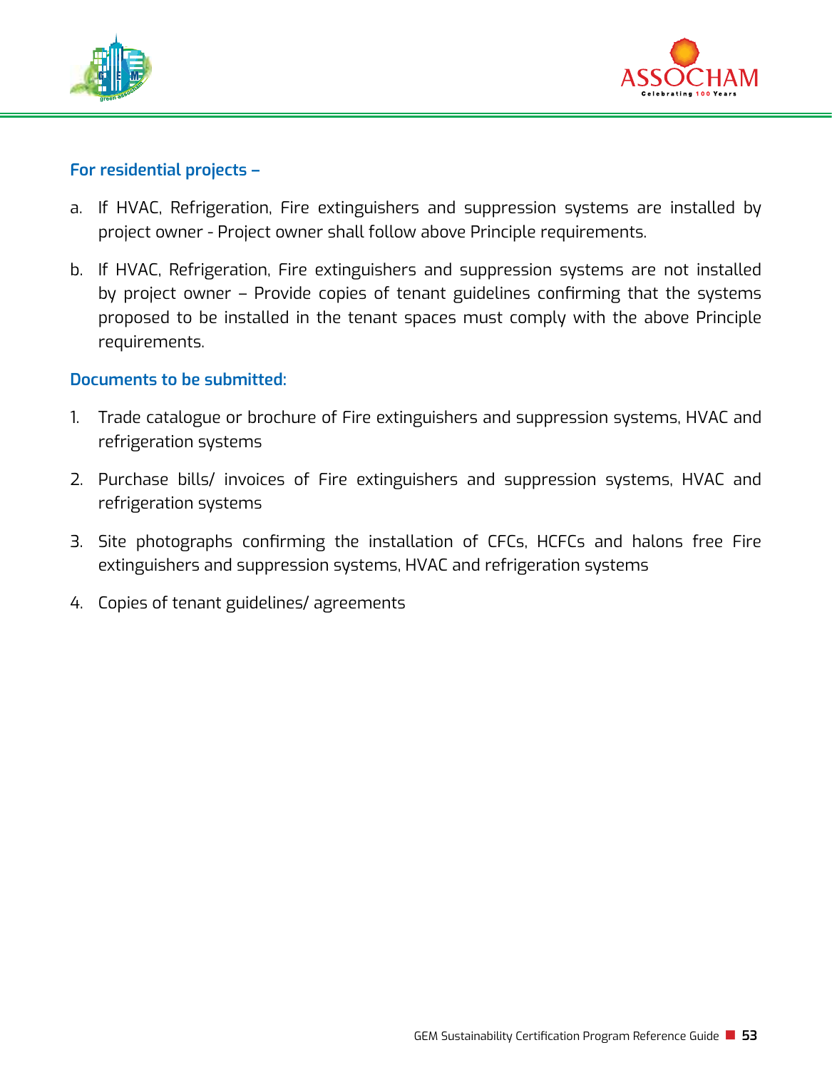**For residential projects –**

a. If HVAC, Refrigeration, Fire extinguishers and suppression systems are installed by project owner - Project owner shall follow above Principle requirements.

b. If HVAC, Refrigeration, Fire extinguishers and suppression systems are not installed by project owner – Provide copies of tenant guidelines confirming that the systems proposed to be installed in the tenant spaces must comply with the above Principle requirements.

**Documents to be submitted:**

1. Trade catalogue or brochure of Fire extinguishers and suppression systems, HVAC and refrigeration systems
2. Purchase bills/ invoices of Fire extinguishers and suppression systems, HVAC and refrigeration systems
3. Site photographs confirming the installation of CFCs, HCFCs and halons free Fire extinguishers and suppression systems, HVAC and refrigeration systems
4. Copies of tenant guidelines/ agreements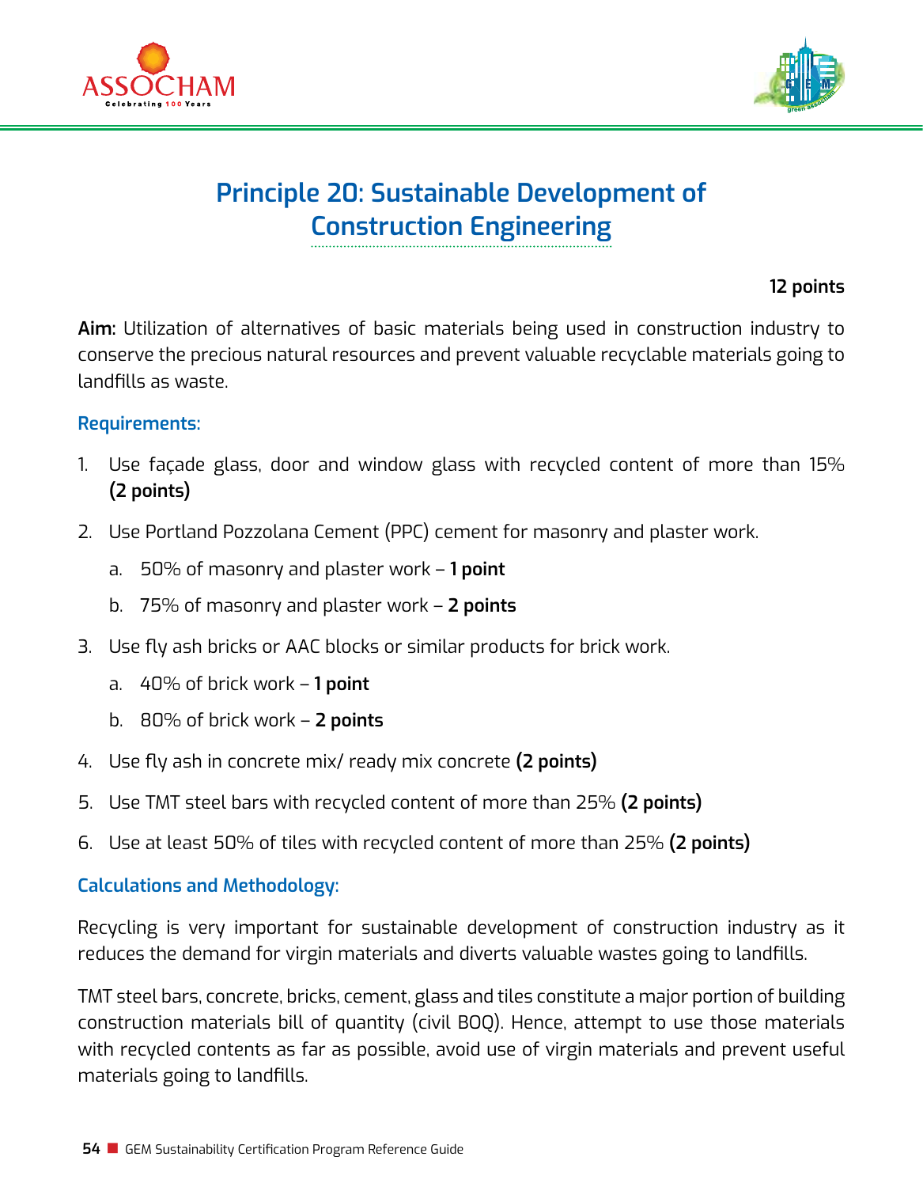# Principle 20: Sustainable Development of Construction Engineering

**12 points**

**Aim:** Utilization of alternatives of basic materials being used in construction industry to conserve the precious natural resources and prevent valuable recyclable materials going to landfills as waste.

### Requirements:

1. Use façade glass, door and window glass with recycled content of more than 15% **(2 points)**
2. Use Portland Pozzolana Cement (PPC) cement for masonry and plaster work.
   a. 50% of masonry and plaster work – **1 point**
   b. 75% of masonry and plaster work – **2 points**
3. Use fly ash bricks or AAC blocks or similar products for brick work.
   a. 40% of brick work – **1 point**
   b. 80% of brick work – **2 points**
4. Use fly ash in concrete mix/ ready mix concrete **(2 points)**
5. Use TMT steel bars with recycled content of more than 25% **(2 points)**
6. Use at least 50% of tiles with recycled content of more than 25% **(2 points)**

### Calculations and Methodology:

Recycling is very important for sustainable development of construction industry as it reduces the demand for virgin materials and diverts valuable wastes going to landfills.

TMT steel bars, concrete, bricks, cement, glass and tiles constitute a major portion of building construction materials bill of quantity (civil BOQ). Hence, attempt to use those materials with recycled contents as far as possible, avoid use of virgin materials and prevent useful materials going to landfills.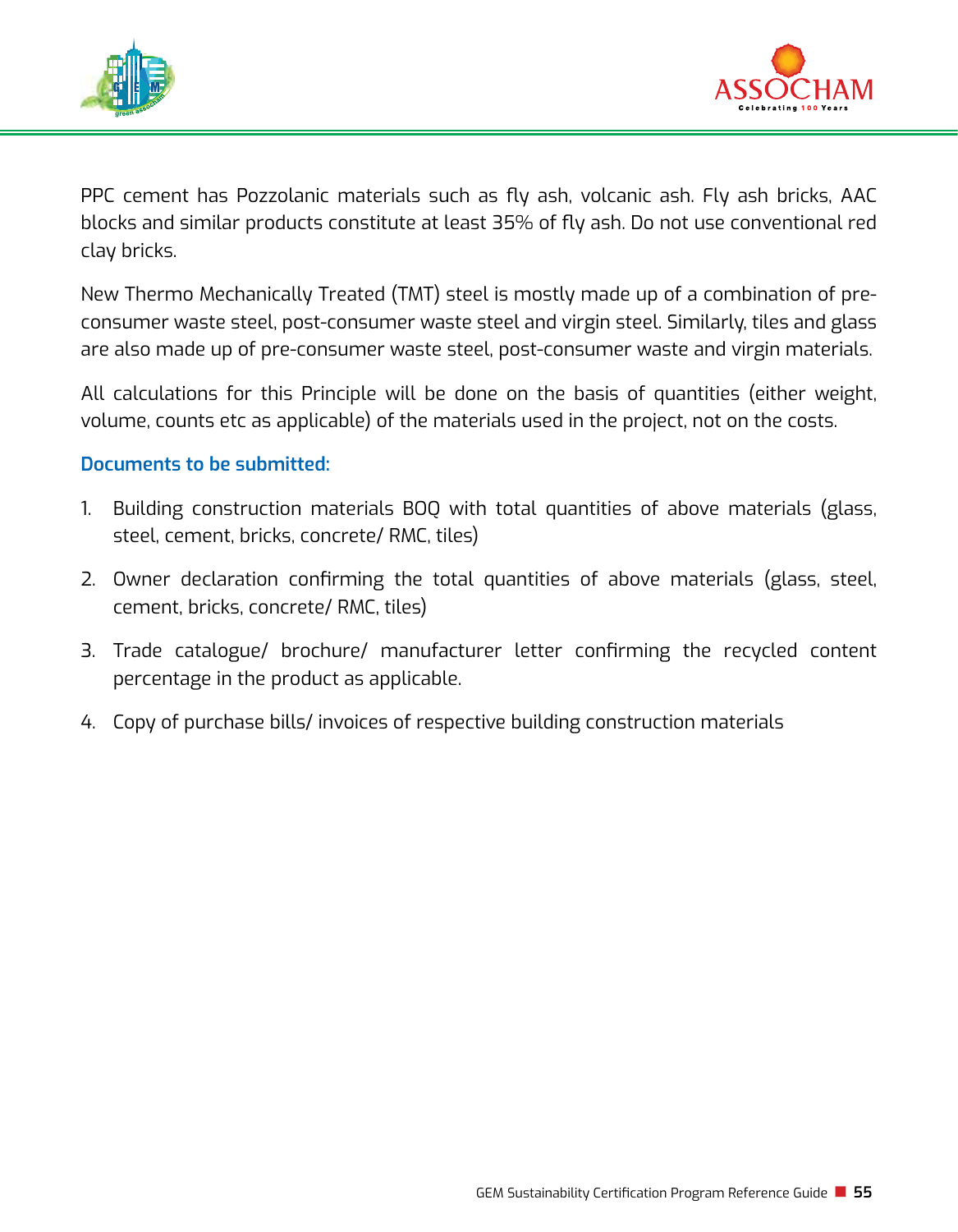PPC cement has Pozzolanic materials such as fly ash, volcanic ash. Fly ash bricks, AAC blocks and similar products constitute at least 35% of fly ash. Do not use conventional red clay bricks.

New Thermo Mechanically Treated (TMT) steel is mostly made up of a combination of pre-consumer waste steel, post-consumer waste steel and virgin steel. Similarly, tiles and glass are also made up of pre-consumer waste steel, post-consumer waste and virgin materials.

All calculations for this Principle will be done on the basis of quantities (either weight, volume, counts etc as applicable) of the materials used in the project, not on the costs.

### Documents to be submitted:

1. Building construction materials BOQ with total quantities of above materials (glass, steel, cement, bricks, concrete/ RMC, tiles)
2. Owner declaration confirming the total quantities of above materials (glass, steel, cement, bricks, concrete/ RMC, tiles)
3. Trade catalogue/ brochure/ manufacturer letter confirming the recycled content percentage in the product as applicable.
4. Copy of purchase bills/ invoices of respective building construction materials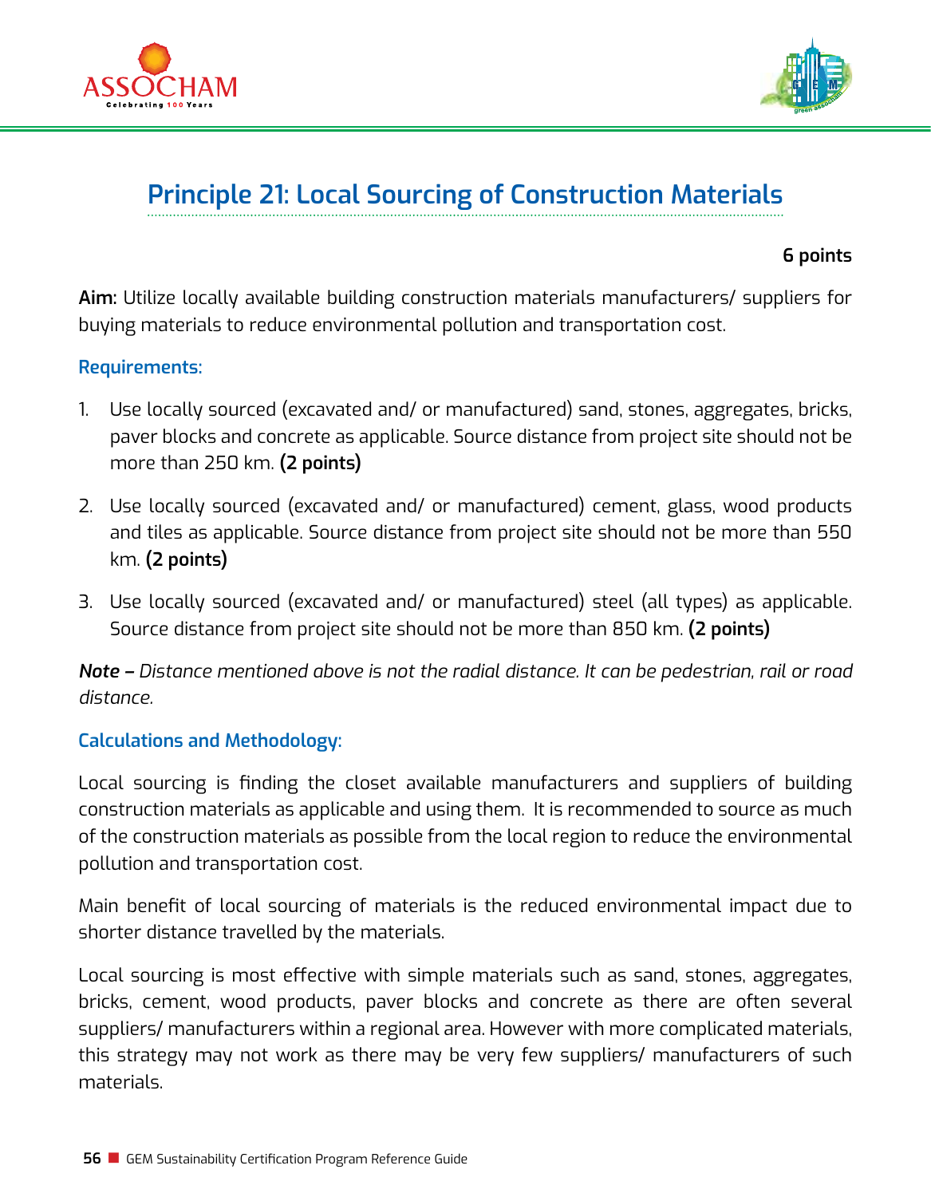## Principle 21: Local Sourcing of Construction Materials

**6 points**

**Aim:** Utilize locally available building construction materials manufacturers/ suppliers for buying materials to reduce environmental pollution and transportation cost.

### Requirements:

1. Use locally sourced (excavated and/ or manufactured) sand, stones, aggregates, bricks, paver blocks and concrete as applicable. Source distance from project site should not be more than 250 km. **(2 points)**
2. Use locally sourced (excavated and/ or manufactured) cement, glass, wood products and tiles as applicable. Source distance from project site should not be more than 550 km. **(2 points)**
3. Use locally sourced (excavated and/ or manufactured) steel (all types) as applicable. Source distance from project site should not be more than 850 km. **(2 points)**

***Note –** Distance mentioned above is not the radial distance. It can be pedestrian, rail or road distance.*

### Calculations and Methodology:

Local sourcing is finding the closet available manufacturers and suppliers of building construction materials as applicable and using them. It is recommended to source as much of the construction materials as possible from the local region to reduce the environmental pollution and transportation cost.

Main benefit of local sourcing of materials is the reduced environmental impact due to shorter distance travelled by the materials.

Local sourcing is most effective with simple materials such as sand, stones, aggregates, bricks, cement, wood products, paver blocks and concrete as there are often several suppliers/ manufacturers within a regional area. However with more complicated materials, this strategy may not work as there may be very few suppliers/ manufacturers of such materials.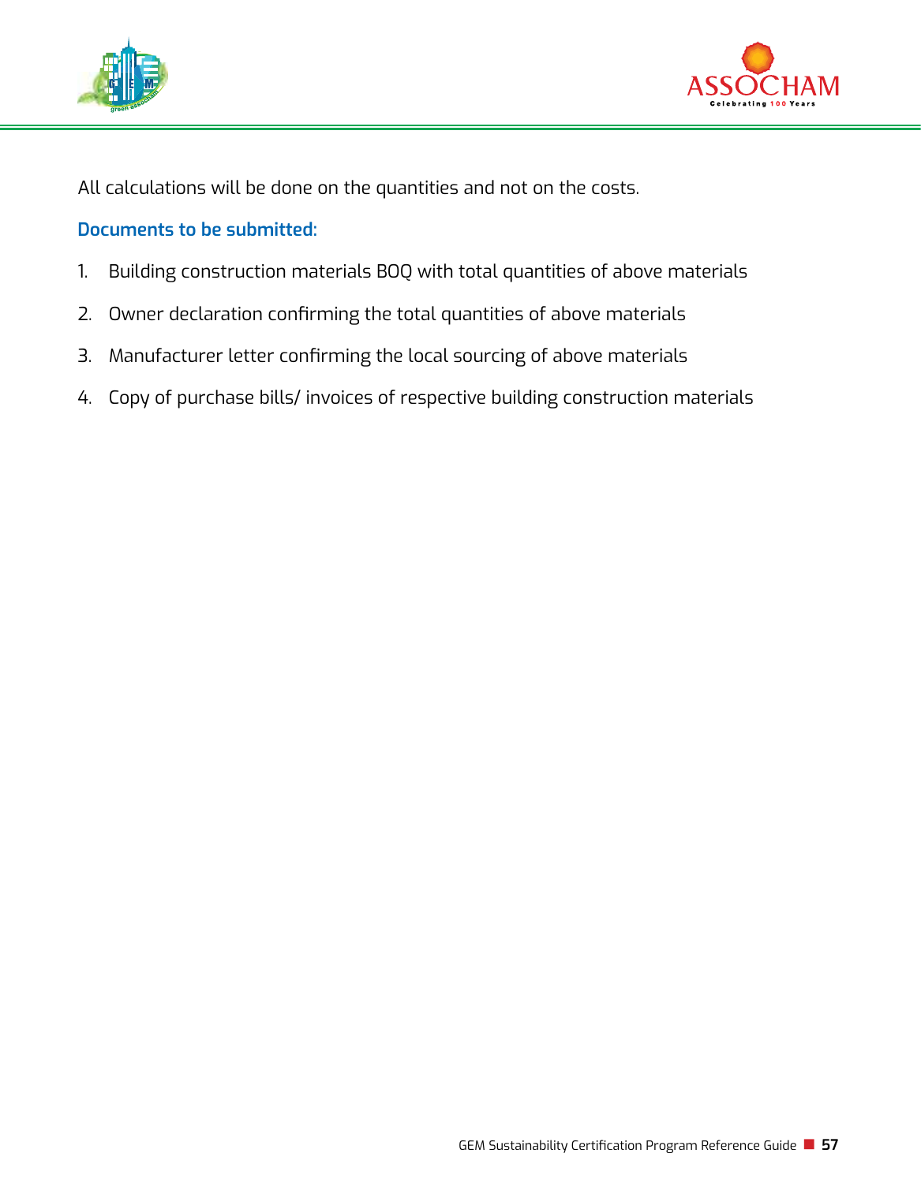All calculations will be done on the quantities and not on the costs.

**Documents to be submitted:**

1. Building construction materials BOQ with total quantities of above materials
2. Owner declaration confirming the total quantities of above materials
3. Manufacturer letter confirming the local sourcing of above materials
4. Copy of purchase bills/ invoices of respective building construction materials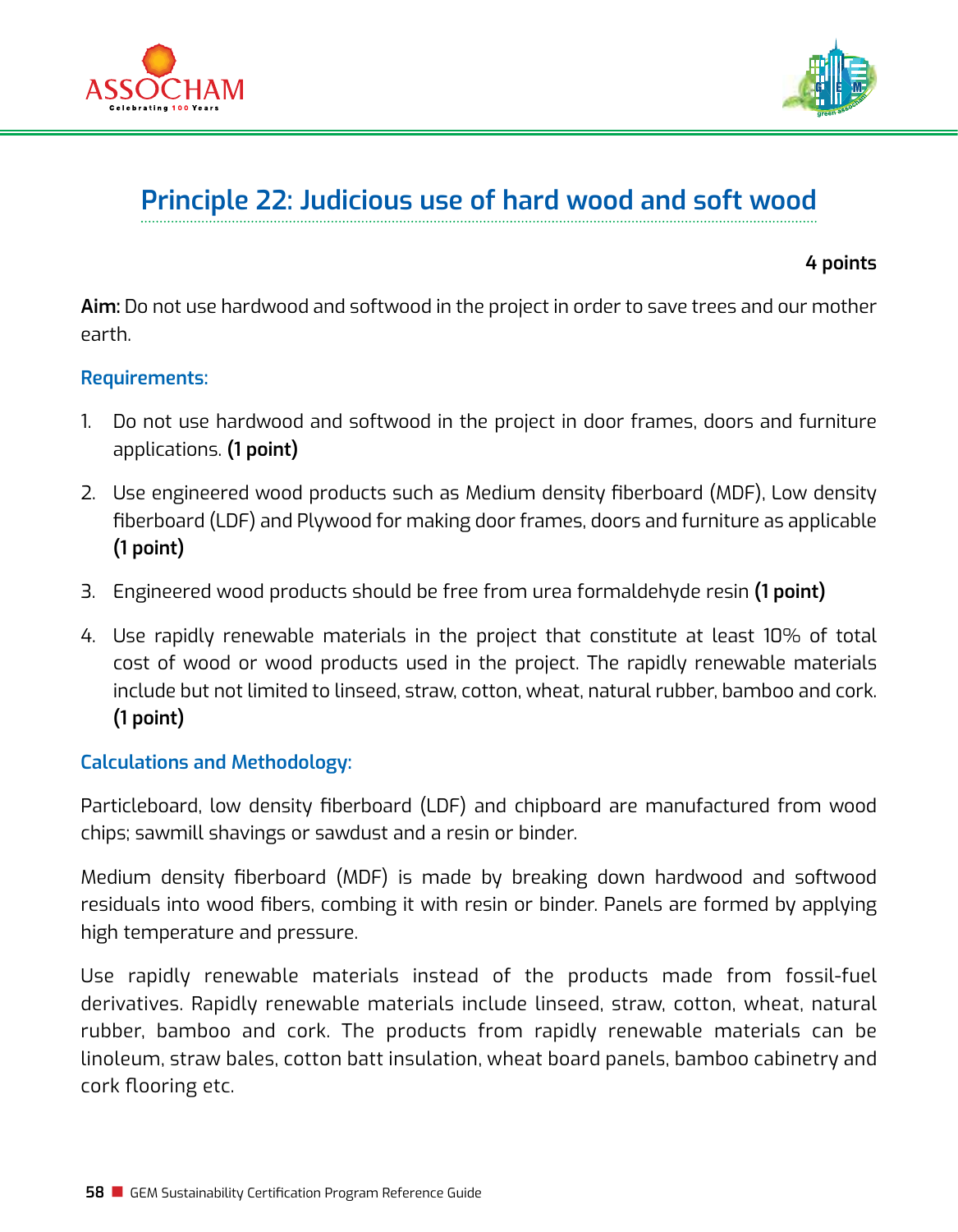## Principle 22: Judicious use of hard wood and soft wood

**4 points**

**Aim:** Do not use hardwood and softwood in the project in order to save trees and our mother earth.

### Requirements:

1. Do not use hardwood and softwood in the project in door frames, doors and furniture applications. **(1 point)**
2. Use engineered wood products such as Medium density fiberboard (MDF), Low density fiberboard (LDF) and Plywood for making door frames, doors and furniture as applicable **(1 point)**
3. Engineered wood products should be free from urea formaldehyde resin **(1 point)**
4. Use rapidly renewable materials in the project that constitute at least 10% of total cost of wood or wood products used in the project. The rapidly renewable materials include but not limited to linseed, straw, cotton, wheat, natural rubber, bamboo and cork. **(1 point)**

### Calculations and Methodology:

Particleboard, low density fiberboard (LDF) and chipboard are manufactured from wood chips; sawmill shavings or sawdust and a resin or binder.

Medium density fiberboard (MDF) is made by breaking down hardwood and softwood residuals into wood fibers, combing it with resin or binder. Panels are formed by applying high temperature and pressure.

Use rapidly renewable materials instead of the products made from fossil-fuel derivatives. Rapidly renewable materials include linseed, straw, cotton, wheat, natural rubber, bamboo and cork. The products from rapidly renewable materials can be linoleum, straw bales, cotton batt insulation, wheat board panels, bamboo cabinetry and cork flooring etc.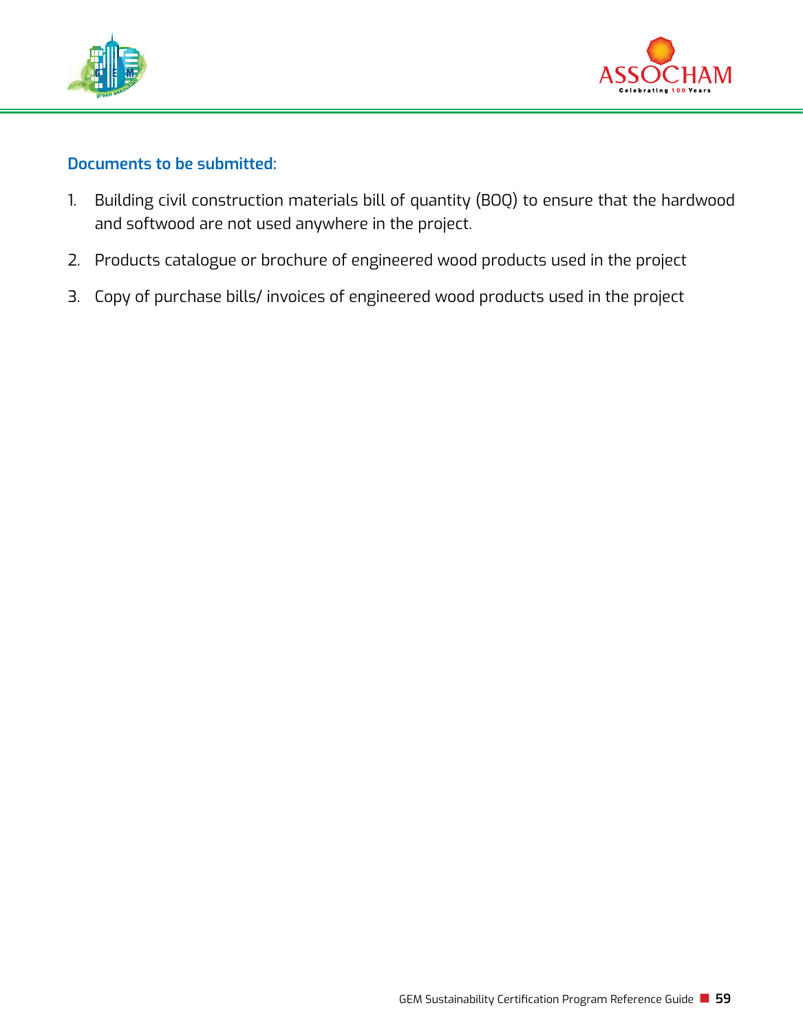### Documents to be submitted:

1. Building civil construction materials bill of quantity (BOQ) to ensure that the hardwood and softwood are not used anywhere in the project.
2. Products catalogue or brochure of engineered wood products used in the project
3. Copy of purchase bills/ invoices of engineered wood products used in the project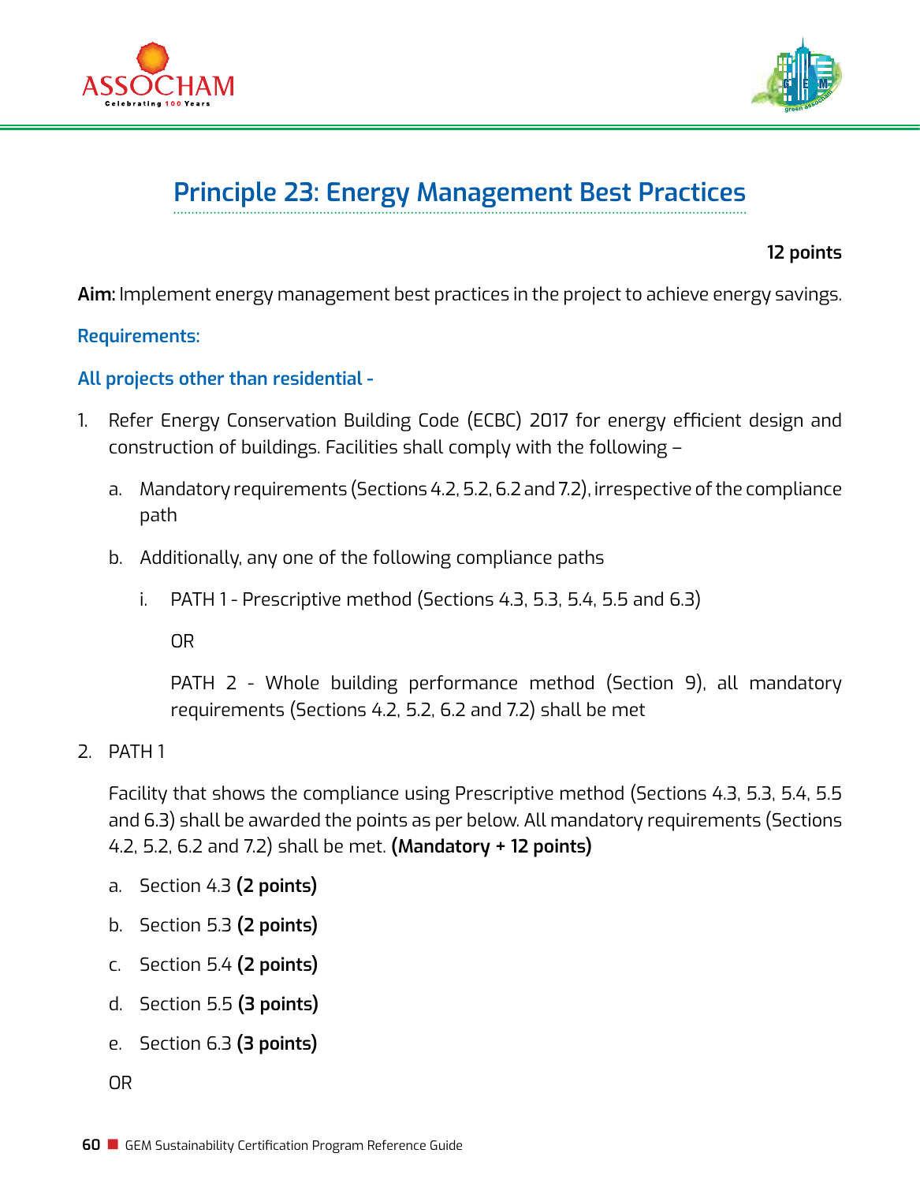## Principle 23: Energy Management Best Practices

**12 points**

**Aim:** Implement energy management best practices in the project to achieve energy savings.

**Requirements:**

**All projects other than residential -**

1. Refer Energy Conservation Building Code (ECBC) 2017 for energy efficient design and construction of buildings. Facilities shall comply with the following –
   a. Mandatory requirements (Sections 4.2, 5.2, 6.2 and 7.2), irrespective of the compliance path
   b. Additionally, any one of the following compliance paths
      i. PATH 1 - Prescriptive method (Sections 4.3, 5.3, 5.4, 5.5 and 6.3)

         OR

         PATH 2 - Whole building performance method (Section 9), all mandatory requirements (Sections 4.2, 5.2, 6.2 and 7.2) shall be met

2. PATH 1

   Facility that shows the compliance using Prescriptive method (Sections 4.3, 5.3, 5.4, 5.5 and 6.3) shall be awarded the points as per below. All mandatory requirements (Sections 4.2, 5.2, 6.2 and 7.2) shall be met. **(Mandatory + 12 points)**

   a. Section 4.3 **(2 points)**
   b. Section 5.3 **(2 points)**
   c. Section 5.4 **(2 points)**
   d. Section 5.5 **(3 points)**
   e. Section 6.3 **(3 points)**

   OR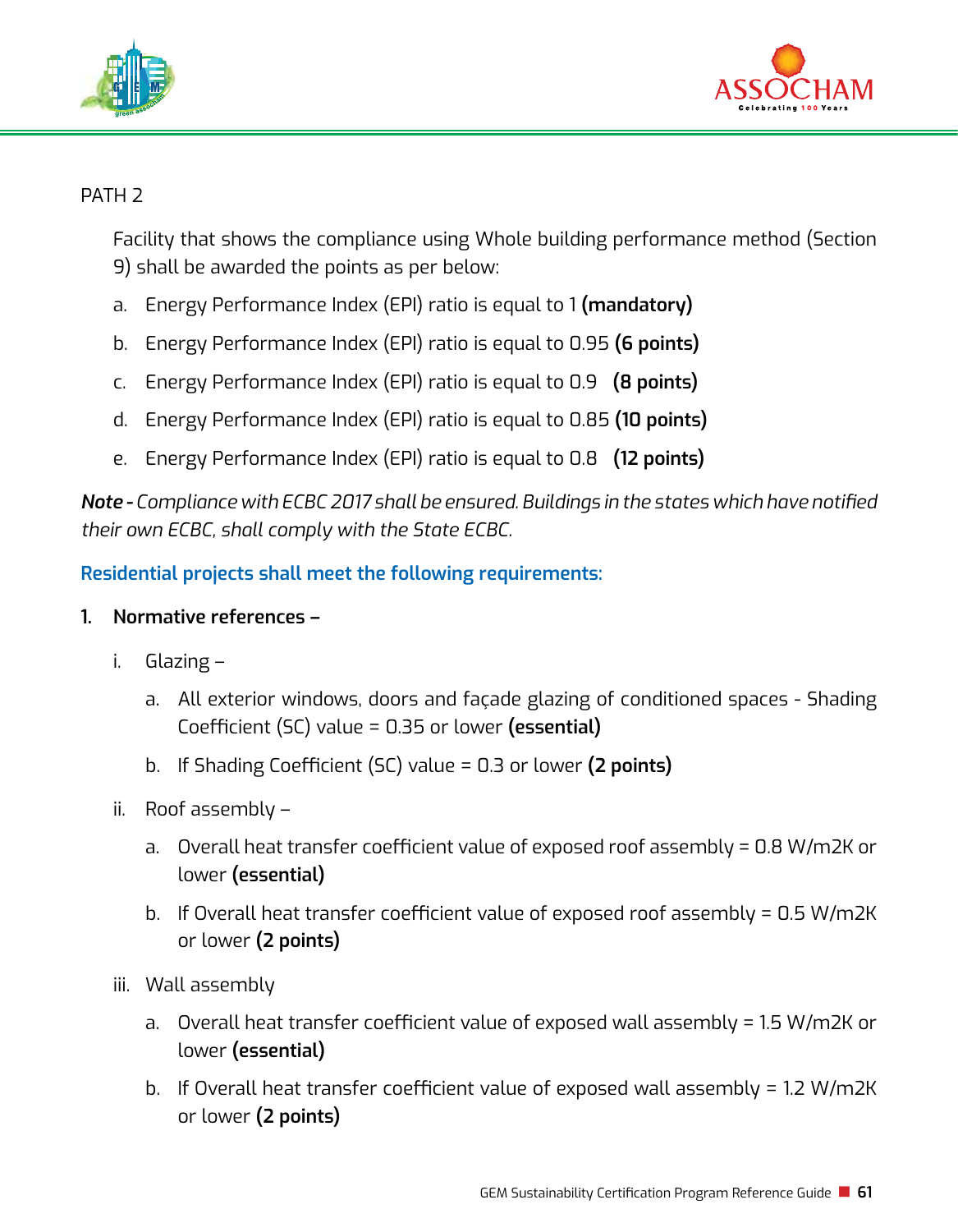PATH 2

Facility that shows the compliance using Whole building performance method (Section 9) shall be awarded the points as per below:

a. Energy Performance Index (EPI) ratio is equal to 1 **(mandatory)**

b. Energy Performance Index (EPI) ratio is equal to 0.95 **(6 points)**

c. Energy Performance Index (EPI) ratio is equal to 0.9 **(8 points)**

d. Energy Performance Index (EPI) ratio is equal to 0.85 **(10 points)**

e. Energy Performance Index (EPI) ratio is equal to 0.8 **(12 points)**

***Note -*** *Compliance with ECBC 2017 shall be ensured. Buildings in the states which have notified their own ECBC, shall comply with the State ECBC.*

**Residential projects shall meet the following requirements:**

**1. Normative references –**

i. Glazing –

a. All exterior windows, doors and façade glazing of conditioned spaces - Shading Coefficient (SC) value = 0.35 or lower **(essential)**

b. If Shading Coefficient (SC) value = 0.3 or lower **(2 points)**

ii. Roof assembly –

a. Overall heat transfer coefficient value of exposed roof assembly = 0.8 W/m2K or lower **(essential)**

b. If Overall heat transfer coefficient value of exposed roof assembly = 0.5 W/m2K or lower **(2 points)**

iii. Wall assembly

a. Overall heat transfer coefficient value of exposed wall assembly = 1.5 W/m2K or lower **(essential)**

b. If Overall heat transfer coefficient value of exposed wall assembly = 1.2 W/m2K or lower **(2 points)**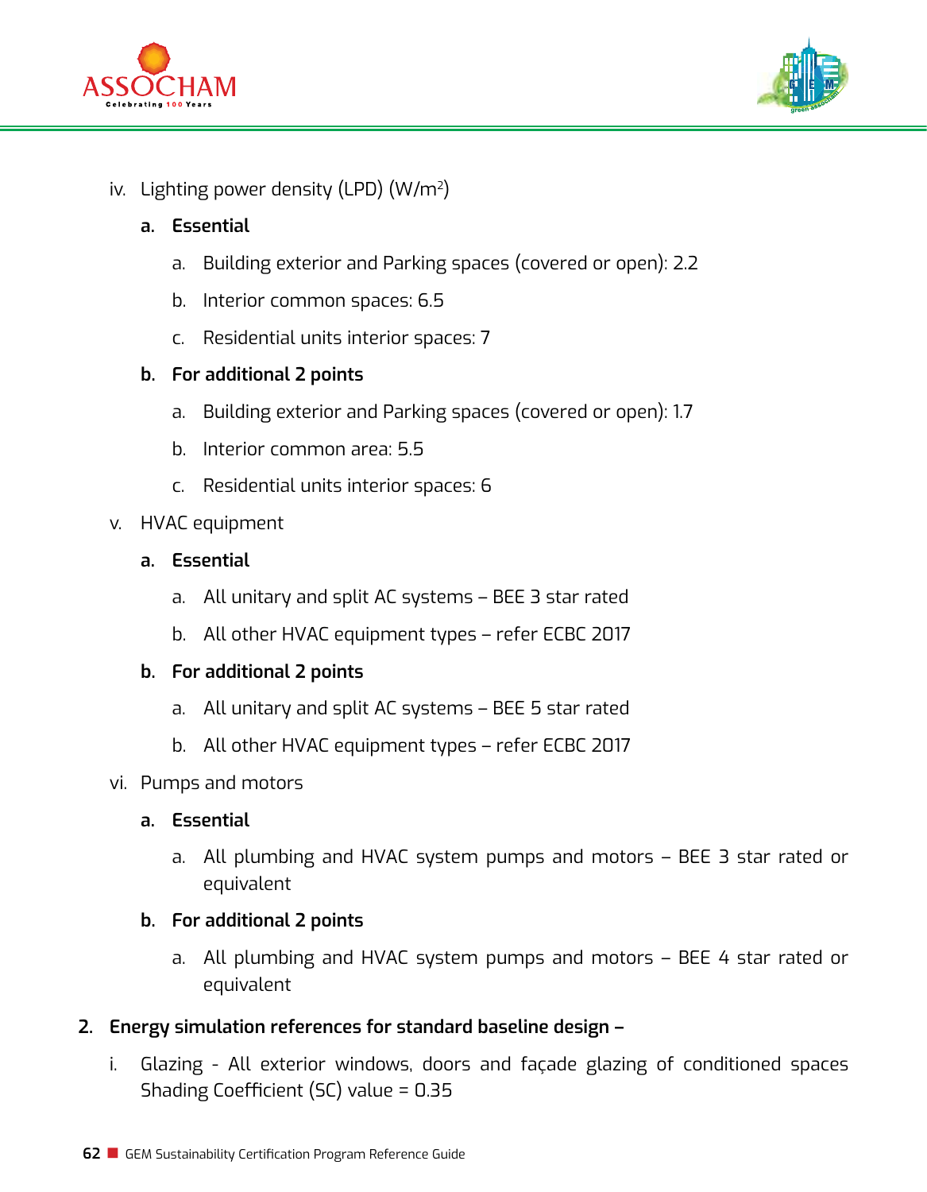iv. Lighting power density (LPD) (W/m$^2$)

**a. Essential**

a. Building exterior and Parking spaces (covered or open): 2.2

b. Interior common spaces: 6.5

c. Residential units interior spaces: 7

**b. For additional 2 points**

a. Building exterior and Parking spaces (covered or open): 1.7

b. Interior common area: 5.5

c. Residential units interior spaces: 6

v. HVAC equipment

**a. Essential**

a. All unitary and split AC systems – BEE 3 star rated

b. All other HVAC equipment types – refer ECBC 2017

**b. For additional 2 points**

a. All unitary and split AC systems – BEE 5 star rated

b. All other HVAC equipment types – refer ECBC 2017

vi. Pumps and motors

**a. Essential**

a. All plumbing and HVAC system pumps and motors – BEE 3 star rated or equivalent

**b. For additional 2 points**

a. All plumbing and HVAC system pumps and motors – BEE 4 star rated or equivalent

**2. Energy simulation references for standard baseline design –**

i. Glazing - All exterior windows, doors and façade glazing of conditioned spaces Shading Coefficient (SC) value = 0.35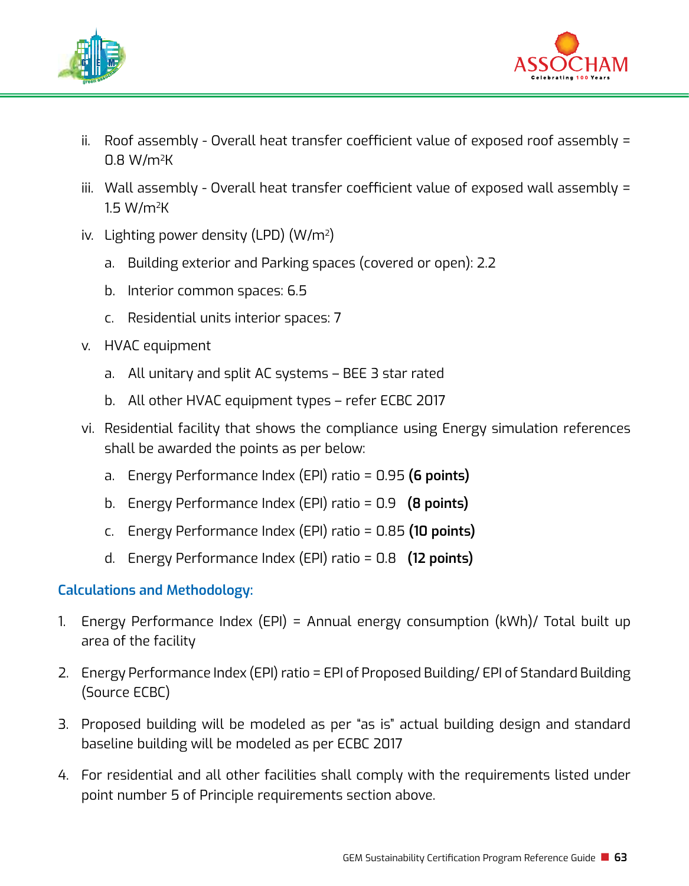ii. Roof assembly - Overall heat transfer coefficient value of exposed roof assembly = 0.8 $W/m^2K$

iii. Wall assembly - Overall heat transfer coefficient value of exposed wall assembly = 1.5 $W/m^2K$

iv. Lighting power density (LPD) ($W/m^2$)

   a. Building exterior and Parking spaces (covered or open): 2.2

   b. Interior common spaces: 6.5

   c. Residential units interior spaces: 7

v. HVAC equipment

   a. All unitary and split AC systems – BEE 3 star rated

   b. All other HVAC equipment types – refer ECBC 2017

vi. Residential facility that shows the compliance using Energy simulation references shall be awarded the points as per below:

   a. Energy Performance Index (EPI) ratio = 0.95 **(6 points)**

   b. Energy Performance Index (EPI) ratio = 0.9 **(8 points)**

   c. Energy Performance Index (EPI) ratio = 0.85 **(10 points)**

   d. Energy Performance Index (EPI) ratio = 0.8 **(12 points)**

### Calculations and Methodology:

1. Energy Performance Index (EPI) = Annual energy consumption (kWh)/ Total built up area of the facility

2. Energy Performance Index (EPI) ratio = EPI of Proposed Building/ EPI of Standard Building (Source ECBC)

3. Proposed building will be modeled as per "as is" actual building design and standard baseline building will be modeled as per ECBC 2017

4. For residential and all other facilities shall comply with the requirements listed under point number 5 of Principle requirements section above.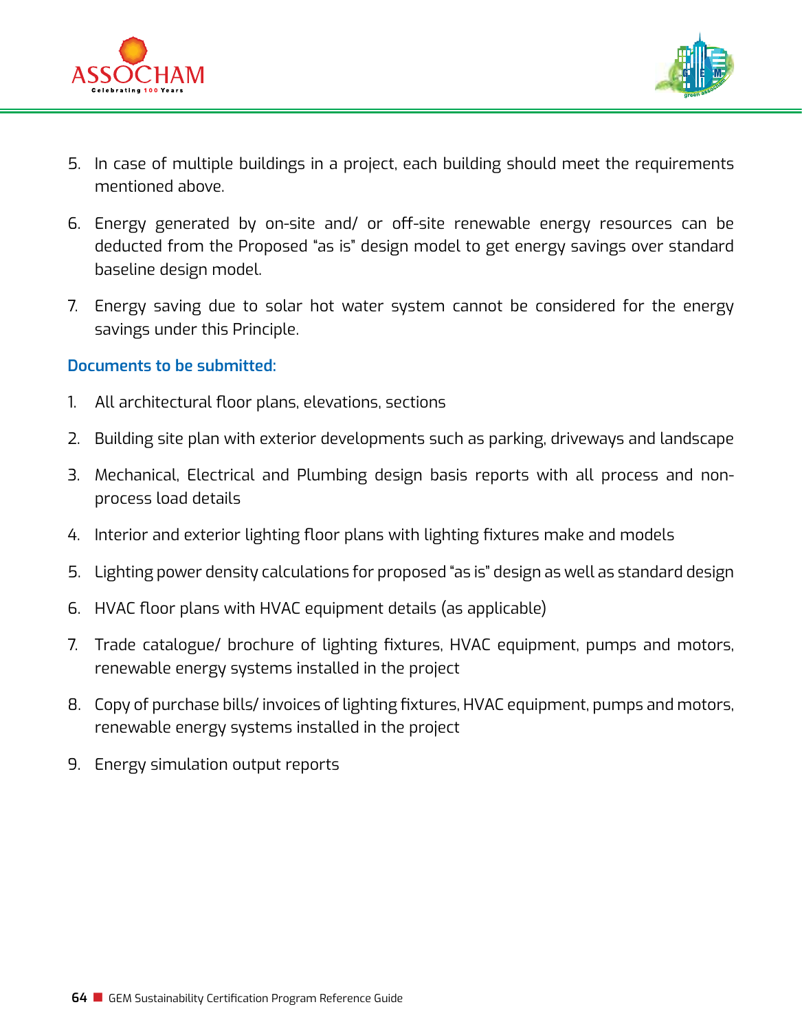5. In case of multiple buildings in a project, each building should meet the requirements mentioned above.

6. Energy generated by on-site and/ or off-site renewable energy resources can be deducted from the Proposed "as is" design model to get energy savings over standard baseline design model.

7. Energy saving due to solar hot water system cannot be considered for the energy savings under this Principle.

**Documents to be submitted:**

1. All architectural floor plans, elevations, sections
2. Building site plan with exterior developments such as parking, driveways and landscape
3. Mechanical, Electrical and Plumbing design basis reports with all process and non-process load details
4. Interior and exterior lighting floor plans with lighting fixtures make and models
5. Lighting power density calculations for proposed "as is" design as well as standard design
6. HVAC floor plans with HVAC equipment details (as applicable)
7. Trade catalogue/ brochure of lighting fixtures, HVAC equipment, pumps and motors, renewable energy systems installed in the project
8. Copy of purchase bills/ invoices of lighting fixtures, HVAC equipment, pumps and motors, renewable energy systems installed in the project
9. Energy simulation output reports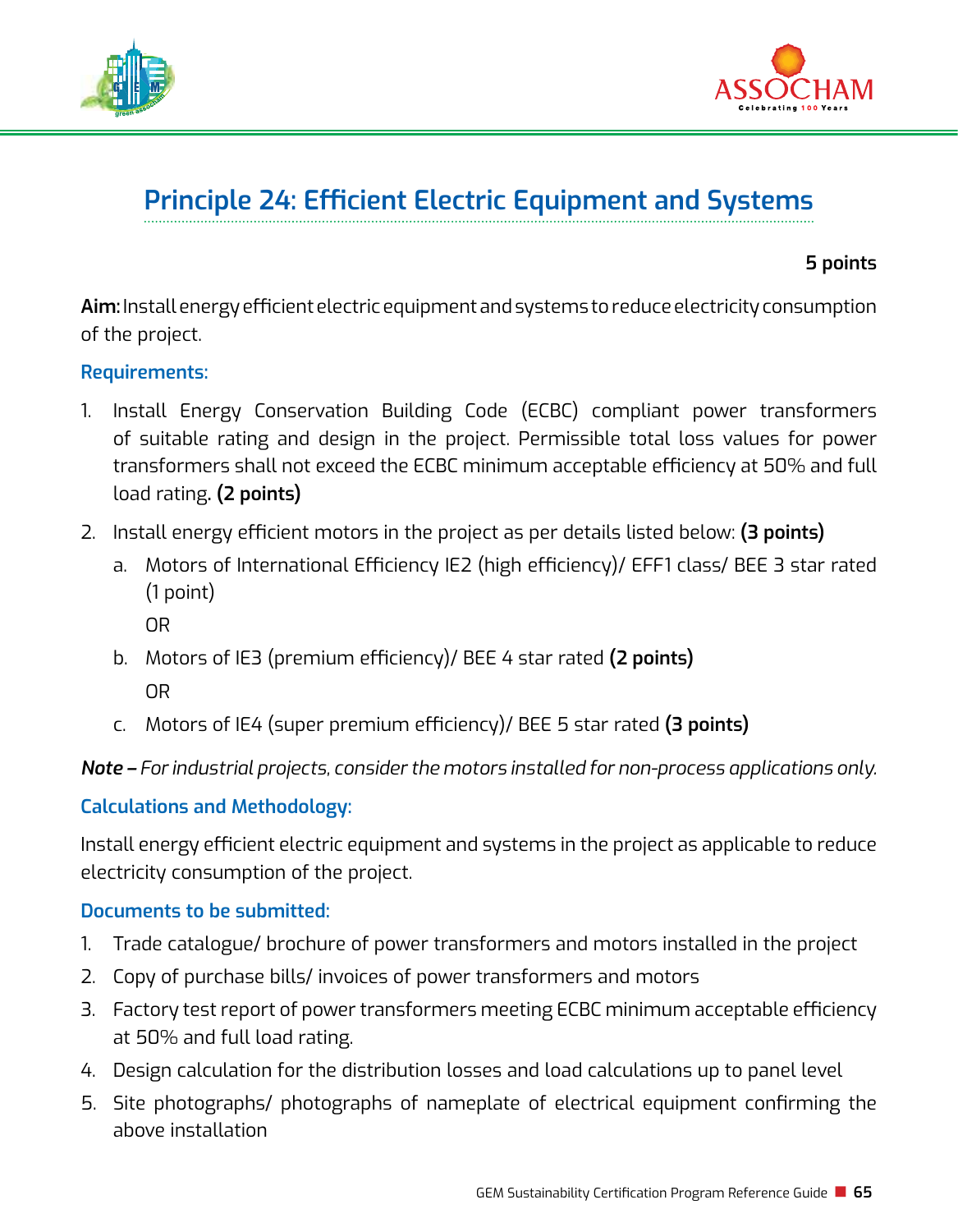## Principle 24: Efficient Electric Equipment and Systems

**5 points**

**Aim:** Install energy efficient electric equipment and systems to reduce electricity consumption of the project.

### Requirements:

1. Install Energy Conservation Building Code (ECBC) compliant power transformers of suitable rating and design in the project. Permissible total loss values for power transformers shall not exceed the ECBC minimum acceptable efficiency at 50% and full load rating. **(2 points)**
2. Install energy efficient motors in the project as per details listed below: **(3 points)**
   a. Motors of International Efficiency IE2 (high efficiency)/ EFF1 class/ BEE 3 star rated (1 point)

      OR

   b. Motors of IE3 (premium efficiency)/ BEE 4 star rated **(2 points)**

      OR

   c. Motors of IE4 (super premium efficiency)/ BEE 5 star rated **(3 points)**

***Note –*** *For industrial projects, consider the motors installed for non-process applications only.*

### Calculations and Methodology:

Install energy efficient electric equipment and systems in the project as applicable to reduce electricity consumption of the project.

### Documents to be submitted:

1. Trade catalogue/ brochure of power transformers and motors installed in the project
2. Copy of purchase bills/ invoices of power transformers and motors
3. Factory test report of power transformers meeting ECBC minimum acceptable efficiency at 50% and full load rating.
4. Design calculation for the distribution losses and load calculations up to panel level
5. Site photographs/ photographs of nameplate of electrical equipment confirming the above installation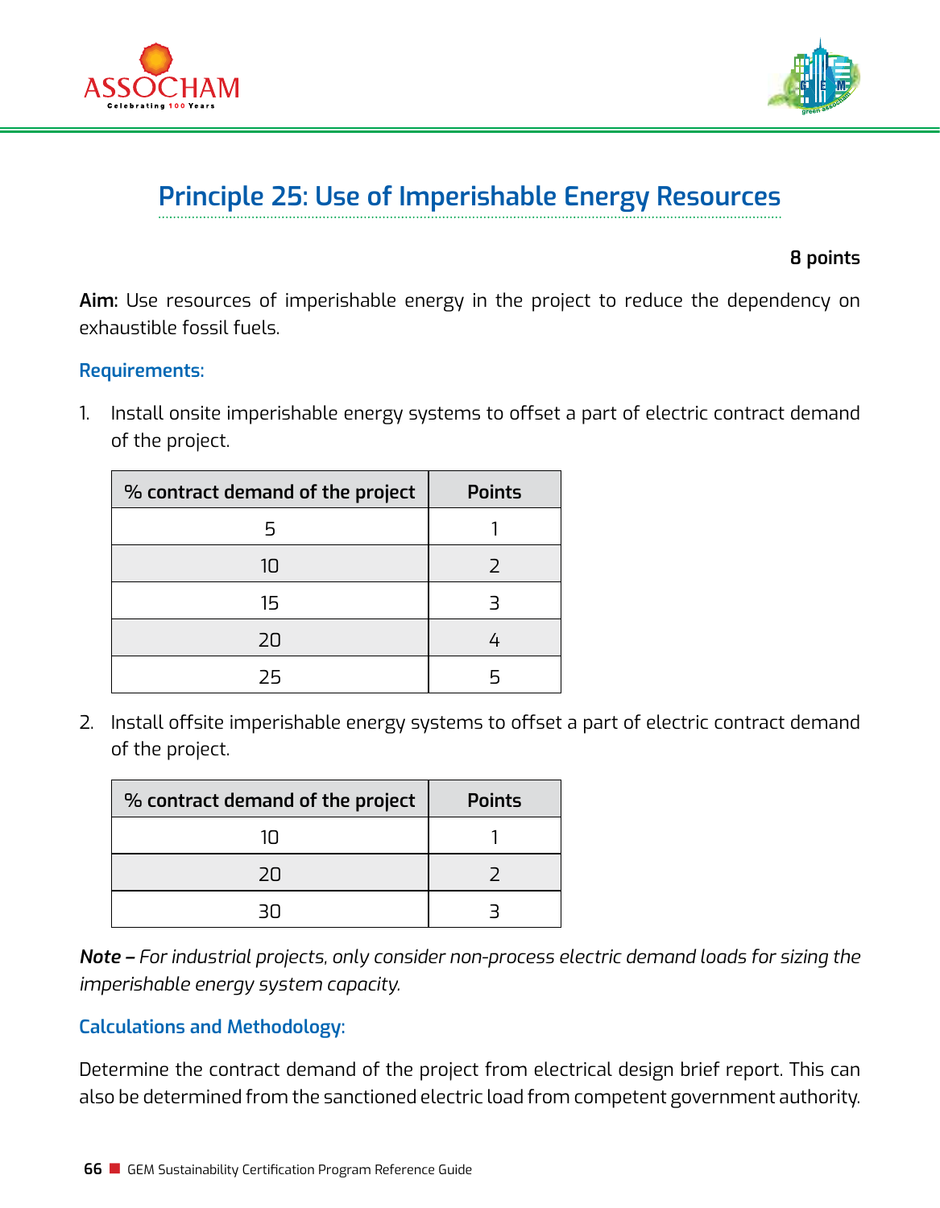## Principle 25: Use of Imperishable Energy Resources

**8 points**

**Aim:** Use resources of imperishable energy in the project to reduce the dependency on exhaustible fossil fuels.

### Requirements:

1. Install onsite imperishable energy systems to offset a part of electric contract demand of the project.

| % contract demand of the project | Points |
|---|---|
| 5 | 1 |
| 10 | 2 |
| 15 | 3 |
| 20 | 4 |
| 25 | 5 |

2. Install offsite imperishable energy systems to offset a part of electric contract demand of the project.

| % contract demand of the project | Points |
|---|---|
| 10 | 1 |
| 20 | 2 |
| 30 | 3 |

***Note –** For industrial projects, only consider non-process electric demand loads for sizing the imperishable energy system capacity.*

### Calculations and Methodology:

Determine the contract demand of the project from electrical design brief report. This can also be determined from the sanctioned electric load from competent government authority.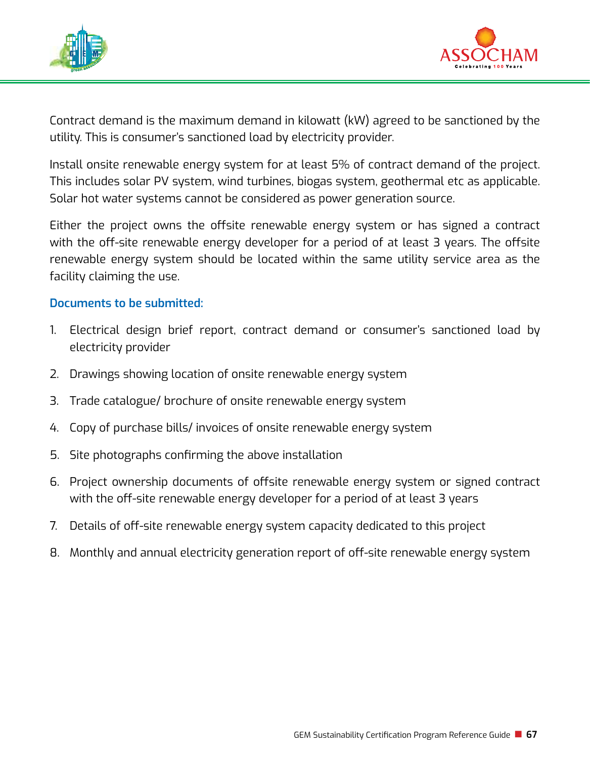Contract demand is the maximum demand in kilowatt (kW) agreed to be sanctioned by the utility. This is consumer's sanctioned load by electricity provider.

Install onsite renewable energy system for at least 5% of contract demand of the project. This includes solar PV system, wind turbines, biogas system, geothermal etc as applicable. Solar hot water systems cannot be considered as power generation source.

Either the project owns the offsite renewable energy system or has signed a contract with the off-site renewable energy developer for a period of at least 3 years. The offsite renewable energy system should be located within the same utility service area as the facility claiming the use.

### Documents to be submitted:

1. Electrical design brief report, contract demand or consumer's sanctioned load by electricity provider
2. Drawings showing location of onsite renewable energy system
3. Trade catalogue/ brochure of onsite renewable energy system
4. Copy of purchase bills/ invoices of onsite renewable energy system
5. Site photographs confirming the above installation
6. Project ownership documents of offsite renewable energy system or signed contract with the off-site renewable energy developer for a period of at least 3 years
7. Details of off-site renewable energy system capacity dedicated to this project
8. Monthly and annual electricity generation report of off-site renewable energy system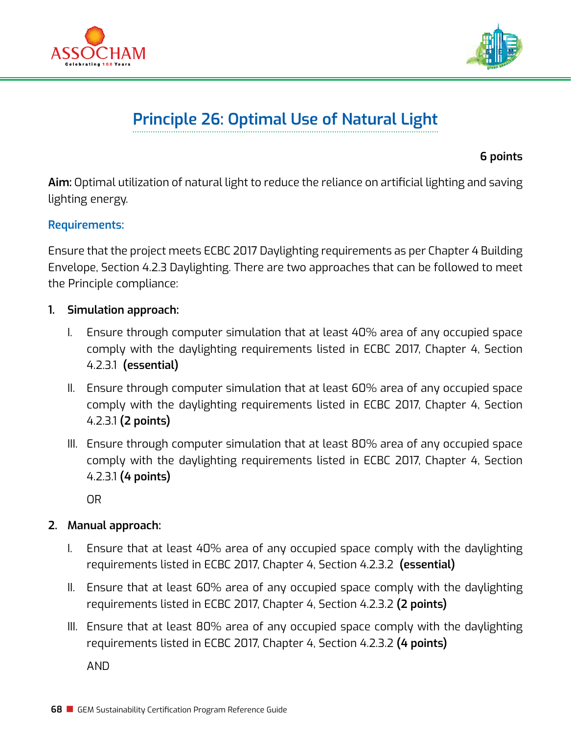## Principle 26: Optimal Use of Natural Light

**6 points**

**Aim:** Optimal utilization of natural light to reduce the reliance on artificial lighting and saving lighting energy.

### Requirements:

Ensure that the project meets ECBC 2017 Daylighting requirements as per Chapter 4 Building Envelope, Section 4.2.3 Daylighting. There are two approaches that can be followed to meet the Principle compliance:

1. **Simulation approach:**

   I. Ensure through computer simulation that at least 40% area of any occupied space comply with the daylighting requirements listed in ECBC 2017, Chapter 4, Section 4.2.3.1 **(essential)**

   II. Ensure through computer simulation that at least 60% area of any occupied space comply with the daylighting requirements listed in ECBC 2017, Chapter 4, Section 4.2.3.1 **(2 points)**

   III. Ensure through computer simulation that at least 80% area of any occupied space comply with the daylighting requirements listed in ECBC 2017, Chapter 4, Section 4.2.3.1 **(4 points)**

   OR

2. **Manual approach:**

   I. Ensure that at least 40% area of any occupied space comply with the daylighting requirements listed in ECBC 2017, Chapter 4, Section 4.2.3.2 **(essential)**

   II. Ensure that at least 60% area of any occupied space comply with the daylighting requirements listed in ECBC 2017, Chapter 4, Section 4.2.3.2 **(2 points)**

   III. Ensure that at least 80% area of any occupied space comply with the daylighting requirements listed in ECBC 2017, Chapter 4, Section 4.2.3.2 **(4 points)**

   AND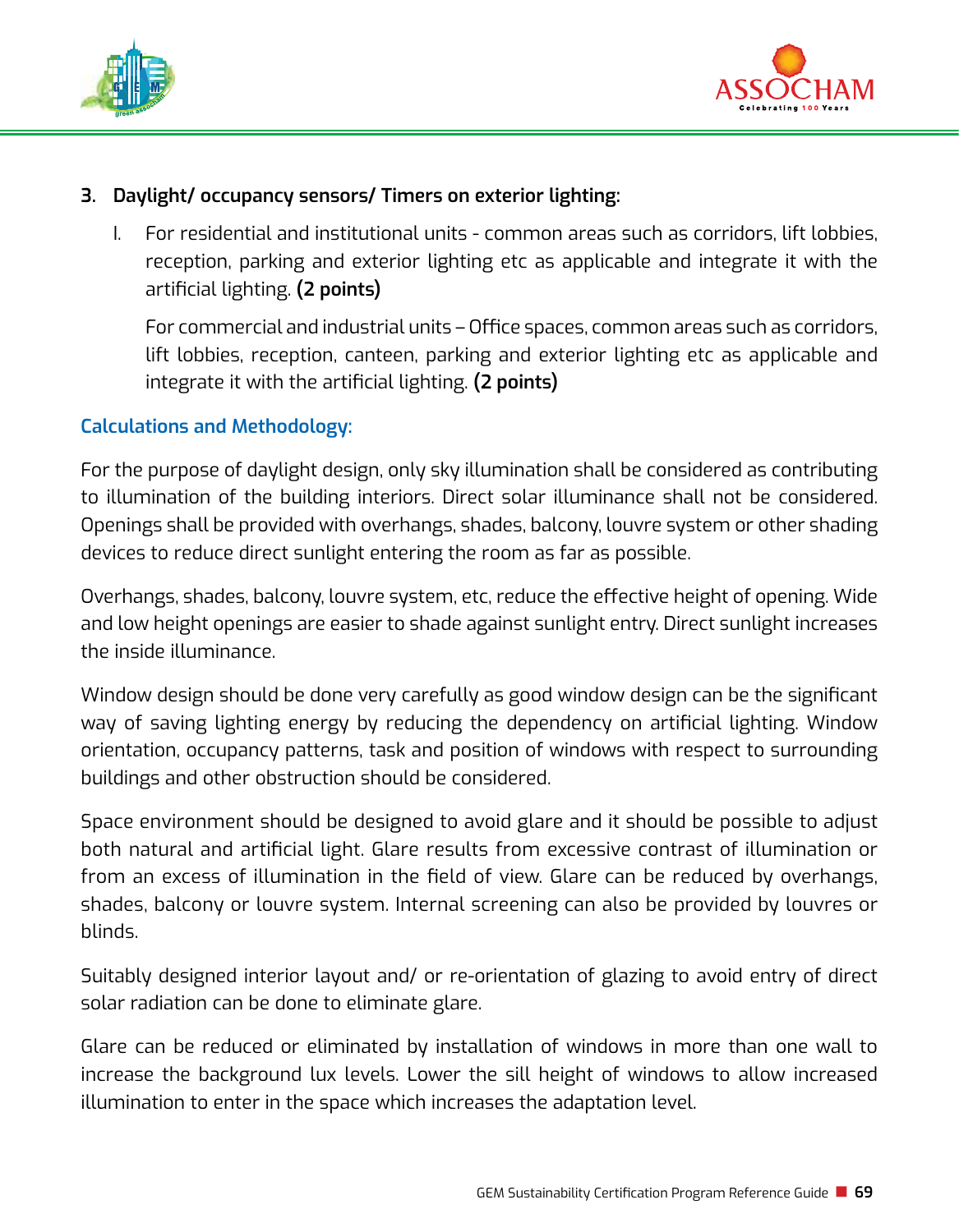3. **Daylight/ occupancy sensors/ Timers on exterior lighting:**

   I. For residential and institutional units - common areas such as corridors, lift lobbies, reception, parking and exterior lighting etc as applicable and integrate it with the artificial lighting. **(2 points)**

   For commercial and industrial units – Office spaces, common areas such as corridors, lift lobbies, reception, canteen, parking and exterior lighting etc as applicable and integrate it with the artificial lighting. **(2 points)**

**Calculations and Methodology:**

For the purpose of daylight design, only sky illumination shall be considered as contributing to illumination of the building interiors. Direct solar illuminance shall not be considered. Openings shall be provided with overhangs, shades, balcony, louvre system or other shading devices to reduce direct sunlight entering the room as far as possible.

Overhangs, shades, balcony, louvre system, etc, reduce the effective height of opening. Wide and low height openings are easier to shade against sunlight entry. Direct sunlight increases the inside illuminance.

Window design should be done very carefully as good window design can be the significant way of saving lighting energy by reducing the dependency on artificial lighting. Window orientation, occupancy patterns, task and position of windows with respect to surrounding buildings and other obstruction should be considered.

Space environment should be designed to avoid glare and it should be possible to adjust both natural and artificial light. Glare results from excessive contrast of illumination or from an excess of illumination in the field of view. Glare can be reduced by overhangs, shades, balcony or louvre system. Internal screening can also be provided by louvres or blinds.

Suitably designed interior layout and/ or re-orientation of glazing to avoid entry of direct solar radiation can be done to eliminate glare.

Glare can be reduced or eliminated by installation of windows in more than one wall to increase the background lux levels. Lower the sill height of windows to allow increased illumination to enter in the space which increases the adaptation level.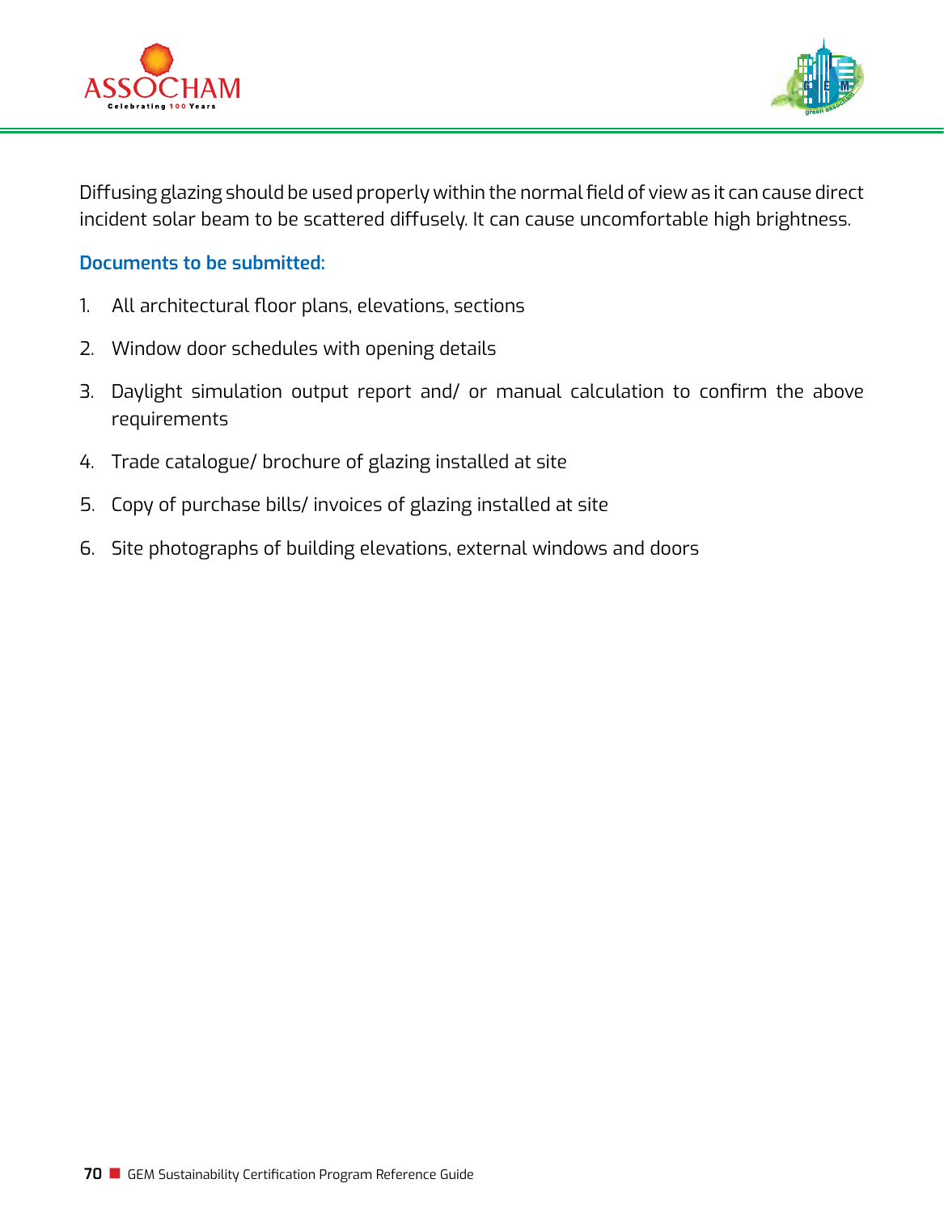Diffusing glazing should be used properly within the normal field of view as it can cause direct incident solar beam to be scattered diffusely. It can cause uncomfortable high brightness.

**Documents to be submitted:**

1. All architectural floor plans, elevations, sections
2. Window door schedules with opening details
3. Daylight simulation output report and/ or manual calculation to confirm the above requirements
4. Trade catalogue/ brochure of glazing installed at site
5. Copy of purchase bills/ invoices of glazing installed at site
6. Site photographs of building elevations, external windows and doors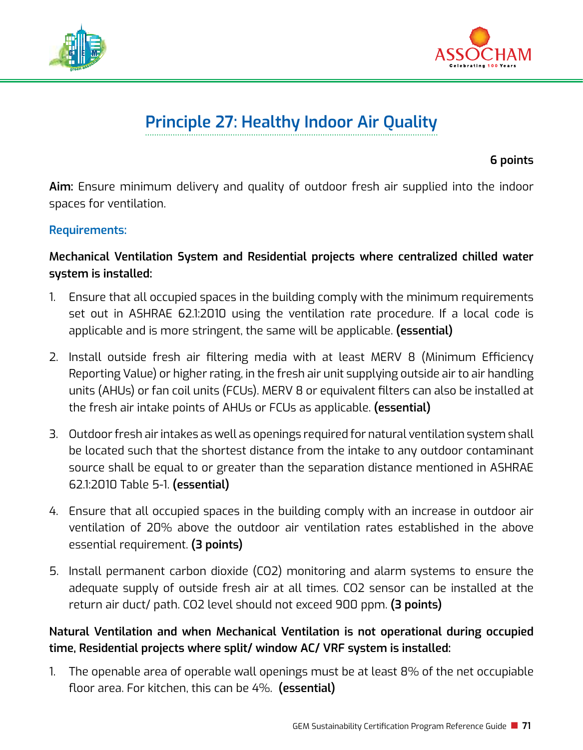# Principle 27: Healthy Indoor Air Quality

**6 points**

**Aim:** Ensure minimum delivery and quality of outdoor fresh air supplied into the indoor spaces for ventilation.

### Requirements:

**Mechanical Ventilation System and Residential projects where centralized chilled water system is installed:**

1. Ensure that all occupied spaces in the building comply with the minimum requirements set out in ASHRAE 62.1:2010 using the ventilation rate procedure. If a local code is applicable and is more stringent, the same will be applicable. **(essential)**

2. Install outside fresh air filtering media with at least MERV 8 (Minimum Efficiency Reporting Value) or higher rating, in the fresh air unit supplying outside air to air handling units (AHUs) or fan coil units (FCUs). MERV 8 or equivalent filters can also be installed at the fresh air intake points of AHUs or FCUs as applicable. **(essential)**

3. Outdoor fresh air intakes as well as openings required for natural ventilation system shall be located such that the shortest distance from the intake to any outdoor contaminant source shall be equal to or greater than the separation distance mentioned in ASHRAE 62.1:2010 Table 5-1. **(essential)**

4. Ensure that all occupied spaces in the building comply with an increase in outdoor air ventilation of 20% above the outdoor air ventilation rates established in the above essential requirement. **(3 points)**

5. Install permanent carbon dioxide ($CO_2$) monitoring and alarm systems to ensure the adequate supply of outside fresh air at all times. $CO_2$ sensor can be installed at the return air duct/ path. $CO_2$ level should not exceed 900 ppm. **(3 points)**

**Natural Ventilation and when Mechanical Ventilation is not operational during occupied time, Residential projects where split/ window AC/ VRF system is installed:**

1. The openable area of operable wall openings must be at least 8% of the net occupiable floor area. For kitchen, this can be 4%. **(essential)**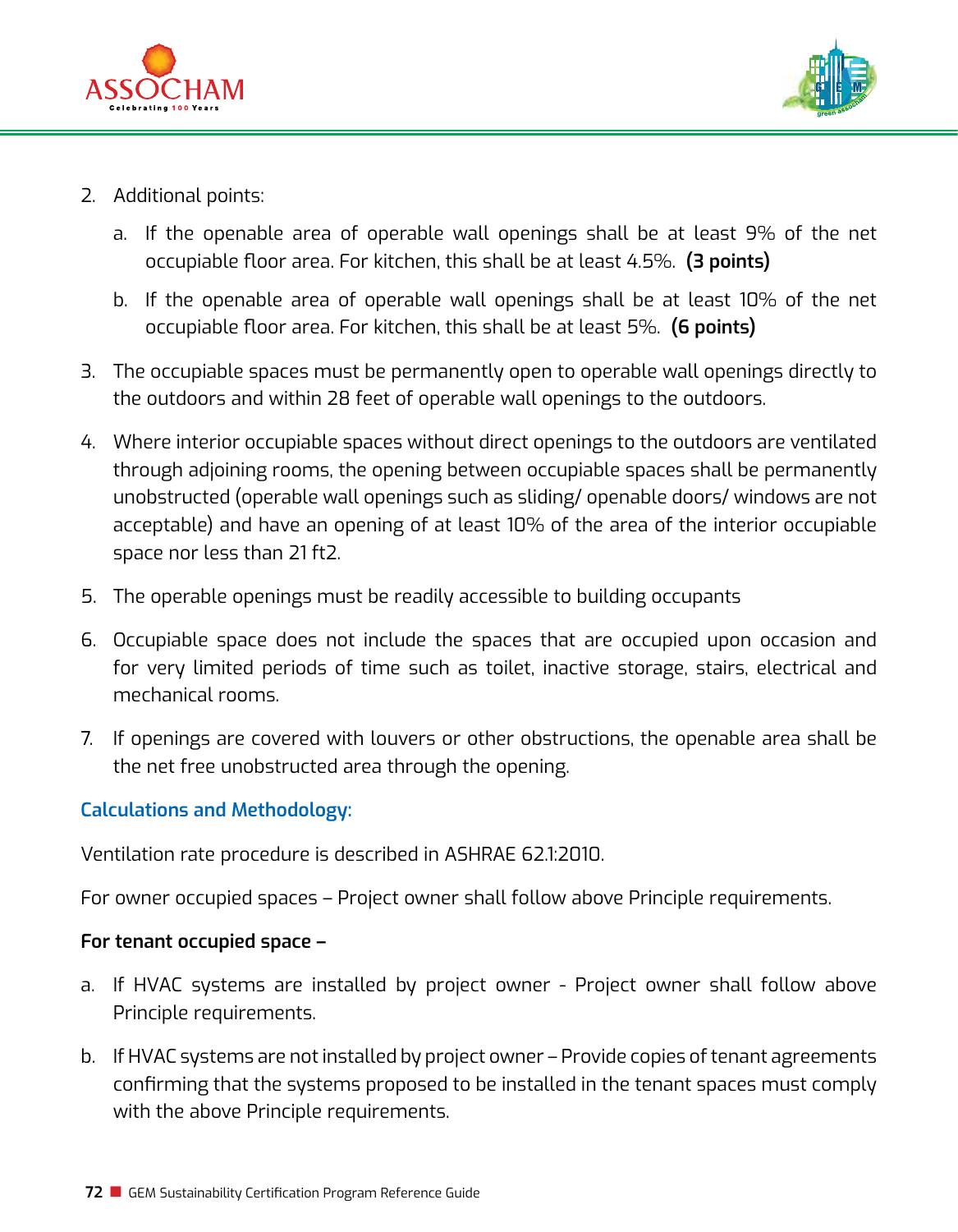2. Additional points:

    a. If the openable area of operable wall openings shall be at least 9% of the net occupiable floor area. For kitchen, this shall be at least 4.5%. **(3 points)**

    b. If the openable area of operable wall openings shall be at least 10% of the net occupiable floor area. For kitchen, this shall be at least 5%. **(6 points)**

3. The occupiable spaces must be permanently open to operable wall openings directly to the outdoors and within 28 feet of operable wall openings to the outdoors.

4. Where interior occupiable spaces without direct openings to the outdoors are ventilated through adjoining rooms, the opening between occupiable spaces shall be permanently unobstructed (operable wall openings such as sliding/ openable doors/ windows are not acceptable) and have an opening of at least 10% of the area of the interior occupiable space nor less than 21 ft2.

5. The operable openings must be readily accessible to building occupants

6. Occupiable space does not include the spaces that are occupied upon occasion and for very limited periods of time such as toilet, inactive storage, stairs, electrical and mechanical rooms.

7. If openings are covered with louvers or other obstructions, the openable area shall be the net free unobstructed area through the opening.

### Calculations and Methodology:

Ventilation rate procedure is described in ASHRAE 62.1:2010.

For owner occupied spaces – Project owner shall follow above Principle requirements.

**For tenant occupied space –**

a. If HVAC systems are installed by project owner - Project owner shall follow above Principle requirements.

b. If HVAC systems are not installed by project owner – Provide copies of tenant agreements confirming that the systems proposed to be installed in the tenant spaces must comply with the above Principle requirements.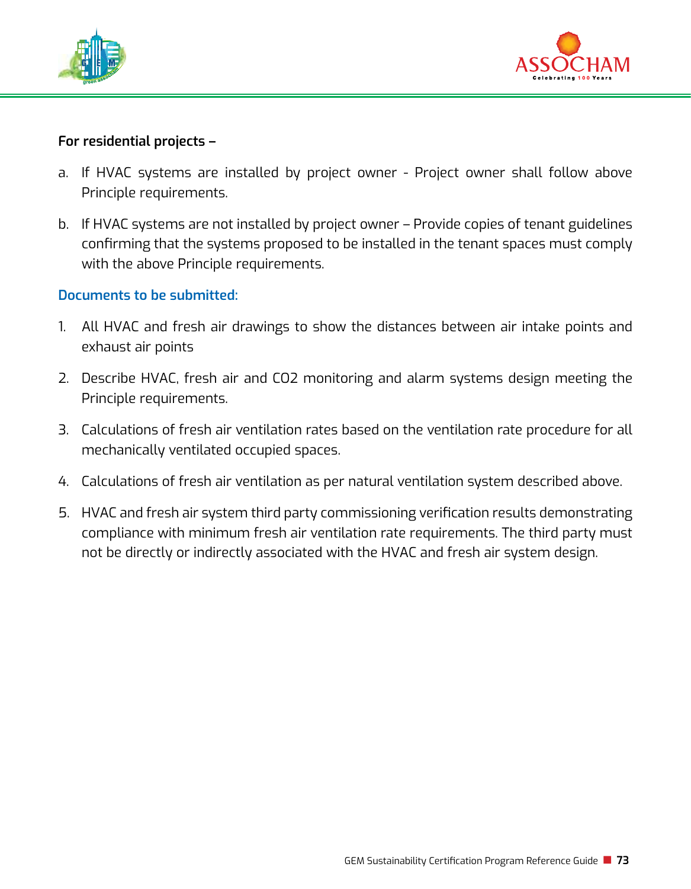**For residential projects –**

a. If HVAC systems are installed by project owner - Project owner shall follow above Principle requirements.

b. If HVAC systems are not installed by project owner – Provide copies of tenant guidelines confirming that the systems proposed to be installed in the tenant spaces must comply with the above Principle requirements.

**Documents to be submitted:**

1. All HVAC and fresh air drawings to show the distances between air intake points and exhaust air points

2. Describe HVAC, fresh air and $CO_2$ monitoring and alarm systems design meeting the Principle requirements.

3. Calculations of fresh air ventilation rates based on the ventilation rate procedure for all mechanically ventilated occupied spaces.

4. Calculations of fresh air ventilation as per natural ventilation system described above.

5. HVAC and fresh air system third party commissioning verification results demonstrating compliance with minimum fresh air ventilation rate requirements. The third party must not be directly or indirectly associated with the HVAC and fresh air system design.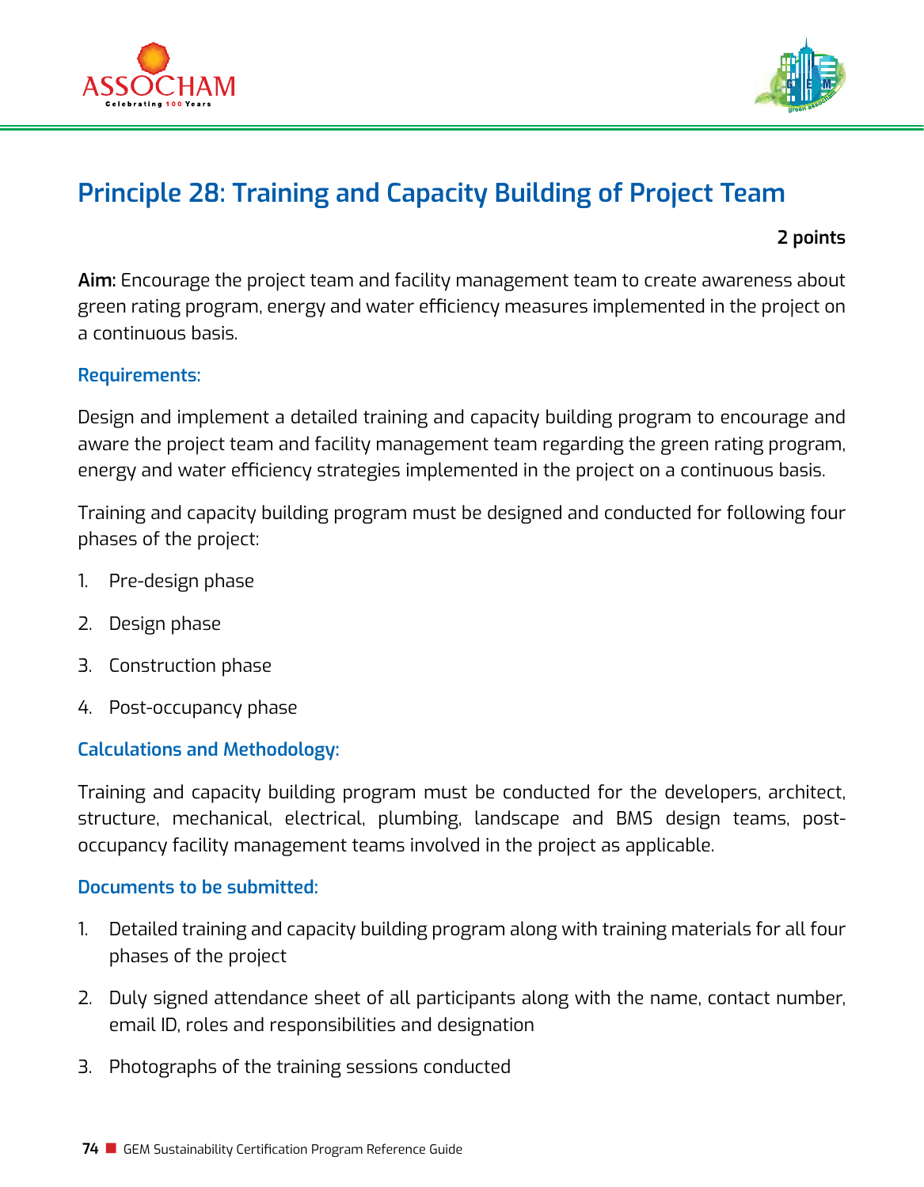# Principle 28: Training and Capacity Building of Project Team

**2 points**

**Aim:** Encourage the project team and facility management team to create awareness about green rating program, energy and water efficiency measures implemented in the project on a continuous basis.

### Requirements:

Design and implement a detailed training and capacity building program to encourage and aware the project team and facility management team regarding the green rating program, energy and water efficiency strategies implemented in the project on a continuous basis.

Training and capacity building program must be designed and conducted for following four phases of the project:

1. Pre-design phase
2. Design phase
3. Construction phase
4. Post-occupancy phase

### Calculations and Methodology:

Training and capacity building program must be conducted for the developers, architect, structure, mechanical, electrical, plumbing, landscape and BMS design teams, post-occupancy facility management teams involved in the project as applicable.

### Documents to be submitted:

1. Detailed training and capacity building program along with training materials for all four phases of the project
2. Duly signed attendance sheet of all participants along with the name, contact number, email ID, roles and responsibilities and designation
3. Photographs of the training sessions conducted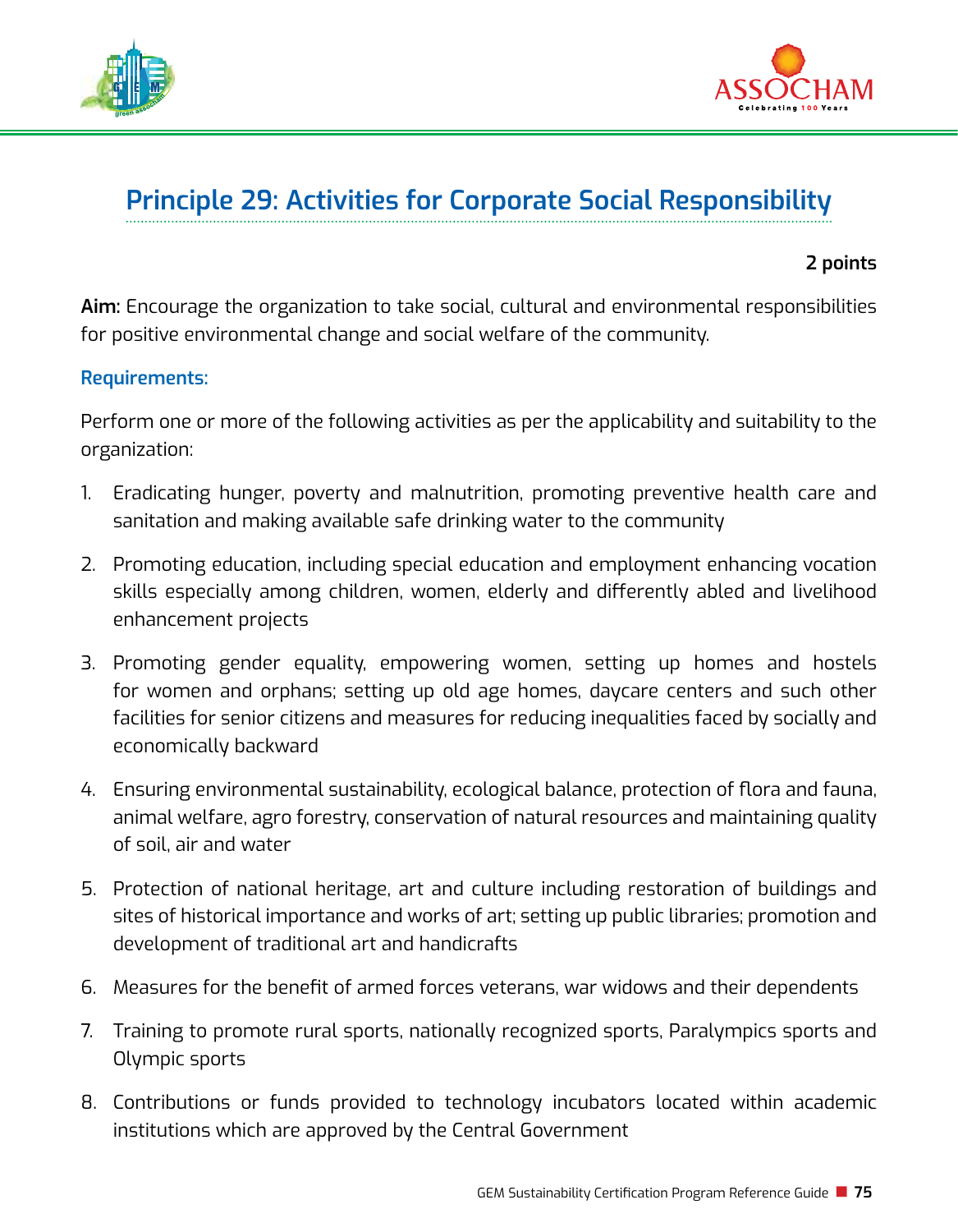## Principle 29: Activities for Corporate Social Responsibility

**2 points**

**Aim:** Encourage the organization to take social, cultural and environmental responsibilities for positive environmental change and social welfare of the community.

**Requirements:**

Perform one or more of the following activities as per the applicability and suitability to the organization:

1. Eradicating hunger, poverty and malnutrition, promoting preventive health care and sanitation and making available safe drinking water to the community
2. Promoting education, including special education and employment enhancing vocation skills especially among children, women, elderly and differently abled and livelihood enhancement projects
3. Promoting gender equality, empowering women, setting up homes and hostels for women and orphans; setting up old age homes, daycare centers and such other facilities for senior citizens and measures for reducing inequalities faced by socially and economically backward
4. Ensuring environmental sustainability, ecological balance, protection of flora and fauna, animal welfare, agro forestry, conservation of natural resources and maintaining quality of soil, air and water
5. Protection of national heritage, art and culture including restoration of buildings and sites of historical importance and works of art; setting up public libraries; promotion and development of traditional art and handicrafts
6. Measures for the benefit of armed forces veterans, war widows and their dependents
7. Training to promote rural sports, nationally recognized sports, Paralympics sports and Olympic sports
8. Contributions or funds provided to technology incubators located within academic institutions which are approved by the Central Government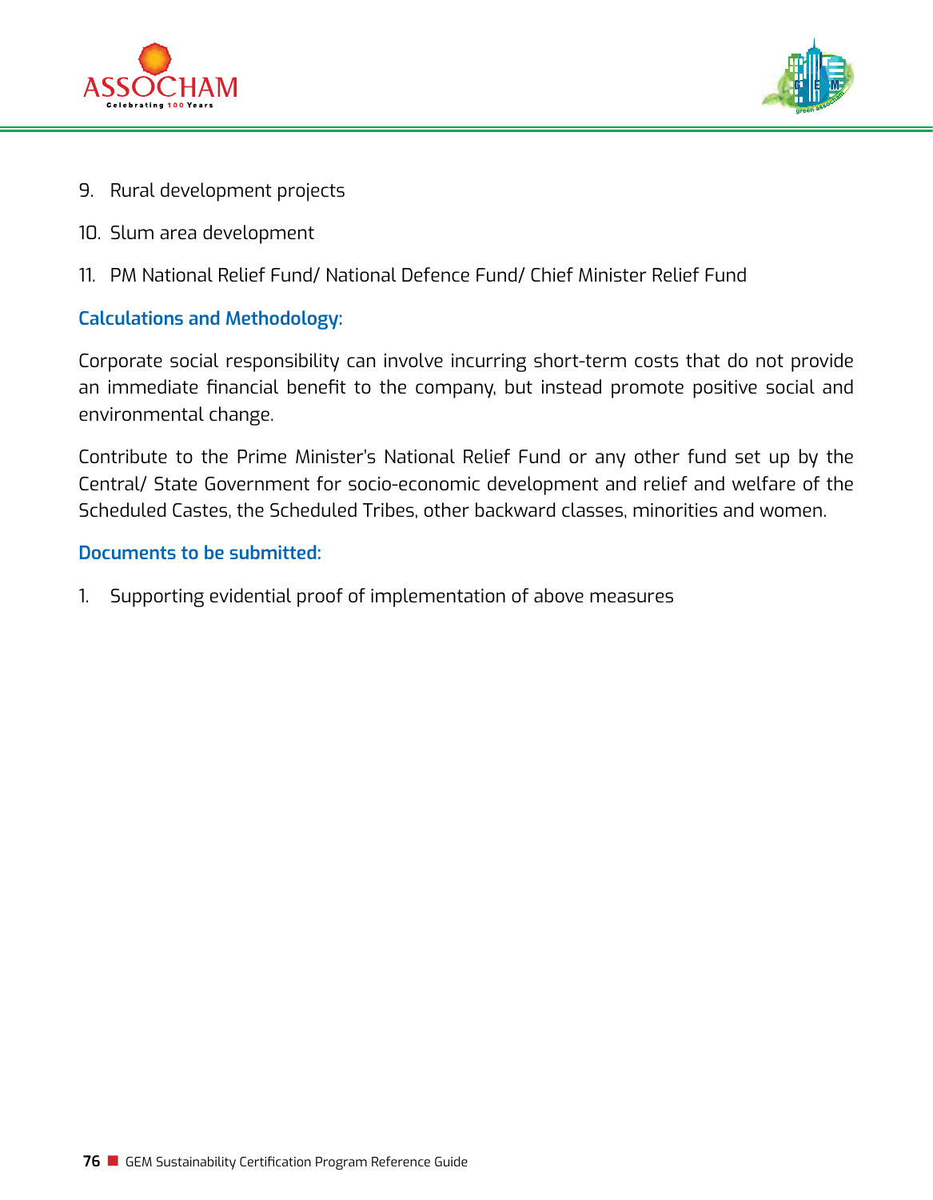9. Rural development projects
10. Slum area development
11. PM National Relief Fund/ National Defence Fund/ Chief Minister Relief Fund

### Calculations and Methodology:

Corporate social responsibility can involve incurring short-term costs that do not provide an immediate financial benefit to the company, but instead promote positive social and environmental change.

Contribute to the Prime Minister's National Relief Fund or any other fund set up by the Central/ State Government for socio-economic development and relief and welfare of the Scheduled Castes, the Scheduled Tribes, other backward classes, minorities and women.

### Documents to be submitted:

1. Supporting evidential proof of implementation of above measures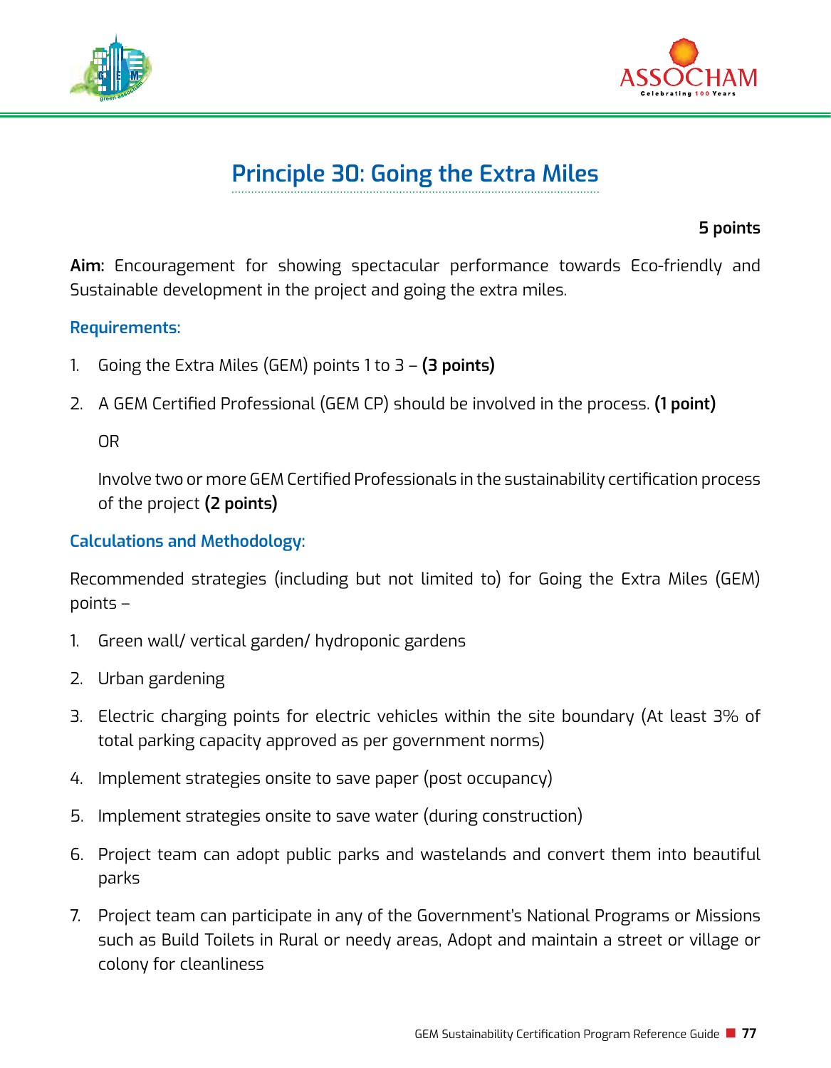# Principle 30: Going the Extra Miles

**5 points**

**Aim:** Encouragement for showing spectacular performance towards Eco-friendly and Sustainable development in the project and going the extra miles.

### Requirements:

1. Going the Extra Miles (GEM) points 1 to 3 – **(3 points)**
2. A GEM Certified Professional (GEM CP) should be involved in the process. **(1 point)**

   OR

   Involve two or more GEM Certified Professionals in the sustainability certification process of the project **(2 points)**

### Calculations and Methodology:

Recommended strategies (including but not limited to) for Going the Extra Miles (GEM) points –

1. Green wall/ vertical garden/ hydroponic gardens
2. Urban gardening
3. Electric charging points for electric vehicles within the site boundary (At least 3% of total parking capacity approved as per government norms)
4. Implement strategies onsite to save paper (post occupancy)
5. Implement strategies onsite to save water (during construction)
6. Project team can adopt public parks and wastelands and convert them into beautiful parks
7. Project team can participate in any of the Government's National Programs or Missions such as Build Toilets in Rural or needy areas, Adopt and maintain a street or village or colony for cleanliness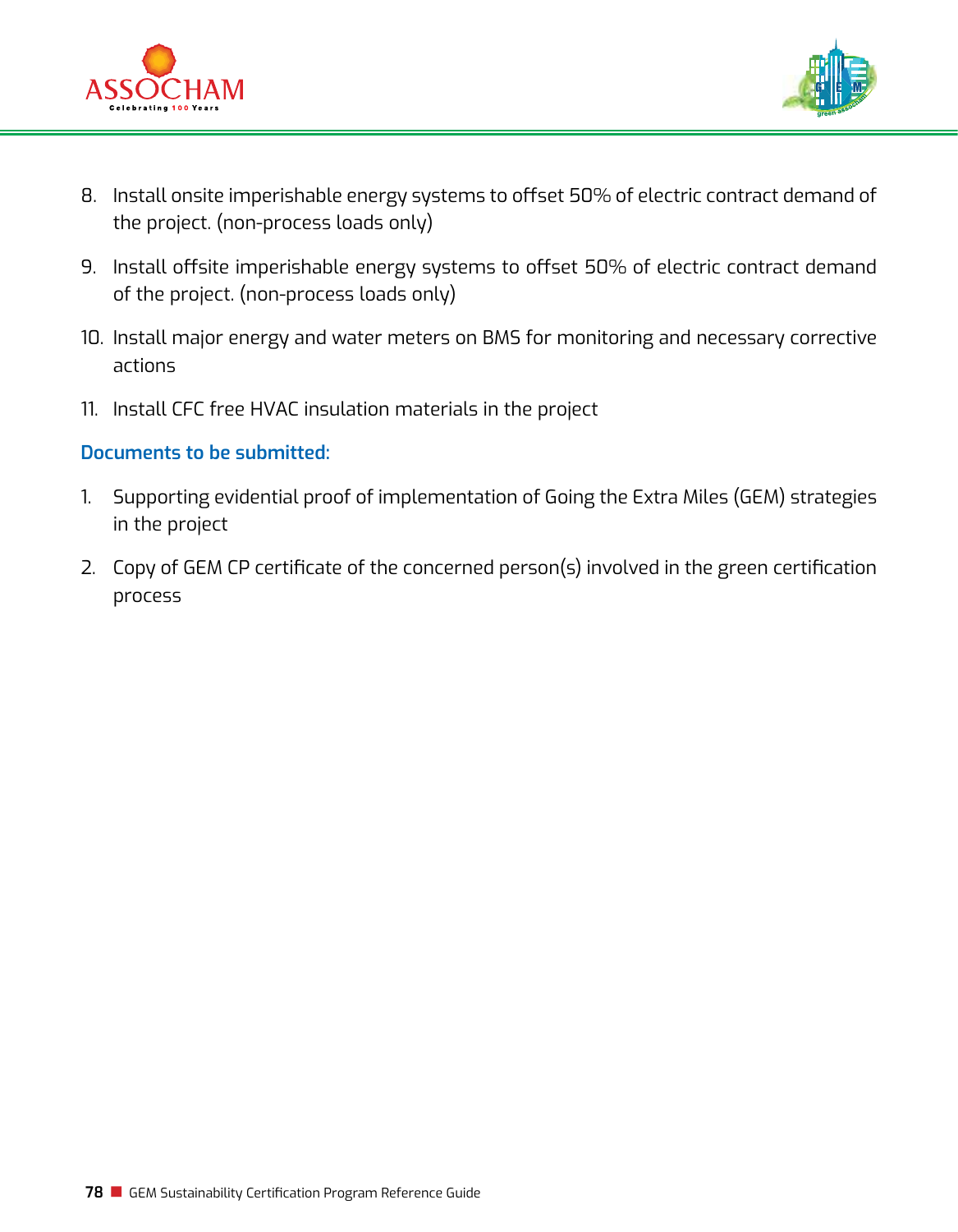8. Install onsite imperishable energy systems to offset 50% of electric contract demand of the project. (non-process loads only)

9. Install offsite imperishable energy systems to offset 50% of electric contract demand of the project. (non-process loads only)

10. Install major energy and water meters on BMS for monitoring and necessary corrective actions

11. Install CFC free HVAC insulation materials in the project

**Documents to be submitted:**

1. Supporting evidential proof of implementation of Going the Extra Miles (GEM) strategies in the project

2. Copy of GEM CP certificate of the concerned person(s) involved in the green certification process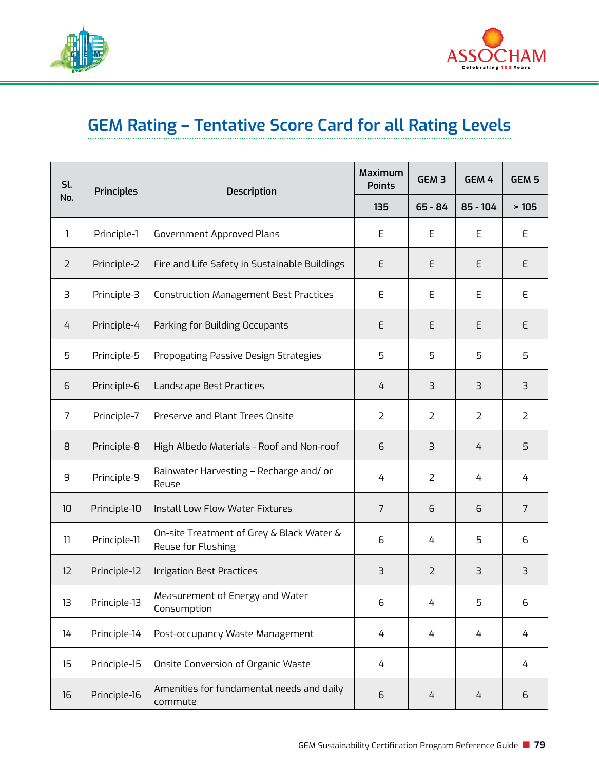# GEM Rating – Tentative Score Card for all Rating Levels

| Sl. No. | Principles | Description | Maximum Points | GEM 3 | GEM 4 | GEM 5 |
|---|---|---|---|---|---|---|
| | | | 135 | 65 - 84 | 85 - 104 | > 105 |
| 1 | Principle-1 | Government Approved Plans | E | E | E | E |
| 2 | Principle-2 | Fire and Life Safety in Sustainable Buildings | E | E | E | E |
| 3 | Principle-3 | Construction Management Best Practices | E | E | E | E |
| 4 | Principle-4 | Parking for Building Occupants | E | E | E | E |
| 5 | Principle-5 | Propogating Passive Design Strategies | 5 | 5 | 5 | 5 |
| 6 | Principle-6 | Landscape Best Practices | 4 | 3 | 3 | 3 |
| 7 | Principle-7 | Preserve and Plant Trees Onsite | 2 | 2 | 2 | 2 |
| 8 | Principle-8 | High Albedo Materials - Roof and Non-roof | 6 | 3 | 4 | 5 |
| 9 | Principle-9 | Rainwater Harvesting – Recharge and/ or Reuse | 4 | 2 | 4 | 4 |
| 10 | Principle-10 | Install Low Flow Water Fixtures | 7 | 6 | 6 | 7 |
| 11 | Principle-11 | On-site Treatment of Grey & Black Water & Reuse for Flushing | 6 | 4 | 5 | 6 |
| 12 | Principle-12 | Irrigation Best Practices | 3 | 2 | 3 | 3 |
| 13 | Principle-13 | Measurement of Energy and Water Consumption | 6 | 4 | 5 | 6 |
| 14 | Principle-14 | Post-occupancy Waste Management | 4 | 4 | 4 | 4 |
| 15 | Principle-15 | Onsite Conversion of Organic Waste | 4 | | | 4 |
| 16 | Principle-16 | Amenities for fundamental needs and daily commute | 6 | 4 | 4 | 6 |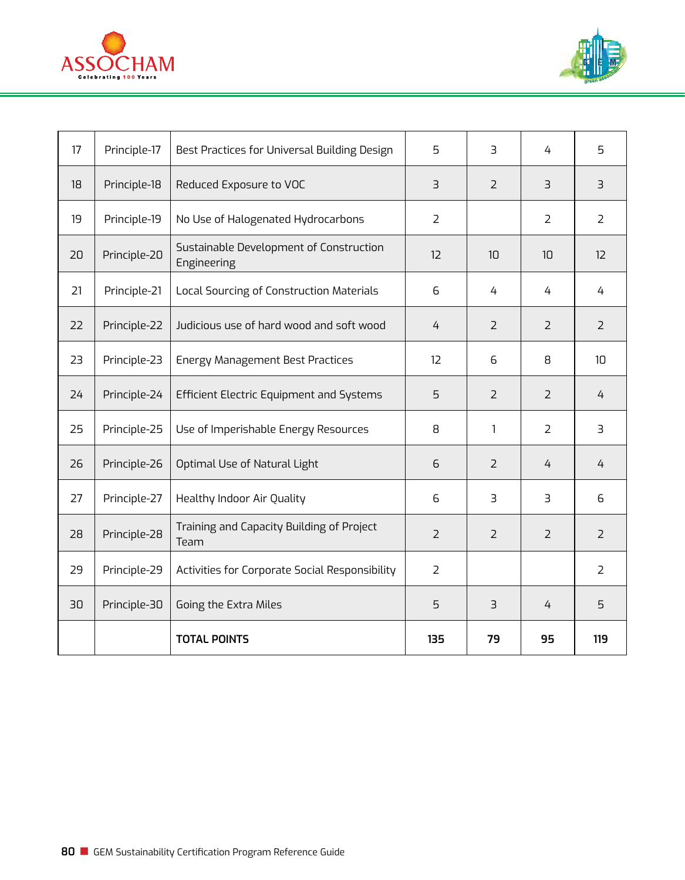| 17 | Principle-17 | Best Practices for Universal Building Design | 5 | 3 | 4 | 5 |
|---|---|---|---|---|---|---|
| 18 | Principle-18 | Reduced Exposure to VOC | 3 | 2 | 3 | 3 |
| 19 | Principle-19 | No Use of Halogenated Hydrocarbons | 2 | | 2 | 2 |
| 20 | Principle-20 | Sustainable Development of Construction Engineering | 12 | 10 | 10 | 12 |
| 21 | Principle-21 | Local Sourcing of Construction Materials | 6 | 4 | 4 | 4 |
| 22 | Principle-22 | Judicious use of hard wood and soft wood | 4 | 2 | 2 | 2 |
| 23 | Principle-23 | Energy Management Best Practices | 12 | 6 | 8 | 10 |
| 24 | Principle-24 | Efficient Electric Equipment and Systems | 5 | 2 | 2 | 4 |
| 25 | Principle-25 | Use of Imperishable Energy Resources | 8 | 1 | 2 | 3 |
| 26 | Principle-26 | Optimal Use of Natural Light | 6 | 2 | 4 | 4 |
| 27 | Principle-27 | Healthy Indoor Air Quality | 6 | 3 | 3 | 6 |
| 28 | Principle-28 | Training and Capacity Building of Project Team | 2 | 2 | 2 | 2 |
| 29 | Principle-29 | Activities for Corporate Social Responsibility | 2 | | | 2 |
| 30 | Principle-30 | Going the Extra Miles | 5 | 3 | 4 | 5 |
| | | **TOTAL POINTS** | **135** | **79** | **95** | **119** |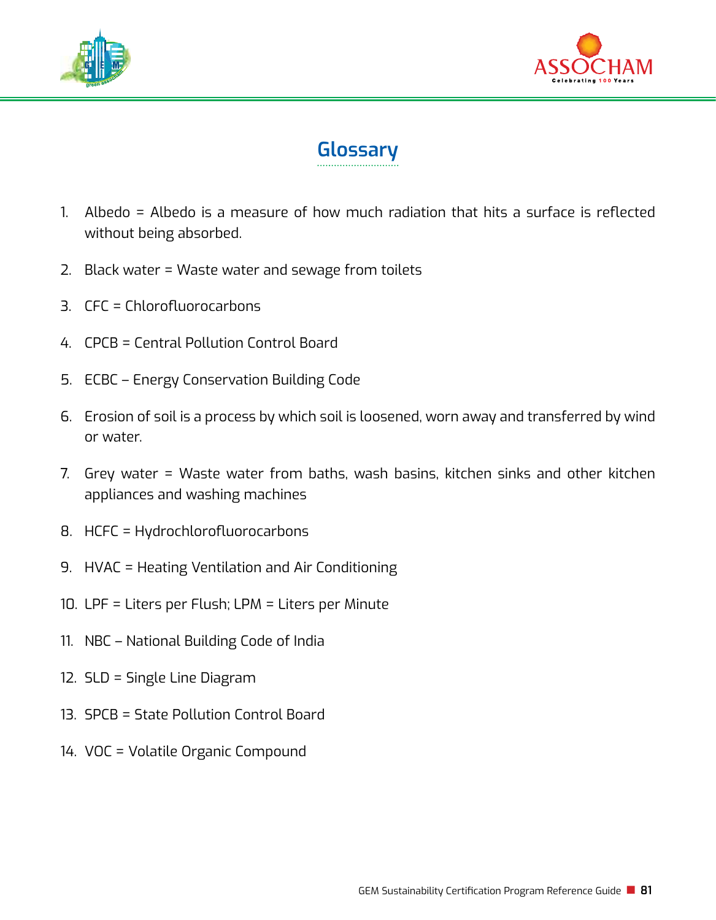# Glossary

1. Albedo = Albedo is a measure of how much radiation that hits a surface is reflected without being absorbed.
2. Black water = Waste water and sewage from toilets
3. CFC = Chlorofluorocarbons
4. CPCB = Central Pollution Control Board
5. ECBC – Energy Conservation Building Code
6. Erosion of soil is a process by which soil is loosened, worn away and transferred by wind or water.
7. Grey water = Waste water from baths, wash basins, kitchen sinks and other kitchen appliances and washing machines
8. HCFC = Hydrochlorofluorocarbons
9. HVAC = Heating Ventilation and Air Conditioning
10. LPF = Liters per Flush; LPM = Liters per Minute
11. NBC – National Building Code of India
12. SLD = Single Line Diagram
13. SPCB = State Pollution Control Board
14. VOC = Volatile Organic Compound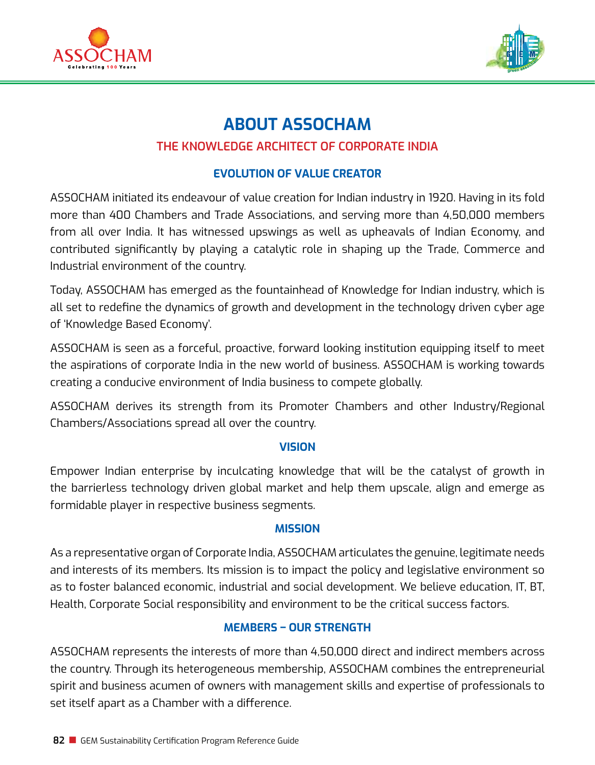# ABOUT ASSOCHAM

## THE KNOWLEDGE ARCHITECT OF CORPORATE INDIA

### EVOLUTION OF VALUE CREATOR

ASSOCHAM initiated its endeavour of value creation for Indian industry in 1920. Having in its fold more than 400 Chambers and Trade Associations, and serving more than 4,50,000 members from all over India. It has witnessed upswings as well as upheavals of Indian Economy, and contributed significantly by playing a catalytic role in shaping up the Trade, Commerce and Industrial environment of the country.

Today, ASSOCHAM has emerged as the fountainhead of Knowledge for Indian industry, which is all set to redefine the dynamics of growth and development in the technology driven cyber age of 'Knowledge Based Economy'.

ASSOCHAM is seen as a forceful, proactive, forward looking institution equipping itself to meet the aspirations of corporate India in the new world of business. ASSOCHAM is working towards creating a conducive environment of India business to compete globally.

ASSOCHAM derives its strength from its Promoter Chambers and other Industry/Regional Chambers/Associations spread all over the country.

### VISION

Empower Indian enterprise by inculcating knowledge that will be the catalyst of growth in the barrierless technology driven global market and help them upscale, align and emerge as formidable player in respective business segments.

### MISSION

As a representative organ of Corporate India, ASSOCHAM articulates the genuine, legitimate needs and interests of its members. Its mission is to impact the policy and legislative environment so as to foster balanced economic, industrial and social development. We believe education, IT, BT, Health, Corporate Social responsibility and environment to be the critical success factors.

### MEMBERS – OUR STRENGTH

ASSOCHAM represents the interests of more than 4,50,000 direct and indirect members across the country. Through its heterogeneous membership, ASSOCHAM combines the entrepreneurial spirit and business acumen of owners with management skills and expertise of professionals to set itself apart as a Chamber with a difference.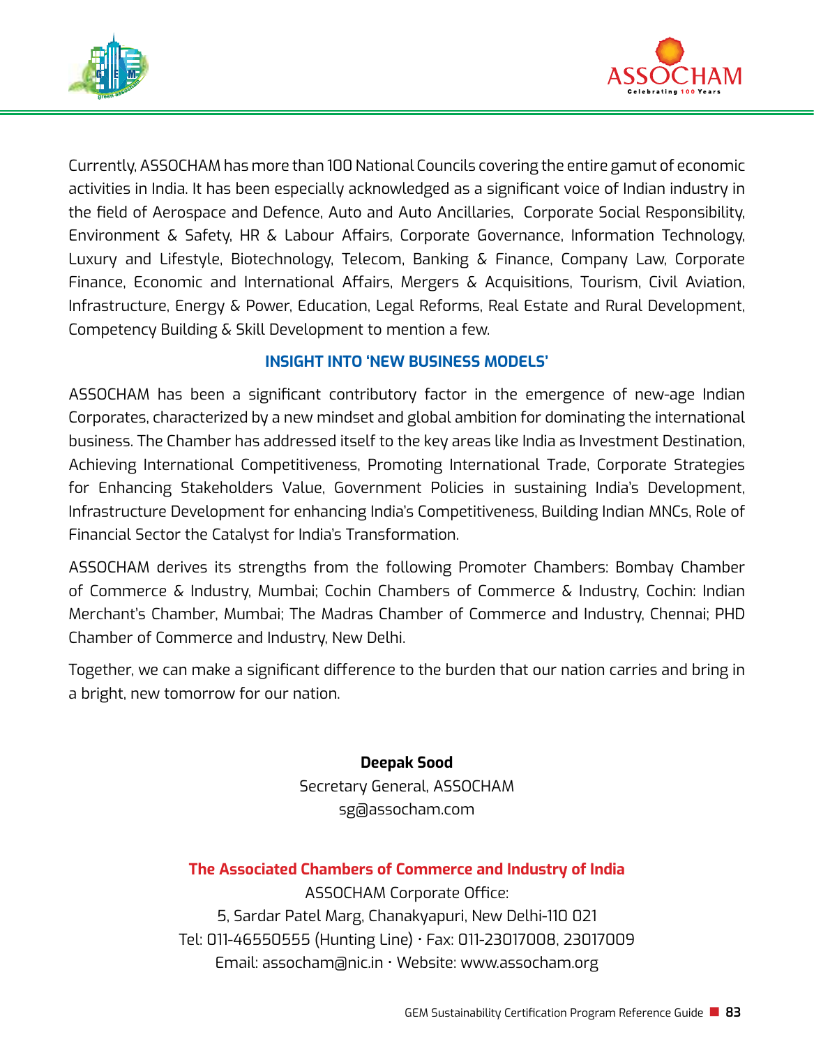Currently, ASSOCHAM has more than 100 National Councils covering the entire gamut of economic activities in India. It has been especially acknowledged as a significant voice of Indian industry in the field of Aerospace and Defence, Auto and Auto Ancillaries, Corporate Social Responsibility, Environment & Safety, HR & Labour Affairs, Corporate Governance, Information Technology, Luxury and Lifestyle, Biotechnology, Telecom, Banking & Finance, Company Law, Corporate Finance, Economic and International Affairs, Mergers & Acquisitions, Tourism, Civil Aviation, Infrastructure, Energy & Power, Education, Legal Reforms, Real Estate and Rural Development, Competency Building & Skill Development to mention a few.

### INSIGHT INTO 'NEW BUSINESS MODELS'

ASSOCHAM has been a significant contributory factor in the emergence of new-age Indian Corporates, characterized by a new mindset and global ambition for dominating the international business. The Chamber has addressed itself to the key areas like India as Investment Destination, Achieving International Competitiveness, Promoting International Trade, Corporate Strategies for Enhancing Stakeholders Value, Government Policies in sustaining India's Development, Infrastructure Development for enhancing India's Competitiveness, Building Indian MNCs, Role of Financial Sector the Catalyst for India's Transformation.

ASSOCHAM derives its strengths from the following Promoter Chambers: Bombay Chamber of Commerce & Industry, Mumbai; Cochin Chambers of Commerce & Industry, Cochin: Indian Merchant's Chamber, Mumbai; The Madras Chamber of Commerce and Industry, Chennai; PHD Chamber of Commerce and Industry, New Delhi.

Together, we can make a significant difference to the burden that our nation carries and bring in a bright, new tomorrow for our nation.

**Deepak Sood**
Secretary General, ASSOCHAM
sg@assocham.com

**The Associated Chambers of Commerce and Industry of India**
ASSOCHAM Corporate Office:
5, Sardar Patel Marg, Chanakyapuri, New Delhi-110 021
Tel: 011-46550555 (Hunting Line) • Fax: 011-23017008, 23017009
Email: assocham@nic.in • Website: www.assocham.org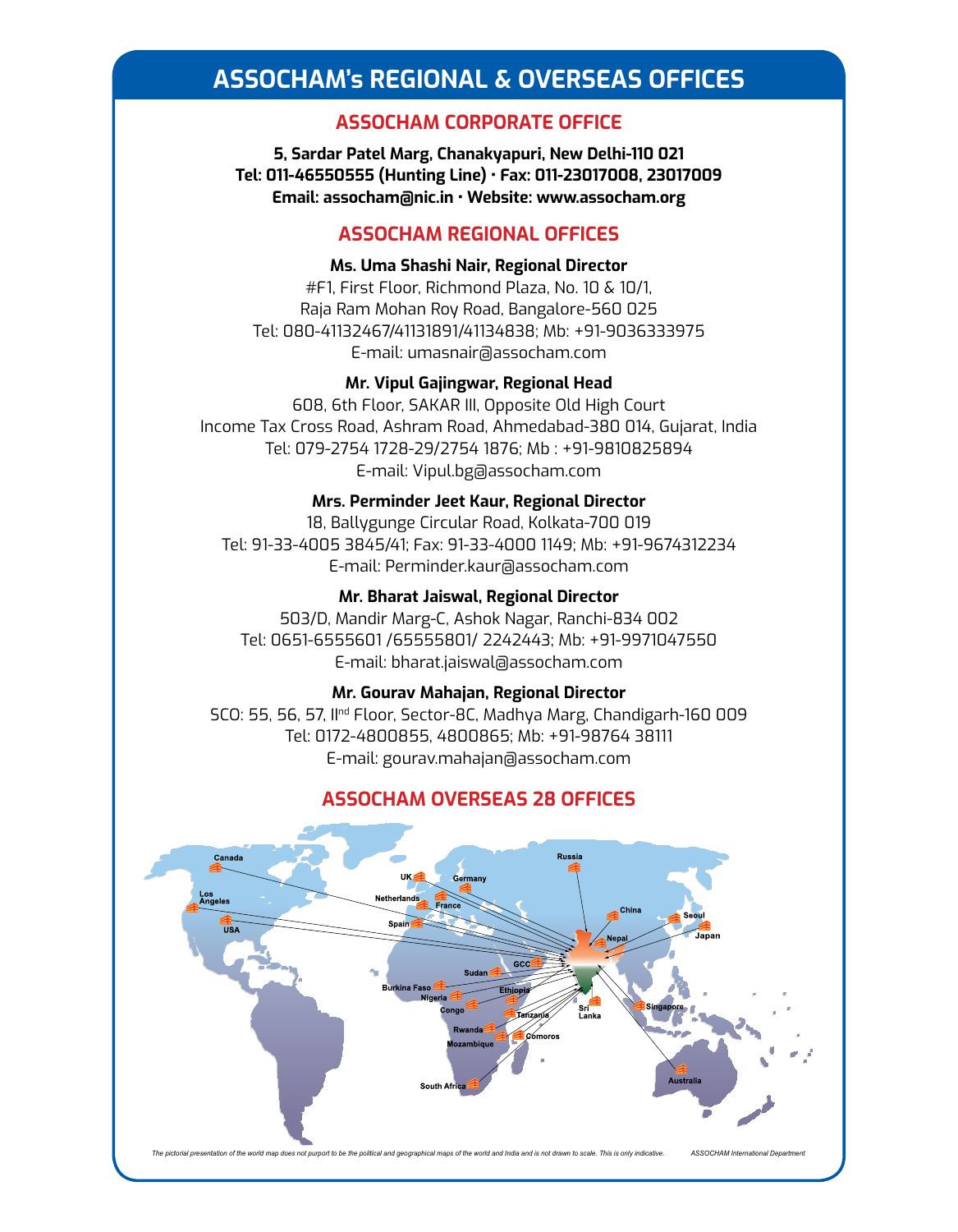# ASSOCHAM's REGIONAL & OVERSEAS OFFICES

## ASSOCHAM CORPORATE OFFICE

**5, Sardar Patel Marg, Chanakyapuri, New Delhi-110 021**
**Tel: 011-46550555 (Hunting Line) • Fax: 011-23017008, 23017009**
**Email: assocham@nic.in • Website: www.assocham.org**

## ASSOCHAM REGIONAL OFFICES

**Ms. Uma Shashi Nair, Regional Director**
#F1, First Floor, Richmond Plaza, No. 10 & 10/1,
Raja Ram Mohan Roy Road, Bangalore-560 025
Tel: 080-41132467/41131891/41134838; Mb: +91-9036333975
E-mail: umasnair@assocham.com

**Mr. Vipul Gajingwar, Regional Head**
608, 6th Floor, SAKAR III, Opposite Old High Court
Income Tax Cross Road, Ashram Road, Ahmedabad-380 014, Gujarat, India
Tel: 079-2754 1728-29/2754 1876; Mb : +91-9810825894
E-mail: Vipul.bg@assocham.com

**Mrs. Perminder Jeet Kaur, Regional Director**
18, Ballygunge Circular Road, Kolkata-700 019
Tel: 91-33-4005 3845/41; Fax: 91-33-4000 1149; Mb: +91-9674312234
E-mail: Perminder.kaur@assocham.com

**Mr. Bharat Jaiswal, Regional Director**
503/D, Mandir Marg-C, Ashok Nagar, Ranchi-834 002
Tel: 0651-6555601 /65555801/ 2242443; Mb: +91-9971047550
E-mail: bharat.jaiswal@assocham.com

**Mr. Gourav Mahajan, Regional Director**
SCO: 55, 56, 57, IInd Floor, Sector-8C, Madhya Marg, Chandigarh-160 009
Tel: 0172-4800855, 4800865; Mb: +91-98764 38111
E-mail: gourav.mahajan@assocham.com

## ASSOCHAM OVERSEAS 28 OFFICES

Canada, Los Angeles, USA, UK, Netherlands, Germany, France, Spain, Russia, China, Seoul, Japan, Nepal, GCC, Sudan, Burkina Faso, Nigeria, Congo, Ethiopia, Tanzania, Rwanda, Mozambique, Comoros, South Africa, Sri Lanka, Singapore, Australia

*The pictorial presentation of the world map does not purport to be the political and geographical maps of the world and India and is not drawn to scale. This is only indicative.* *ASSOCHAM International Department*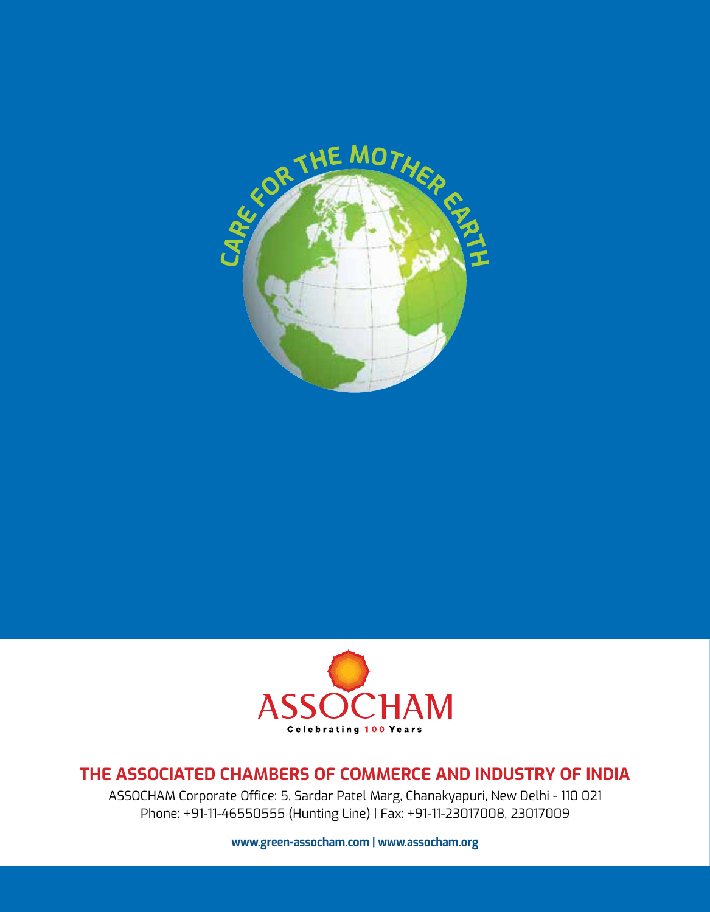CARE FOR THE MOTHER EARTH

ASSOCHAM

Celebrating 100 Years

## THE ASSOCIATED CHAMBERS OF COMMERCE AND INDUSTRY OF INDIA

ASSOCHAM Corporate Office: 5, Sardar Patel Marg, Chanakyapuri, New Delhi - 110 021
Phone: +91-11-46550555 (Hunting Line) | Fax: +91-11-23017008, 23017009

**www.green-assocham.com | www.assocham.org**